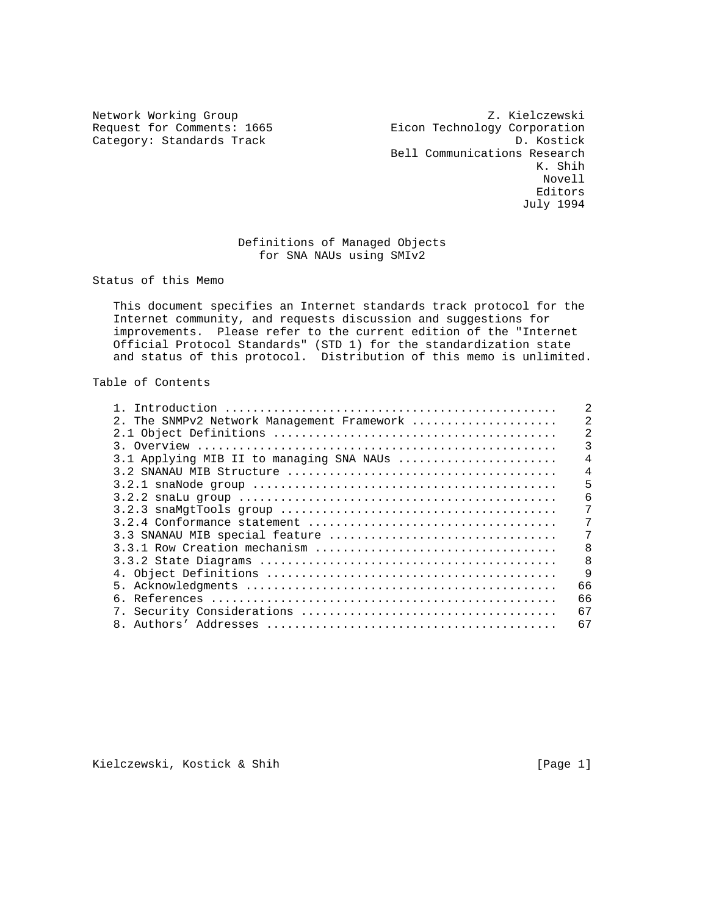Network Working Group                                    Z. Kielczewski
Request for Comments: 1665                  Eicon Technology Corporation
Category: Standards Track                                     D. Kostick
                                             Bell Communications Research
                                                                  K. Shih
                                                                   Novell
                                                                  Editors
                                                                July 1994

# Definitions of Managed Objects for SNA NAUs using SMIv2

## Status of this Memo

This document specifies an Internet standards track protocol for the Internet community, and requests discussion and suggestions for improvements. Please refer to the current edition of the "Internet Official Protocol Standards" (STD 1) for the standardization state and status of this protocol. Distribution of this memo is unlimited.

## Table of Contents

```
1. Introduction ................................................    2
2. The SNMPv2 Network Management Framework .....................    2
2.1 Object Definitions .........................................    2
3. Overview ....................................................    3
3.1 Applying MIB II to managing SNA NAUs .......................    4
3.2 SNANAU MIB Structure .......................................    4
3.2.1 snaNode group ............................................    5
3.2.2 snaLu group ..............................................    6
3.2.3 snaMgtTools group ........................................    7
3.2.4 Conformance statement ....................................    7
3.3 SNANAU MIB special feature .................................    7
3.3.1 Row Creation mechanism ...................................    8
3.3.2 State Diagrams ...........................................    8
4. Object Definitions ..........................................    9
5. Acknowledgments .............................................   66
6. References ..................................................   66
7. Security Considerations .....................................   67
8. Authors' Addresses ..........................................   67
```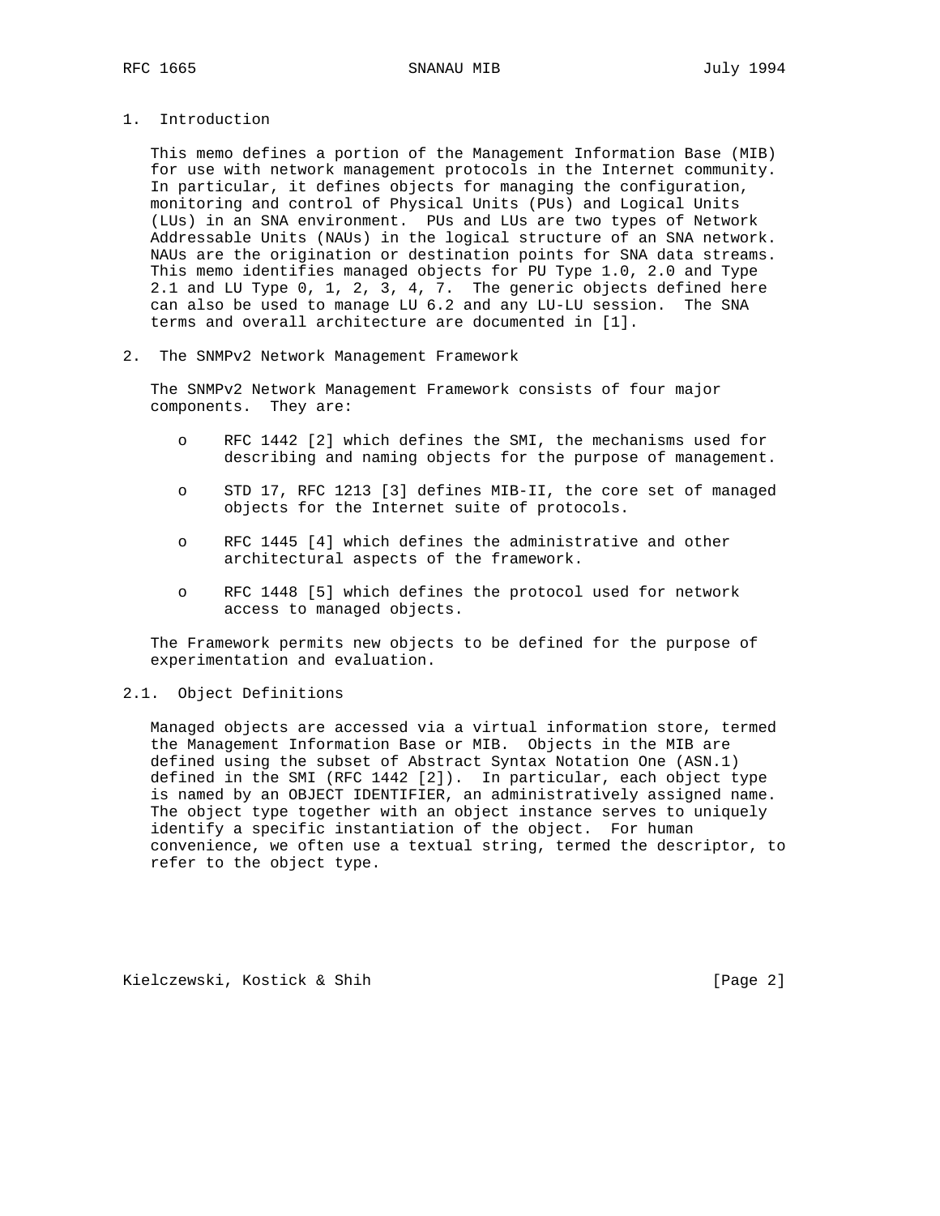# 1. Introduction

This memo defines a portion of the Management Information Base (MIB) for use with network management protocols in the Internet community. In particular, it defines objects for managing the configuration, monitoring and control of Physical Units (PUs) and Logical Units (LUs) in an SNA environment. PUs and LUs are two types of Network Addressable Units (NAUs) in the logical structure of an SNA network. NAUs are the origination or destination points for SNA data streams. This memo identifies managed objects for PU Type 1.0, 2.0 and Type 2.1 and LU Type 0, 1, 2, 3, 4, 7. The generic objects defined here can also be used to manage LU 6.2 and any LU-LU session. The SNA terms and overall architecture are documented in [1].

# 2. The SNMPv2 Network Management Framework

The SNMPv2 Network Management Framework consists of four major components. They are:

- RFC 1442 [2] which defines the SMI, the mechanisms used for describing and naming objects for the purpose of management.
- STD 17, RFC 1213 [3] defines MIB-II, the core set of managed objects for the Internet suite of protocols.
- RFC 1445 [4] which defines the administrative and other architectural aspects of the framework.
- RFC 1448 [5] which defines the protocol used for network access to managed objects.

The Framework permits new objects to be defined for the purpose of experimentation and evaluation.

## 2.1. Object Definitions

Managed objects are accessed via a virtual information store, termed the Management Information Base or MIB. Objects in the MIB are defined using the subset of Abstract Syntax Notation One (ASN.1) defined in the SMI (RFC 1442 [2]). In particular, each object type is named by an OBJECT IDENTIFIER, an administratively assigned name. The object type together with an object instance serves to uniquely identify a specific instantiation of the object. For human convenience, we often use a textual string, termed the descriptor, to refer to the object type.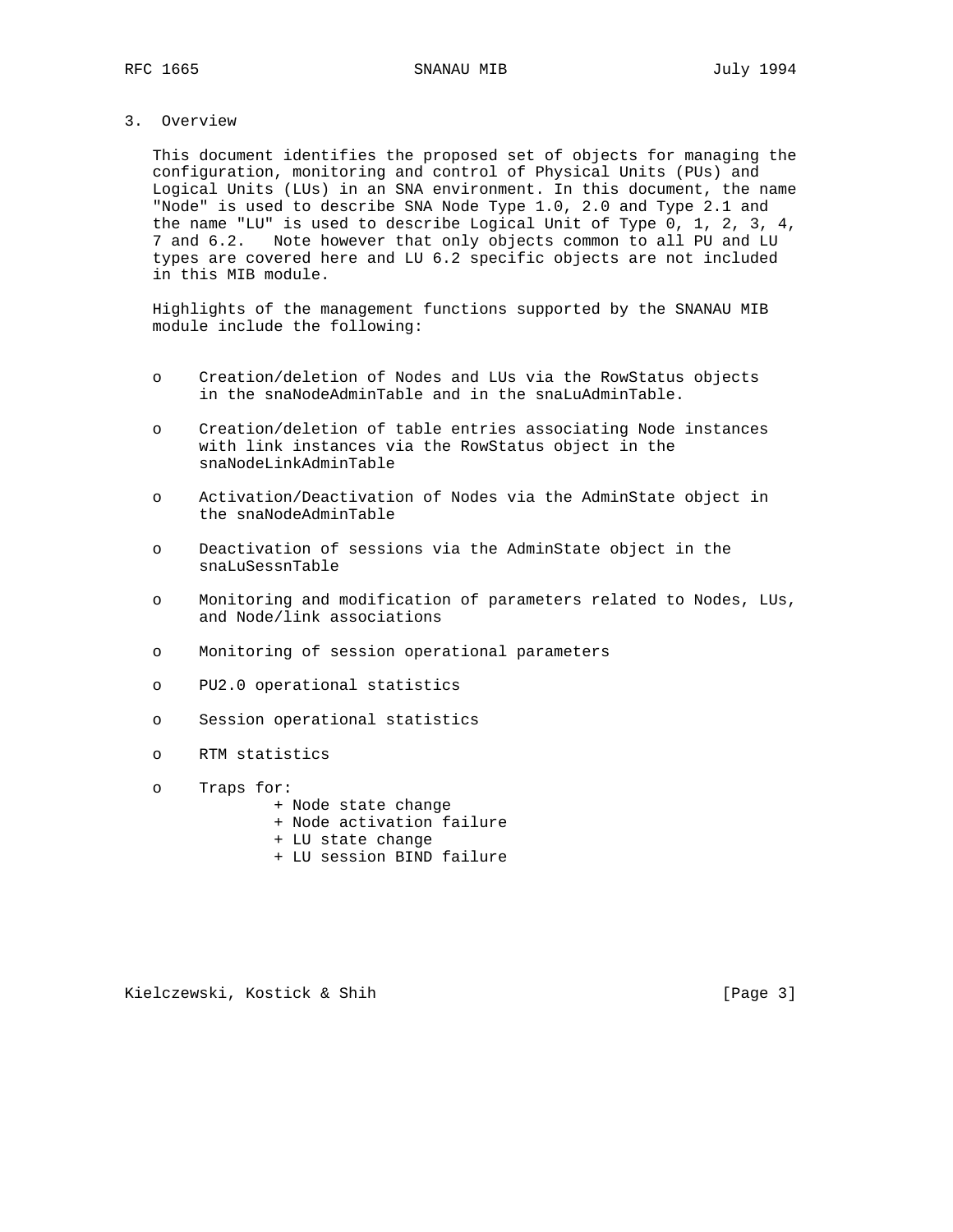## 3. Overview

This document identifies the proposed set of objects for managing the configuration, monitoring and control of Physical Units (PUs) and Logical Units (LUs) in an SNA environment. In this document, the name "Node" is used to describe SNA Node Type 1.0, 2.0 and Type 2.1 and the name "LU" is used to describe Logical Unit of Type 0, 1, 2, 3, 4, 7 and 6.2. Note however that only objects common to all PU and LU types are covered here and LU 6.2 specific objects are not included in this MIB module.

Highlights of the management functions supported by the SNANAU MIB module include the following:

- Creation/deletion of Nodes and LUs via the RowStatus objects in the snaNodeAdminTable and in the snaLuAdminTable.
- Creation/deletion of table entries associating Node instances with link instances via the RowStatus object in the snaNodeLinkAdminTable
- Activation/Deactivation of Nodes via the AdminState object in the snaNodeAdminTable
- Deactivation of sessions via the AdminState object in the snaLuSessnTable
- Monitoring and modification of parameters related to Nodes, LUs, and Node/link associations
- Monitoring of session operational parameters
- PU2.0 operational statistics
- Session operational statistics
- RTM statistics
- Traps for:
  - Node state change
  - Node activation failure
  - LU state change
  - LU session BIND failure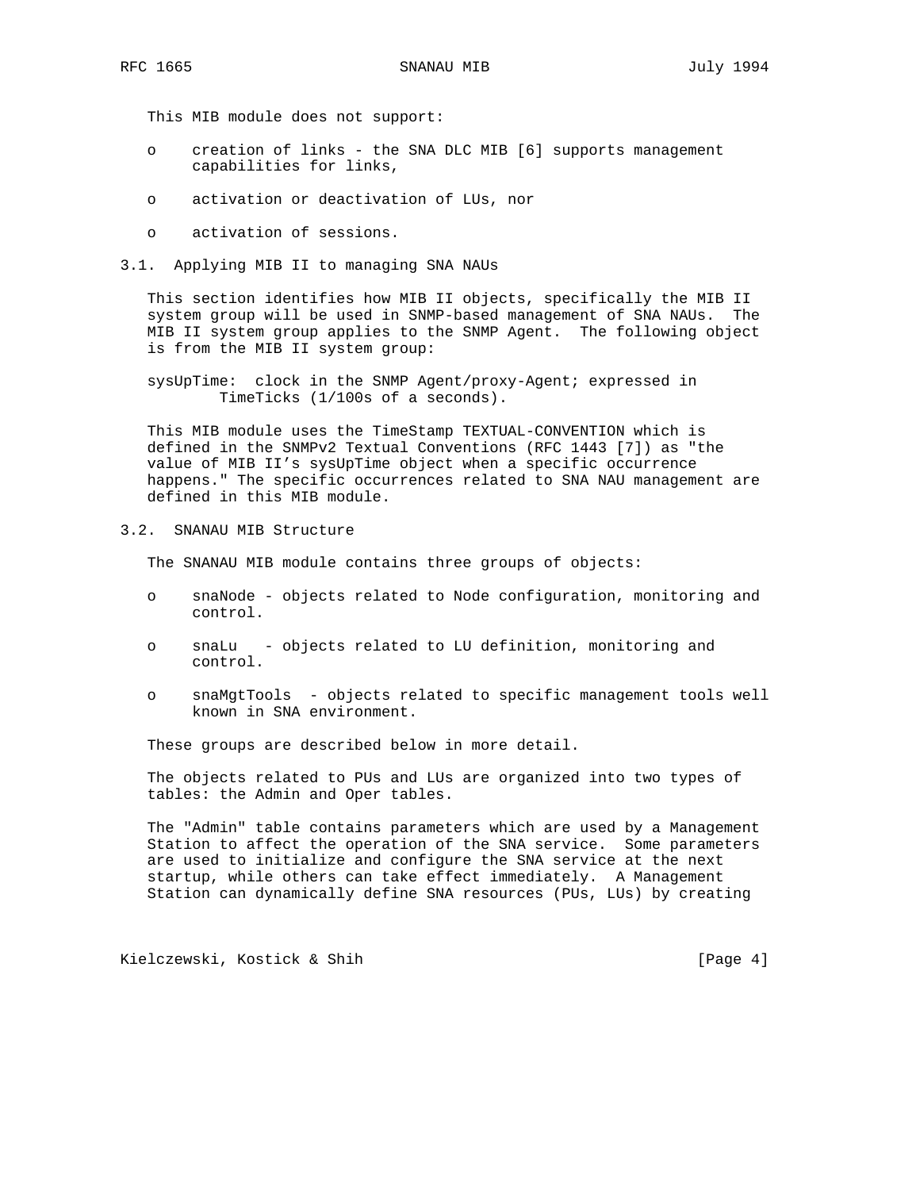This MIB module does not support:

- creation of links - the SNA DLC MIB [6] supports management capabilities for links,
- activation or deactivation of LUs, nor
- activation of sessions.

## 3.1. Applying MIB II to managing SNA NAUs

This section identifies how MIB II objects, specifically the MIB II system group will be used in SNMP-based management of SNA NAUs. The MIB II system group applies to the SNMP Agent. The following object is from the MIB II system group:

sysUpTime: clock in the SNMP Agent/proxy-Agent; expressed in TimeTicks (1/100s of a seconds).

This MIB module uses the TimeStamp TEXTUAL-CONVENTION which is defined in the SNMPv2 Textual Conventions (RFC 1443 [7]) as "the value of MIB II's sysUpTime object when a specific occurrence happens." The specific occurrences related to SNA NAU management are defined in this MIB module.

## 3.2. SNANAU MIB Structure

The SNANAU MIB module contains three groups of objects:

- snaNode - objects related to Node configuration, monitoring and control.
- snaLu - objects related to LU definition, monitoring and control.
- snaMgtTools - objects related to specific management tools well known in SNA environment.

These groups are described below in more detail.

The objects related to PUs and LUs are organized into two types of tables: the Admin and Oper tables.

The "Admin" table contains parameters which are used by a Management Station to affect the operation of the SNA service. Some parameters are used to initialize and configure the SNA service at the next startup, while others can take effect immediately. A Management Station can dynamically define SNA resources (PUs, LUs) by creating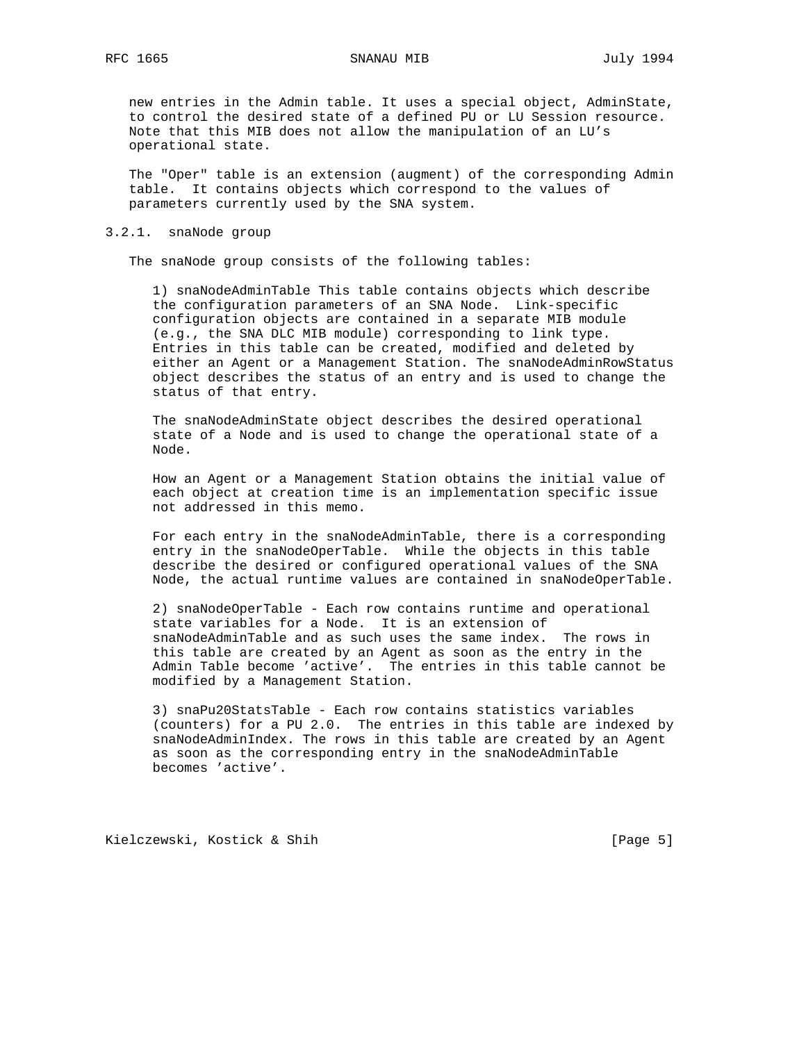new entries in the Admin table. It uses a special object, AdminState, to control the desired state of a defined PU or LU Session resource. Note that this MIB does not allow the manipulation of an LU's operational state.

The "Oper" table is an extension (augment) of the corresponding Admin table. It contains objects which correspond to the values of parameters currently used by the SNA system.

### 3.2.1. snaNode group

The snaNode group consists of the following tables:

1) snaNodeAdminTable This table contains objects which describe the configuration parameters of an SNA Node. Link-specific configuration objects are contained in a separate MIB module (e.g., the SNA DLC MIB module) corresponding to link type. Entries in this table can be created, modified and deleted by either an Agent or a Management Station. The snaNodeAdminRowStatus object describes the status of an entry and is used to change the status of that entry.

The snaNodeAdminState object describes the desired operational state of a Node and is used to change the operational state of a Node.

How an Agent or a Management Station obtains the initial value of each object at creation time is an implementation specific issue not addressed in this memo.

For each entry in the snaNodeAdminTable, there is a corresponding entry in the snaNodeOperTable. While the objects in this table describe the desired or configured operational values of the SNA Node, the actual runtime values are contained in snaNodeOperTable.

2) snaNodeOperTable - Each row contains runtime and operational state variables for a Node. It is an extension of snaNodeAdminTable and as such uses the same index. The rows in this table are created by an Agent as soon as the entry in the Admin Table become 'active'. The entries in this table cannot be modified by a Management Station.

3) snaPu20StatsTable - Each row contains statistics variables (counters) for a PU 2.0. The entries in this table are indexed by snaNodeAdminIndex. The rows in this table are created by an Agent as soon as the corresponding entry in the snaNodeAdminTable becomes 'active'.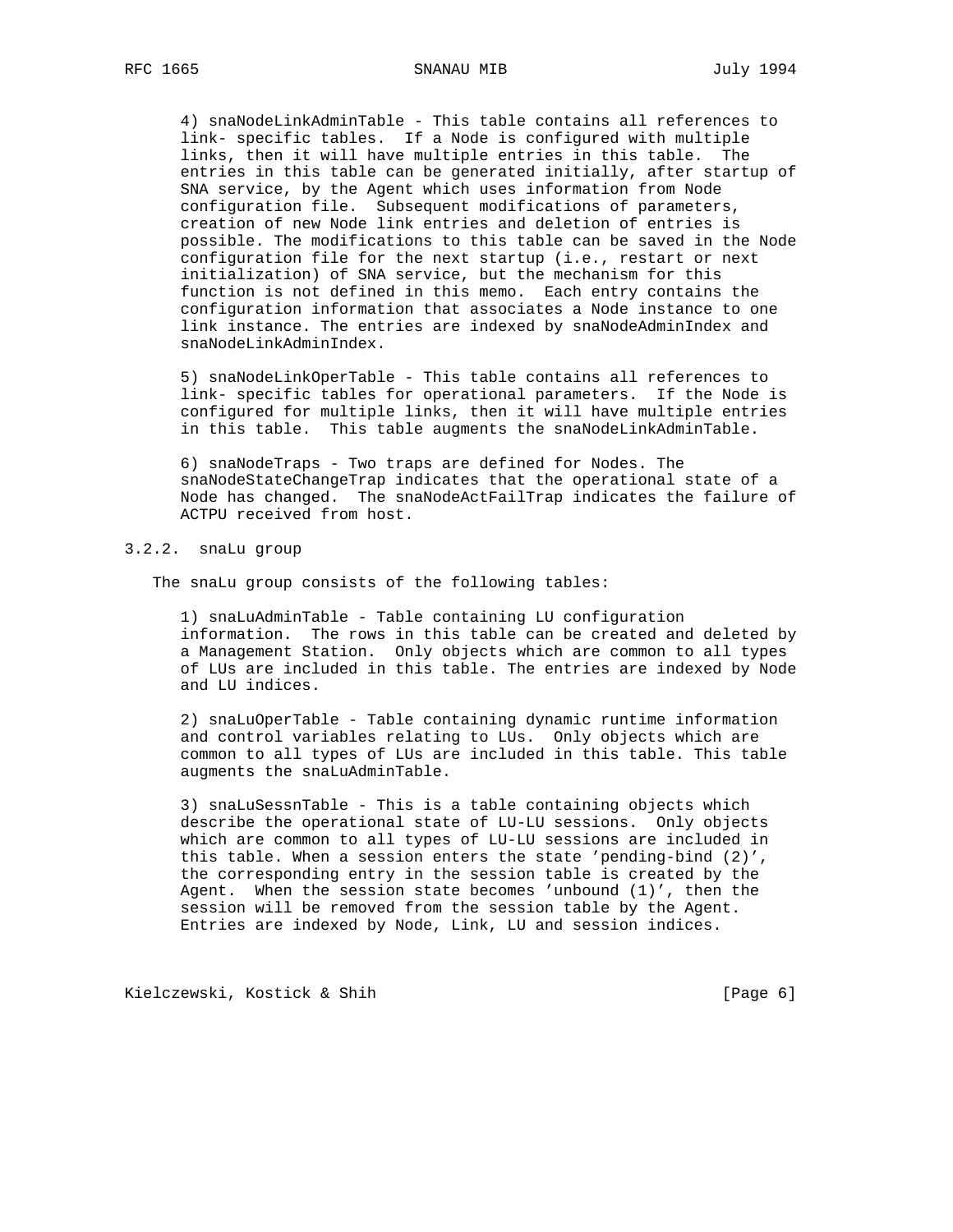4) snaNodeLinkAdminTable - This table contains all references to link- specific tables. If a Node is configured with multiple links, then it will have multiple entries in this table. The entries in this table can be generated initially, after startup of SNA service, by the Agent which uses information from Node configuration file. Subsequent modifications of parameters, creation of new Node link entries and deletion of entries is possible. The modifications to this table can be saved in the Node configuration file for the next startup (i.e., restart or next initialization) of SNA service, but the mechanism for this function is not defined in this memo. Each entry contains the configuration information that associates a Node instance to one link instance. The entries are indexed by snaNodeAdminIndex and snaNodeLinkAdminIndex.

5) snaNodeLinkOperTable - This table contains all references to link- specific tables for operational parameters. If the Node is configured for multiple links, then it will have multiple entries in this table. This table augments the snaNodeLinkAdminTable.

6) snaNodeTraps - Two traps are defined for Nodes. The snaNodeStateChangeTrap indicates that the operational state of a Node has changed. The snaNodeActFailTrap indicates the failure of ACTPU received from host.

### 3.2.2. snaLu group

The snaLu group consists of the following tables:

1) snaLuAdminTable - Table containing LU configuration information. The rows in this table can be created and deleted by a Management Station. Only objects which are common to all types of LUs are included in this table. The entries are indexed by Node and LU indices.

2) snaLuOperTable - Table containing dynamic runtime information and control variables relating to LUs. Only objects which are common to all types of LUs are included in this table. This table augments the snaLuAdminTable.

3) snaLuSessnTable - This is a table containing objects which describe the operational state of LU-LU sessions. Only objects which are common to all types of LU-LU sessions are included in this table. When a session enters the state 'pending-bind (2)', the corresponding entry in the session table is created by the Agent. When the session state becomes 'unbound (1)', then the session will be removed from the session table by the Agent. Entries are indexed by Node, Link, LU and session indices.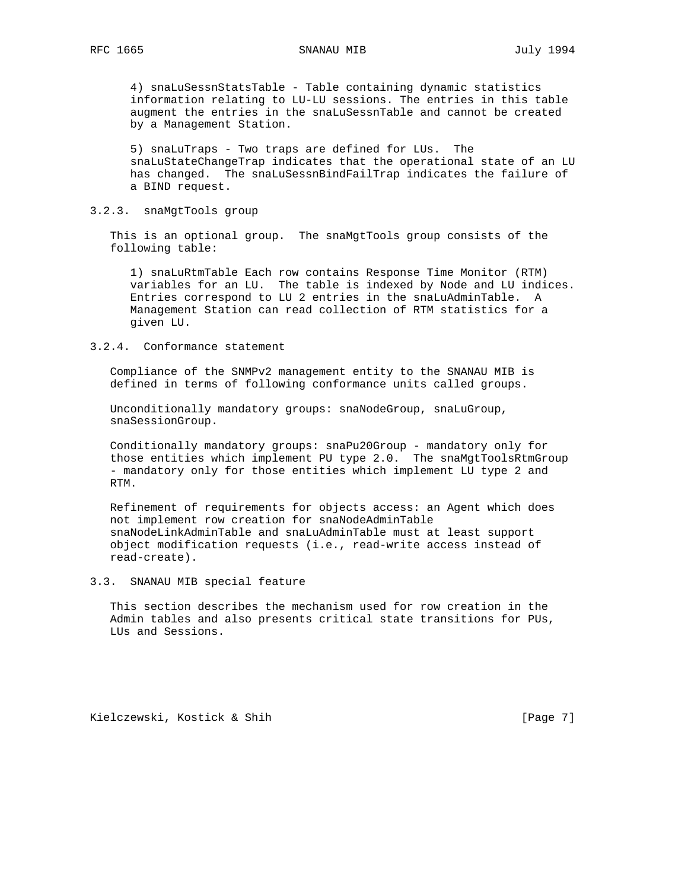4) snaLuSessnStatsTable - Table containing dynamic statistics information relating to LU-LU sessions. The entries in this table augment the entries in the snaLuSessnTable and cannot be created by a Management Station.

5) snaLuTraps - Two traps are defined for LUs. The snaLuStateChangeTrap indicates that the operational state of an LU has changed. The snaLuSessnBindFailTrap indicates the failure of a BIND request.

### 3.2.3. snaMgtTools group

This is an optional group. The snaMgtTools group consists of the following table:

1) snaLuRtmTable Each row contains Response Time Monitor (RTM) variables for an LU. The table is indexed by Node and LU indices. Entries correspond to LU 2 entries in the snaLuAdminTable. A Management Station can read collection of RTM statistics for a given LU.

### 3.2.4. Conformance statement

Compliance of the SNMPv2 management entity to the SNANAU MIB is defined in terms of following conformance units called groups.

Unconditionally mandatory groups: snaNodeGroup, snaLuGroup, snaSessionGroup.

Conditionally mandatory groups: snaPu20Group - mandatory only for those entities which implement PU type 2.0. The snaMgtToolsRtmGroup - mandatory only for those entities which implement LU type 2 and RTM.

Refinement of requirements for objects access: an Agent which does not implement row creation for snaNodeAdminTable snaNodeLinkAdminTable and snaLuAdminTable must at least support object modification requests (i.e., read-write access instead of read-create).

## 3.3. SNANAU MIB special feature

This section describes the mechanism used for row creation in the Admin tables and also presents critical state transitions for PUs, LUs and Sessions.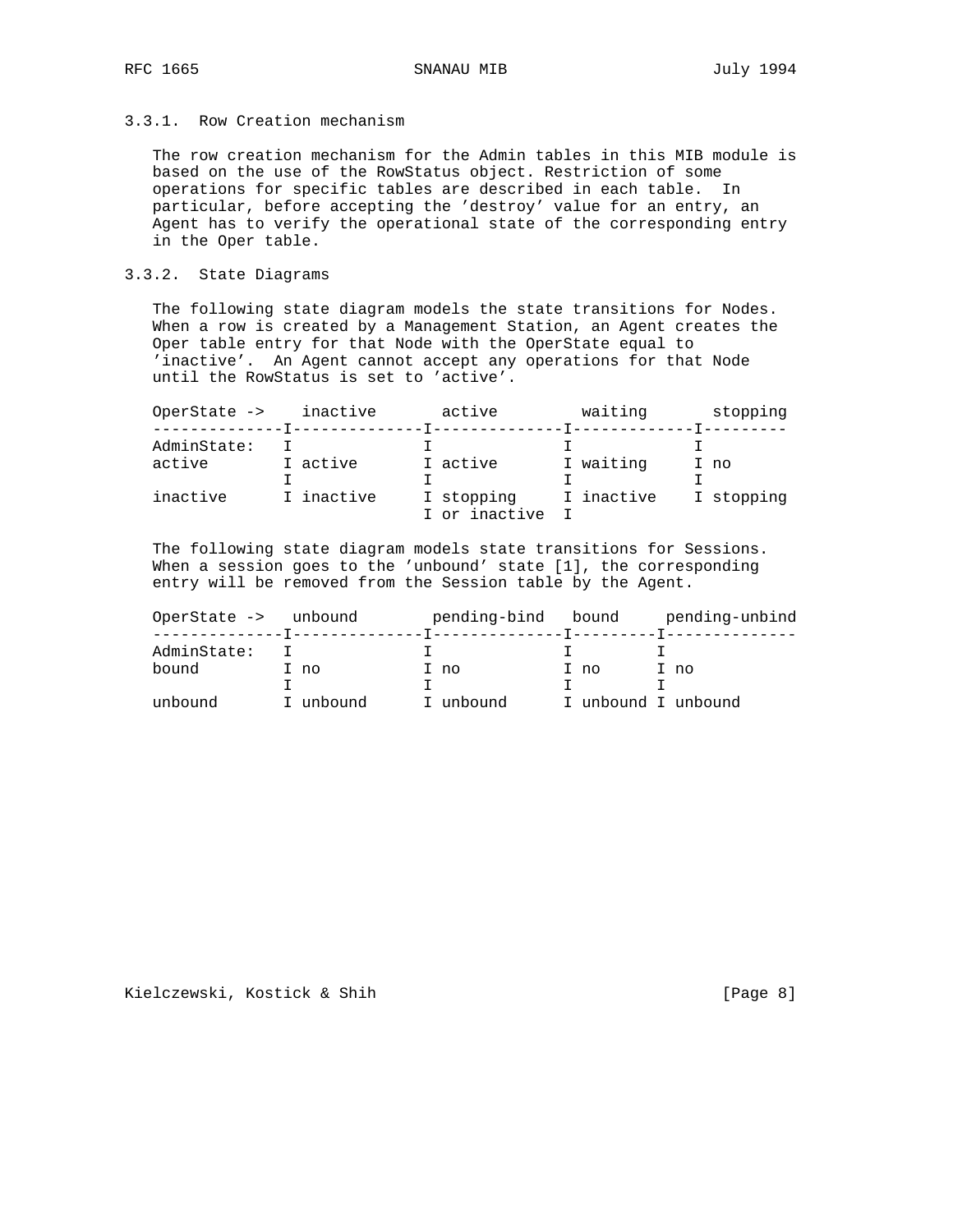### 3.3.1. Row Creation mechanism

The row creation mechanism for the Admin tables in this MIB module is based on the use of the RowStatus object. Restriction of some operations for specific tables are described in each table. In particular, before accepting the 'destroy' value for an entry, an Agent has to verify the operational state of the corresponding entry in the Oper table.

### 3.3.2. State Diagrams

The following state diagram models the state transitions for Nodes. When a row is created by a Management Station, an Agent creates the Oper table entry for that Node with the OperState equal to 'inactive'. An Agent cannot accept any operations for that Node until the RowStatus is set to 'active'.

```
OperState ->    inactive       active         waiting       stopping
--------------I--------------I--------------I-------------I---------
AdminState:   I              I              I             I
active        I active       I active       I waiting     I no
              I              I              I             I
inactive      I inactive     I stopping     I inactive    I stopping
                             I or inactive  I
```

The following state diagram models state transitions for Sessions. When a session goes to the 'unbound' state [1], the corresponding entry will be removed from the Session table by the Agent.

```
OperState ->   unbound        pending-bind   bound     pending-unbind
--------------I--------------I--------------I---------I--------------
AdminState:   I              I              I         I
bound         I no           I no           I no      I no
              I              I              I         I
unbound       I unbound      I unbound      I unbound I unbound
```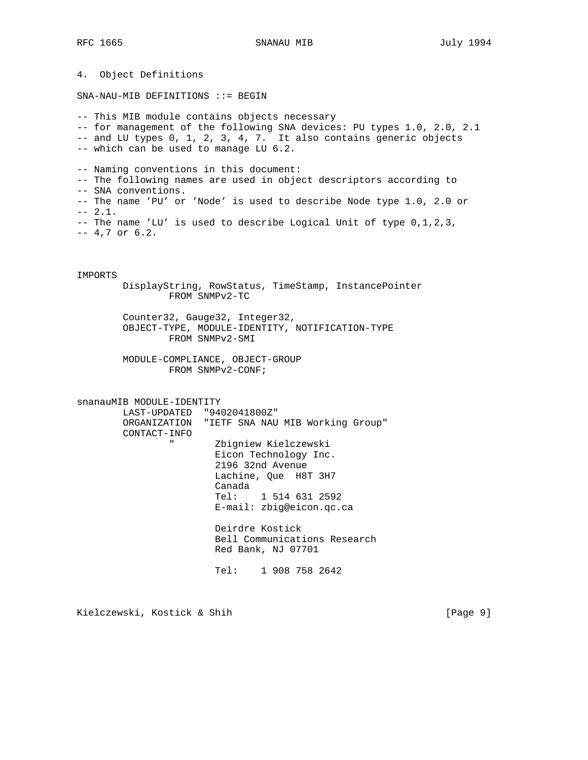## 4. Object Definitions

```
SNA-NAU-MIB DEFINITIONS ::= BEGIN

-- This MIB module contains objects necessary
-- for management of the following SNA devices: PU types 1.0, 2.0, 2.1
-- and LU types 0, 1, 2, 3, 4, 7.  It also contains generic objects
-- which can be used to manage LU 6.2.

-- Naming conventions in this document:
-- The following names are used in object descriptors according to
-- SNA conventions.
-- The name 'PU' or 'Node' is used to describe Node type 1.0, 2.0 or
-- 2.1.
-- The name 'LU' is used to describe Logical Unit of type 0,1,2,3,
-- 4,7 or 6.2.



IMPORTS
        DisplayString, RowStatus, TimeStamp, InstancePointer
                FROM SNMPv2-TC

        Counter32, Gauge32, Integer32,
        OBJECT-TYPE, MODULE-IDENTITY, NOTIFICATION-TYPE
                FROM SNMPv2-SMI

        MODULE-COMPLIANCE, OBJECT-GROUP
                FROM SNMPv2-CONF;


snanauMIB MODULE-IDENTITY
        LAST-UPDATED  "9402041800Z"
        ORGANIZATION  "IETF SNA NAU MIB Working Group"
        CONTACT-INFO
                "       Zbigniew Kielczewski
                        Eicon Technology Inc.
                        2196 32nd Avenue
                        Lachine, Que  H8T 3H7
                        Canada
                        Tel:    1 514 631 2592
                        E-mail: zbig@eicon.qc.ca

                        Deirdre Kostick
                        Bell Communications Research
                        Red Bank, NJ 07701

                        Tel:    1 908 758 2642
```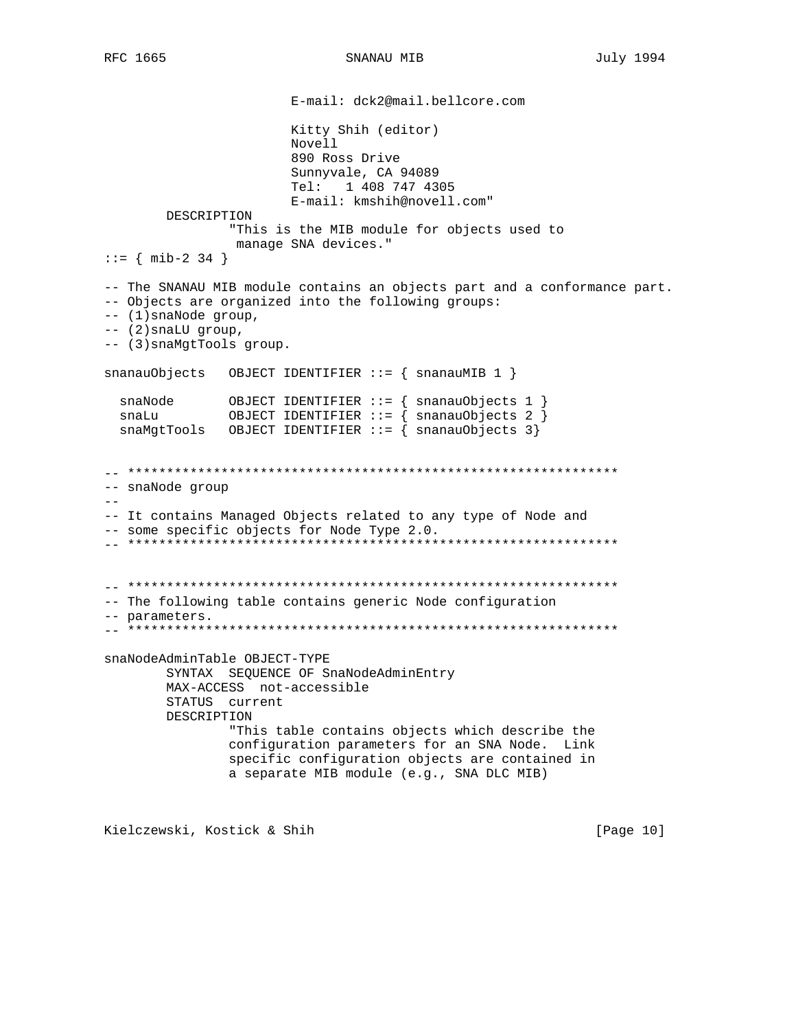```
                        E-mail: dck2@mail.bellcore.com

                        Kitty Shih (editor)
                        Novell
                        890 Ross Drive
                        Sunnyvale, CA 94089
                        Tel:   1 408 747 4305
                        E-mail: kmshih@novell.com"
        DESCRIPTION
                "This is the MIB module for objects used to
                 manage SNA devices."
::= { mib-2 34 }

-- The SNANAU MIB module contains an objects part and a conformance part.
-- Objects are organized into the following groups:
-- (1)snaNode group,
-- (2)snaLU group,
-- (3)snaMgtTools group.

snanauObjects   OBJECT IDENTIFIER ::= { snanauMIB 1 }

  snaNode       OBJECT IDENTIFIER ::= { snanauObjects 1 }
  snaLu         OBJECT IDENTIFIER ::= { snanauObjects 2 }
  snaMgtTools   OBJECT IDENTIFIER ::= { snanauObjects 3}


-- ***************************************************************
-- snaNode group
--
-- It contains Managed Objects related to any type of Node and
-- some specific objects for Node Type 2.0.
-- ***************************************************************


-- ***************************************************************
-- The following table contains generic Node configuration
-- parameters.
-- ***************************************************************

snaNodeAdminTable OBJECT-TYPE
        SYNTAX  SEQUENCE OF SnaNodeAdminEntry
        MAX-ACCESS  not-accessible
        STATUS  current
        DESCRIPTION
                "This table contains objects which describe the
                configuration parameters for an SNA Node.  Link
                specific configuration objects are contained in
                a separate MIB module (e.g., SNA DLC MIB)
```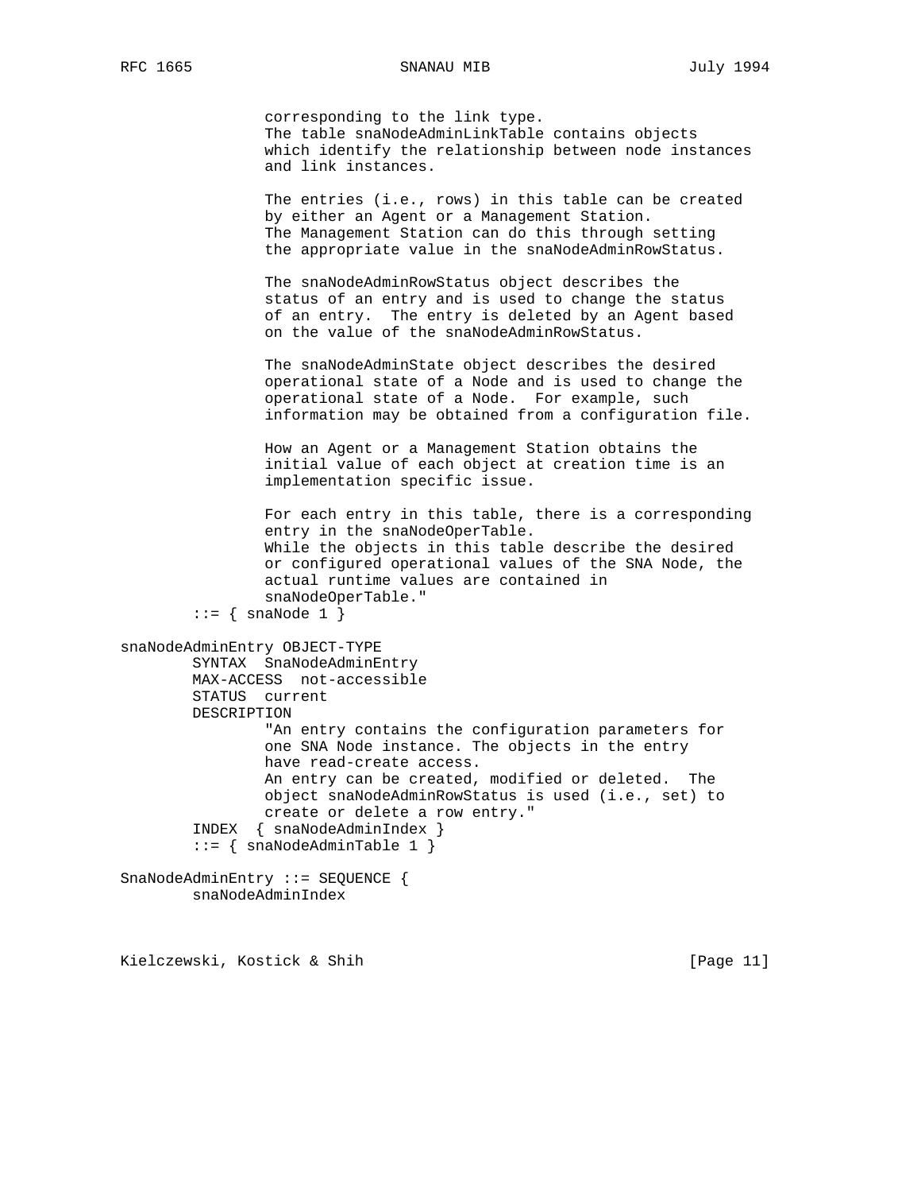```
                corresponding to the link type.
                The table snaNodeAdminLinkTable contains objects
                which identify the relationship between node instances
                and link instances.

                The entries (i.e., rows) in this table can be created
                by either an Agent or a Management Station.
                The Management Station can do this through setting
                the appropriate value in the snaNodeAdminRowStatus.

                The snaNodeAdminRowStatus object describes the
                status of an entry and is used to change the status
                of an entry.  The entry is deleted by an Agent based
                on the value of the snaNodeAdminRowStatus.

                The snaNodeAdminState object describes the desired
                operational state of a Node and is used to change the
                operational state of a Node.  For example, such
                information may be obtained from a configuration file.

                How an Agent or a Management Station obtains the
                initial value of each object at creation time is an
                implementation specific issue.

                For each entry in this table, there is a corresponding
                entry in the snaNodeOperTable.
                While the objects in this table describe the desired
                or configured operational values of the SNA Node, the
                actual runtime values are contained in
                snaNodeOperTable."
        ::= { snaNode 1 }

snaNodeAdminEntry OBJECT-TYPE
        SYNTAX  SnaNodeAdminEntry
        MAX-ACCESS  not-accessible
        STATUS  current
        DESCRIPTION
                "An entry contains the configuration parameters for
                one SNA Node instance. The objects in the entry
                have read-create access.
                An entry can be created, modified or deleted.  The
                object snaNodeAdminRowStatus is used (i.e., set) to
                create or delete a row entry."
        INDEX  { snaNodeAdminIndex }
        ::= { snaNodeAdminTable 1 }

SnaNodeAdminEntry ::= SEQUENCE {
        snaNodeAdminIndex
```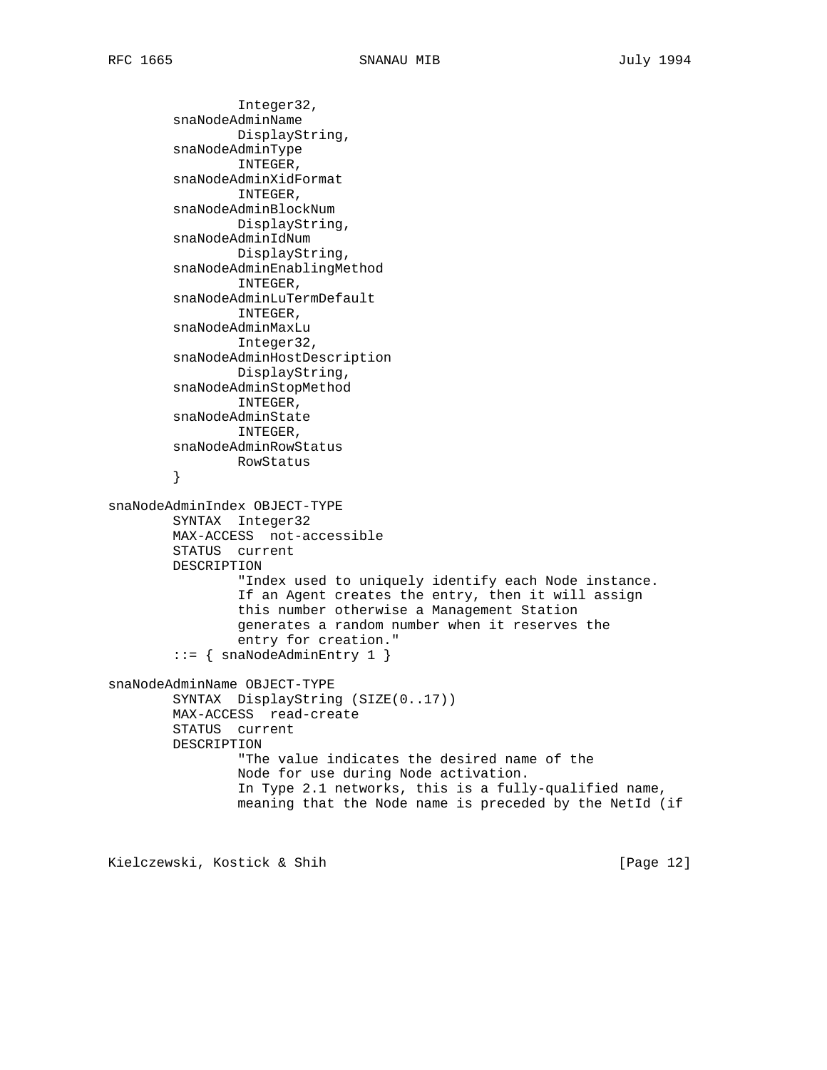```
                Integer32,
        snaNodeAdminName
                DisplayString,
        snaNodeAdminType
                INTEGER,
        snaNodeAdminXidFormat
                INTEGER,
        snaNodeAdminBlockNum
                DisplayString,
        snaNodeAdminIdNum
                DisplayString,
        snaNodeAdminEnablingMethod
                INTEGER,
        snaNodeAdminLuTermDefault
                INTEGER,
        snaNodeAdminMaxLu
                Integer32,
        snaNodeAdminHostDescription
                DisplayString,
        snaNodeAdminStopMethod
                INTEGER,
        snaNodeAdminState
                INTEGER,
        snaNodeAdminRowStatus
                RowStatus
        }

snaNodeAdminIndex OBJECT-TYPE
        SYNTAX  Integer32
        MAX-ACCESS  not-accessible
        STATUS  current
        DESCRIPTION
                "Index used to uniquely identify each Node instance.
                If an Agent creates the entry, then it will assign
                this number otherwise a Management Station
                generates a random number when it reserves the
                entry for creation."
        ::= { snaNodeAdminEntry 1 }

snaNodeAdminName OBJECT-TYPE
        SYNTAX  DisplayString (SIZE(0..17))
        MAX-ACCESS  read-create
        STATUS  current
        DESCRIPTION
                "The value indicates the desired name of the
                Node for use during Node activation.
                In Type 2.1 networks, this is a fully-qualified name,
                meaning that the Node name is preceded by the NetId (if
```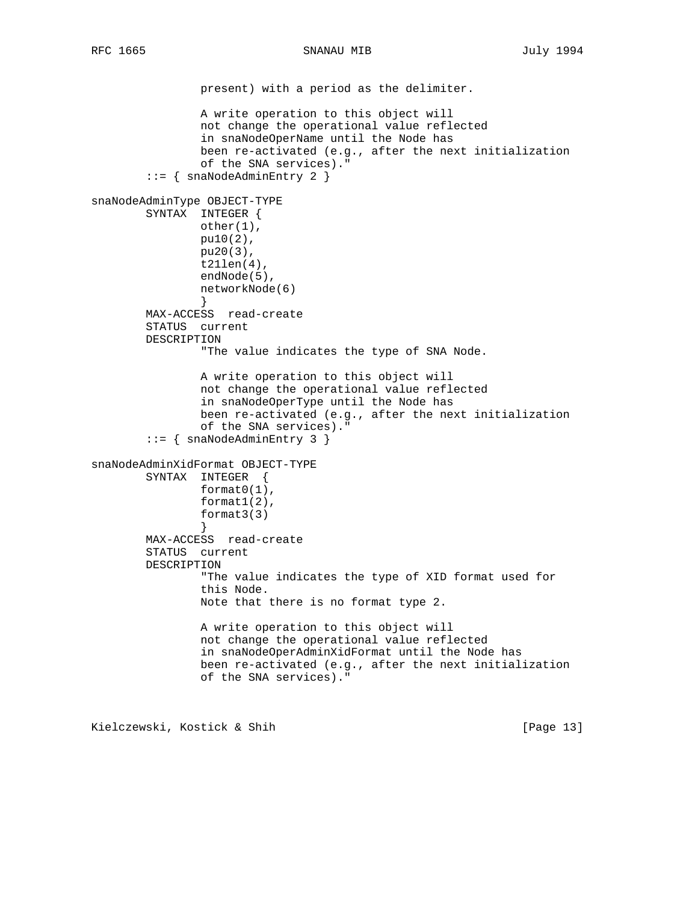```
                present) with a period as the delimiter.

                A write operation to this object will
                not change the operational value reflected
                in snaNodeOperName until the Node has
                been re-activated (e.g., after the next initialization
                of the SNA services)."
        ::= { snaNodeAdminEntry 2 }

snaNodeAdminType OBJECT-TYPE
        SYNTAX  INTEGER {
                other(1),
                pu10(2),
                pu20(3),
                t21len(4),
                endNode(5),
                networkNode(6)
                }
        MAX-ACCESS  read-create
        STATUS  current
        DESCRIPTION
                "The value indicates the type of SNA Node.

                A write operation to this object will
                not change the operational value reflected
                in snaNodeOperType until the Node has
                been re-activated (e.g., after the next initialization
                of the SNA services)."
        ::= { snaNodeAdminEntry 3 }

snaNodeAdminXidFormat OBJECT-TYPE
        SYNTAX  INTEGER  {
                format0(1),
                format1(2),
                format3(3)
                }
        MAX-ACCESS  read-create
        STATUS  current
        DESCRIPTION
                "The value indicates the type of XID format used for
                this Node.
                Note that there is no format type 2.

                A write operation to this object will
                not change the operational value reflected
                in snaNodeOperAdminXidFormat until the Node has
                been re-activated (e.g., after the next initialization
                of the SNA services)."
```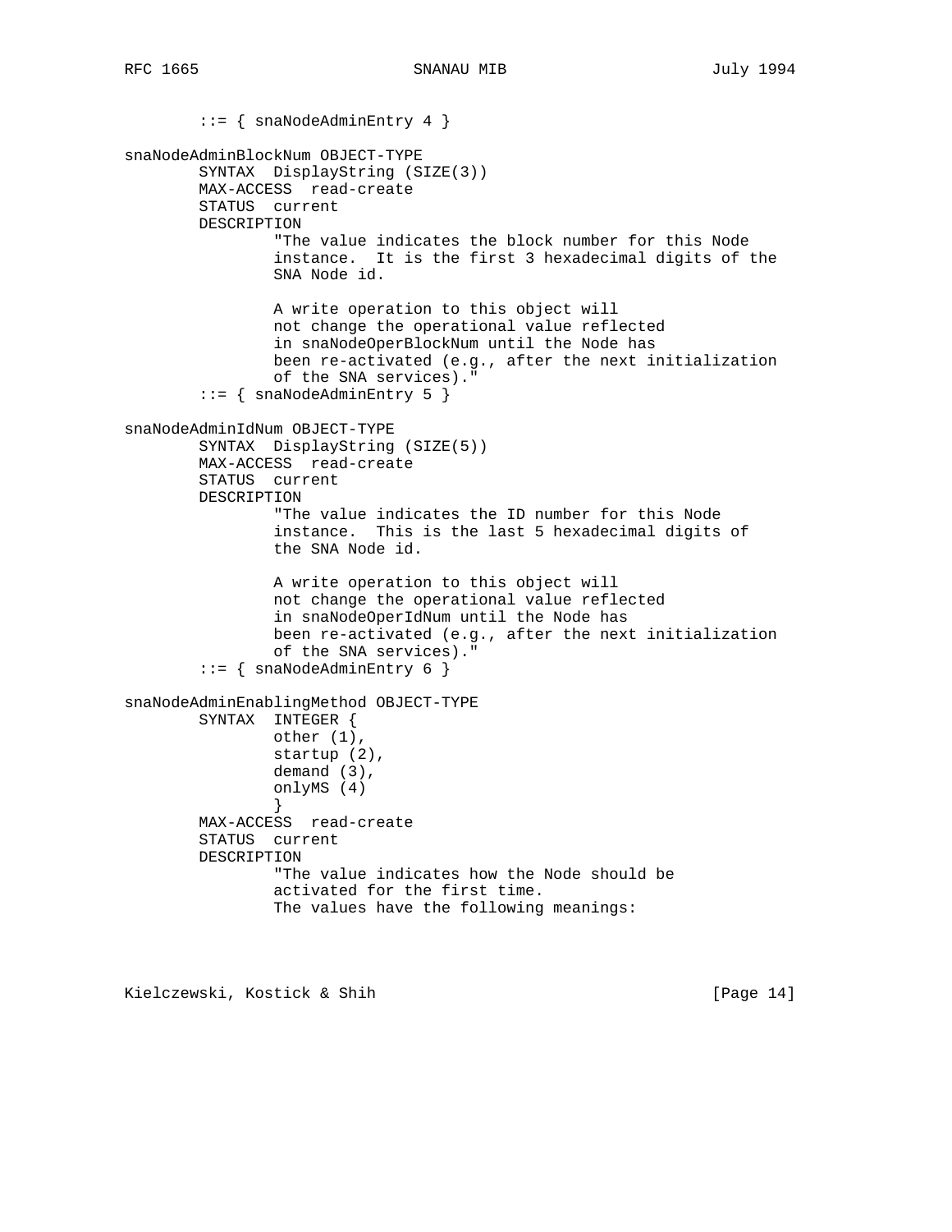```
        ::= { snaNodeAdminEntry 4 }

snaNodeAdminBlockNum OBJECT-TYPE
        SYNTAX  DisplayString (SIZE(3))
        MAX-ACCESS  read-create
        STATUS  current
        DESCRIPTION
                "The value indicates the block number for this Node
                instance.  It is the first 3 hexadecimal digits of the
                SNA Node id.

                A write operation to this object will
                not change the operational value reflected
                in snaNodeOperBlockNum until the Node has
                been re-activated (e.g., after the next initialization
                of the SNA services)."
        ::= { snaNodeAdminEntry 5 }

snaNodeAdminIdNum OBJECT-TYPE
        SYNTAX  DisplayString (SIZE(5))
        MAX-ACCESS  read-create
        STATUS  current
        DESCRIPTION
                "The value indicates the ID number for this Node
                instance.  This is the last 5 hexadecimal digits of
                the SNA Node id.

                A write operation to this object will
                not change the operational value reflected
                in snaNodeOperIdNum until the Node has
                been re-activated (e.g., after the next initialization
                of the SNA services)."
        ::= { snaNodeAdminEntry 6 }

snaNodeAdminEnablingMethod OBJECT-TYPE
        SYNTAX  INTEGER {
                other (1),
                startup (2),
                demand (3),
                onlyMS (4)
                }
        MAX-ACCESS  read-create
        STATUS  current
        DESCRIPTION
                "The value indicates how the Node should be
                activated for the first time.
                The values have the following meanings:
```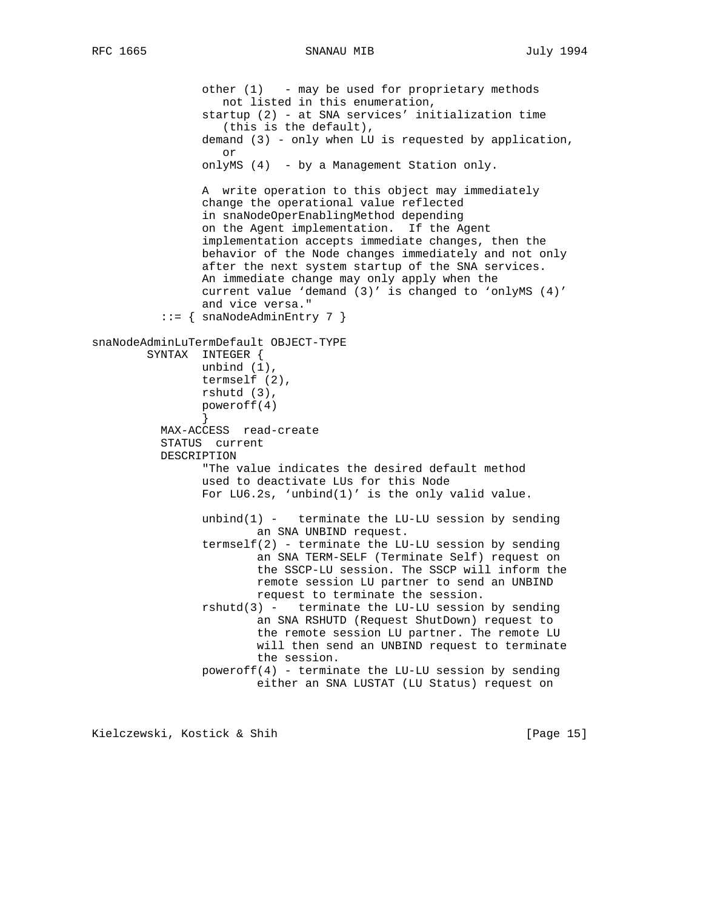```
               other (1)   - may be used for proprietary methods
                  not listed in this enumeration,
               startup (2) - at SNA services' initialization time
                  (this is the default),
               demand (3) - only when LU is requested by application,
                  or
               onlyMS (4)  - by a Management Station only.

               A  write operation to this object may immediately
               change the operational value reflected
               in snaNodeOperEnablingMethod depending
               on the Agent implementation.  If the Agent
               implementation accepts immediate changes, then the
               behavior of the Node changes immediately and not only
               after the next system startup of the SNA services.
               An immediate change may only apply when the
               current value 'demand (3)' is changed to 'onlyMS (4)'
               and vice versa."
          ::= { snaNodeAdminEntry 7 }

snaNodeAdminLuTermDefault OBJECT-TYPE
        SYNTAX  INTEGER {
               unbind (1),
               termself (2),
               rshutd (3),
               poweroff(4)
               }
          MAX-ACCESS  read-create
          STATUS  current
          DESCRIPTION
               "The value indicates the desired default method
               used to deactivate LUs for this Node
               For LU6.2s, 'unbind(1)' is the only valid value.

               unbind(1) -   terminate the LU-LU session by sending
                       an SNA UNBIND request.
               termself(2) - terminate the LU-LU session by sending
                       an SNA TERM-SELF (Terminate Self) request on
                       the SSCP-LU session. The SSCP will inform the
                       remote session LU partner to send an UNBIND
                       request to terminate the session.
               rshutd(3) -   terminate the LU-LU session by sending
                       an SNA RSHUTD (Request ShutDown) request to
                       the remote session LU partner. The remote LU
                       will then send an UNBIND request to terminate
                       the session.
               poweroff(4) - terminate the LU-LU session by sending
                       either an SNA LUSTAT (LU Status) request on
```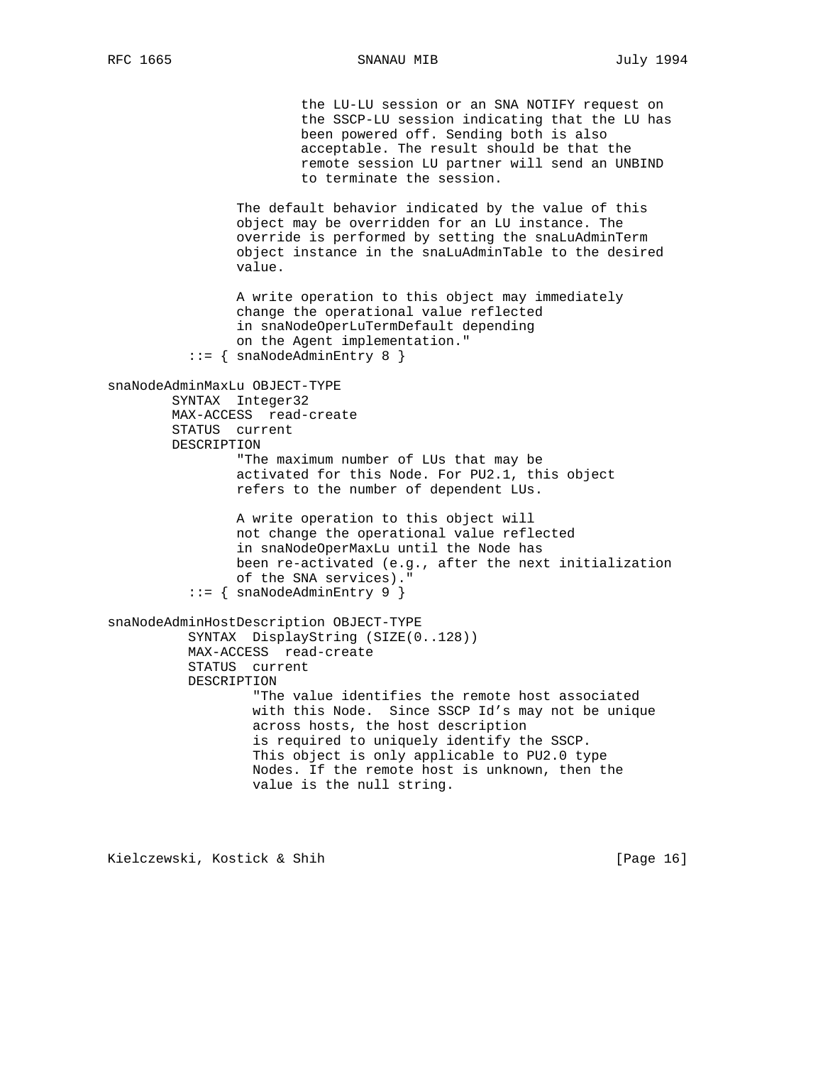```
                     the LU-LU session or an SNA NOTIFY request on
                     the SSCP-LU session indicating that the LU has
                     been powered off. Sending both is also
                     acceptable. The result should be that the
                     remote session LU partner will send an UNBIND
                     to terminate the session.

                 The default behavior indicated by the value of this
                 object may be overridden for an LU instance. The
                 override is performed by setting the snaLuAdminTerm
                 object instance in the snaLuAdminTable to the desired
                 value.

                 A write operation to this object may immediately
                 change the operational value reflected
                 in snaNodeOperLuTermDefault depending
                 on the Agent implementation."
           ::= { snaNodeAdminEntry 8 }

snaNodeAdminMaxLu OBJECT-TYPE
        SYNTAX  Integer32
        MAX-ACCESS  read-create
        STATUS  current
        DESCRIPTION
                "The maximum number of LUs that may be
                activated for this Node. For PU2.1, this object
                refers to the number of dependent LUs.

                A write operation to this object will
                not change the operational value reflected
                in snaNodeOperMaxLu until the Node has
                been re-activated (e.g., after the next initialization
                of the SNA services)."
           ::= { snaNodeAdminEntry 9 }

snaNodeAdminHostDescription OBJECT-TYPE
          SYNTAX  DisplayString (SIZE(0..128))
          MAX-ACCESS  read-create
          STATUS  current
          DESCRIPTION
                  "The value identifies the remote host associated
                  with this Node.  Since SSCP Id's may not be unique
                  across hosts, the host description
                  is required to uniquely identify the SSCP.
                  This object is only applicable to PU2.0 type
                  Nodes. If the remote host is unknown, then the
                  value is the null string.
```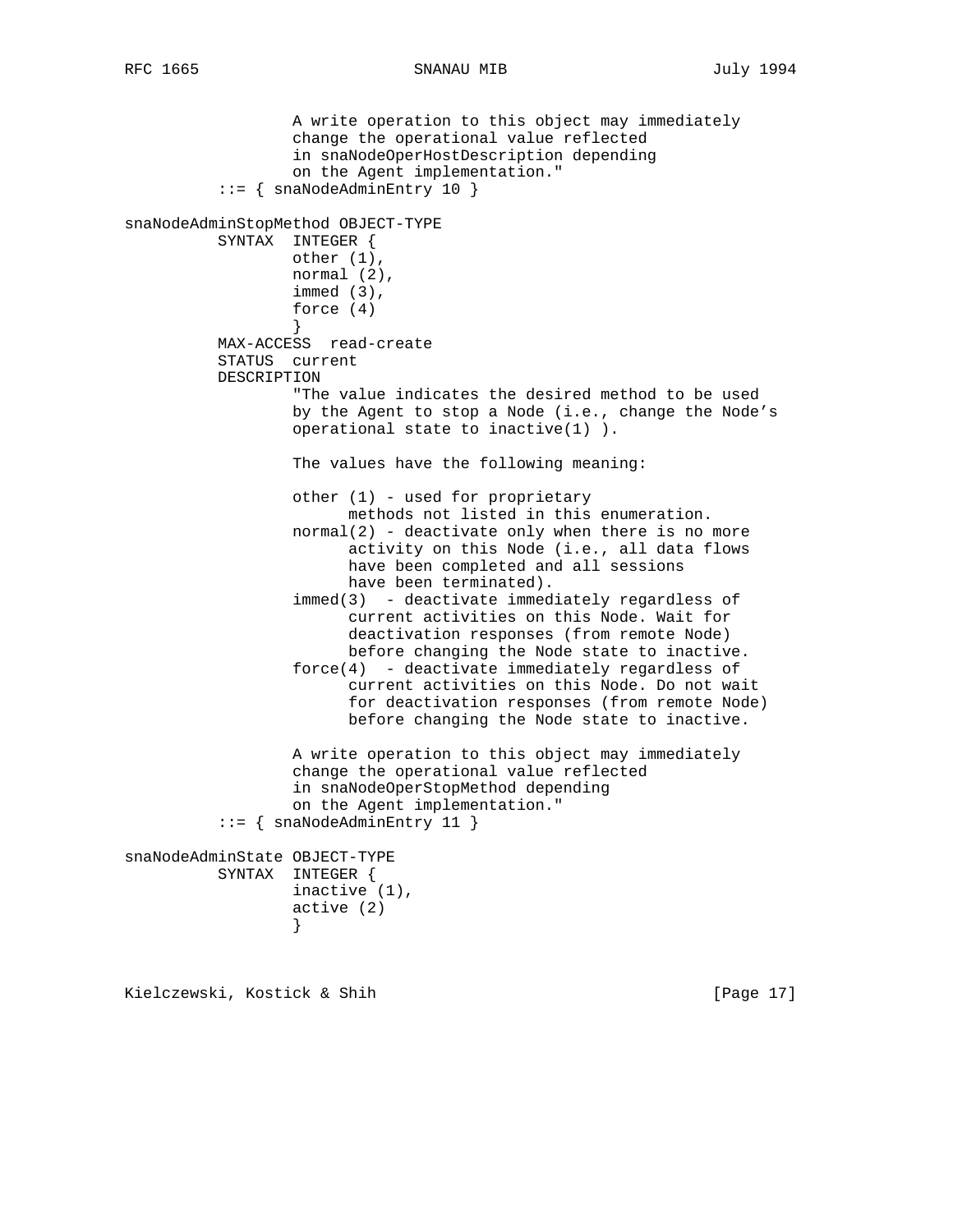```
                 A write operation to this object may immediately
                 change the operational value reflected
                 in snaNodeOperHostDescription depending
                 on the Agent implementation."
         ::= { snaNodeAdminEntry 10 }

snaNodeAdminStopMethod OBJECT-TYPE
         SYNTAX  INTEGER {
                 other (1),
                 normal (2),
                 immed (3),
                 force (4)
                 }
         MAX-ACCESS  read-create
         STATUS  current
         DESCRIPTION
                 "The value indicates the desired method to be used
                 by the Agent to stop a Node (i.e., change the Node's
                 operational state to inactive(1) ).

                 The values have the following meaning:

                 other (1) - used for proprietary
                       methods not listed in this enumeration.
                 normal(2) - deactivate only when there is no more
                       activity on this Node (i.e., all data flows
                       have been completed and all sessions
                       have been terminated).
                 immed(3)  - deactivate immediately regardless of
                       current activities on this Node. Wait for
                       deactivation responses (from remote Node)
                       before changing the Node state to inactive.
                 force(4)  - deactivate immediately regardless of
                       current activities on this Node. Do not wait
                       for deactivation responses (from remote Node)
                       before changing the Node state to inactive.

                 A write operation to this object may immediately
                 change the operational value reflected
                 in snaNodeOperStopMethod depending
                 on the Agent implementation."
         ::= { snaNodeAdminEntry 11 }

snaNodeAdminState OBJECT-TYPE
         SYNTAX  INTEGER {
                 inactive (1),
                 active (2)
                 }
```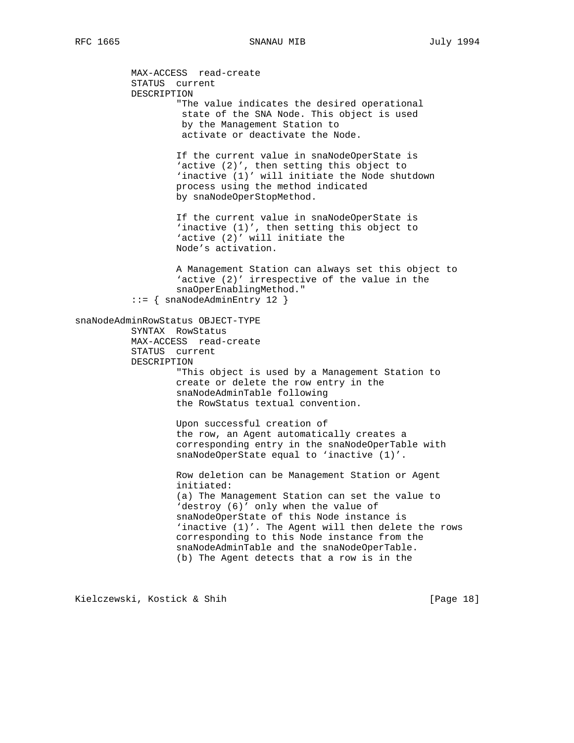```
          MAX-ACCESS  read-create
          STATUS  current
          DESCRIPTION
                  "The value indicates the desired operational
                   state of the SNA Node. This object is used
                   by the Management Station to
                   activate or deactivate the Node.

                  If the current value in snaNodeOperState is
                  'active (2)', then setting this object to
                  'inactive (1)' will initiate the Node shutdown
                  process using the method indicated
                  by snaNodeOperStopMethod.

                  If the current value in snaNodeOperState is
                  'inactive (1)', then setting this object to
                  'active (2)' will initiate the
                  Node's activation.

                  A Management Station can always set this object to
                  'active (2)' irrespective of the value in the
                  snaOperEnablingMethod."
          ::= { snaNodeAdminEntry 12 }

snaNodeAdminRowStatus OBJECT-TYPE
          SYNTAX  RowStatus
          MAX-ACCESS  read-create
          STATUS  current
          DESCRIPTION
                  "This object is used by a Management Station to
                  create or delete the row entry in the
                  snaNodeAdminTable following
                  the RowStatus textual convention.

                  Upon successful creation of
                  the row, an Agent automatically creates a
                  corresponding entry in the snaNodeOperTable with
                  snaNodeOperState equal to 'inactive (1)'.

                  Row deletion can be Management Station or Agent
                  initiated:
                  (a) The Management Station can set the value to
                  'destroy (6)' only when the value of
                  snaNodeOperState of this Node instance is
                  'inactive (1)'. The Agent will then delete the rows
                  corresponding to this Node instance from the
                  snaNodeAdminTable and the snaNodeOperTable.
                  (b) The Agent detects that a row is in the
```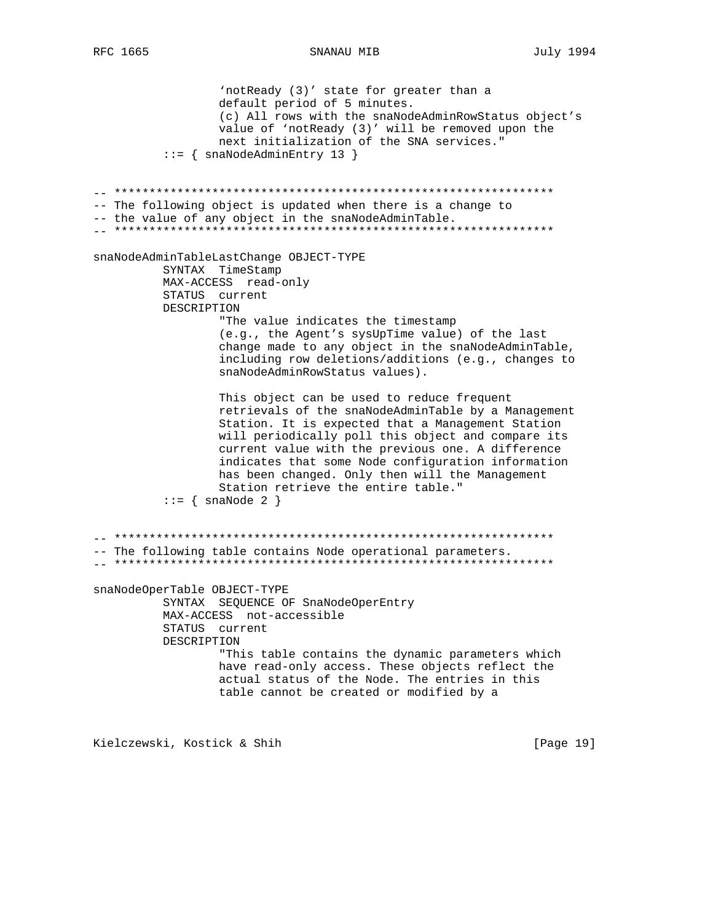```
                'notReady (3)' state for greater than a
                default period of 5 minutes.
                (c) All rows with the snaNodeAdminRowStatus object's
                value of 'notReady (3)' will be removed upon the
                next initialization of the SNA services."
        ::= { snaNodeAdminEntry 13 }


-- ***************************************************************
-- The following object is updated when there is a change to
-- the value of any object in the snaNodeAdminTable.
-- ***************************************************************

snaNodeAdminTableLastChange OBJECT-TYPE
        SYNTAX  TimeStamp
        MAX-ACCESS  read-only
        STATUS  current
        DESCRIPTION
                "The value indicates the timestamp
                (e.g., the Agent's sysUpTime value) of the last
                change made to any object in the snaNodeAdminTable,
                including row deletions/additions (e.g., changes to
                snaNodeAdminRowStatus values).

                This object can be used to reduce frequent
                retrievals of the snaNodeAdminTable by a Management
                Station. It is expected that a Management Station
                will periodically poll this object and compare its
                current value with the previous one. A difference
                indicates that some Node configuration information
                has been changed. Only then will the Management
                Station retrieve the entire table."
        ::= { snaNode 2 }


-- ***************************************************************
-- The following table contains Node operational parameters.
-- ***************************************************************

snaNodeOperTable OBJECT-TYPE
        SYNTAX  SEQUENCE OF SnaNodeOperEntry
        MAX-ACCESS  not-accessible
        STATUS  current
        DESCRIPTION
                "This table contains the dynamic parameters which
                have read-only access. These objects reflect the
                actual status of the Node. The entries in this
                table cannot be created or modified by a
```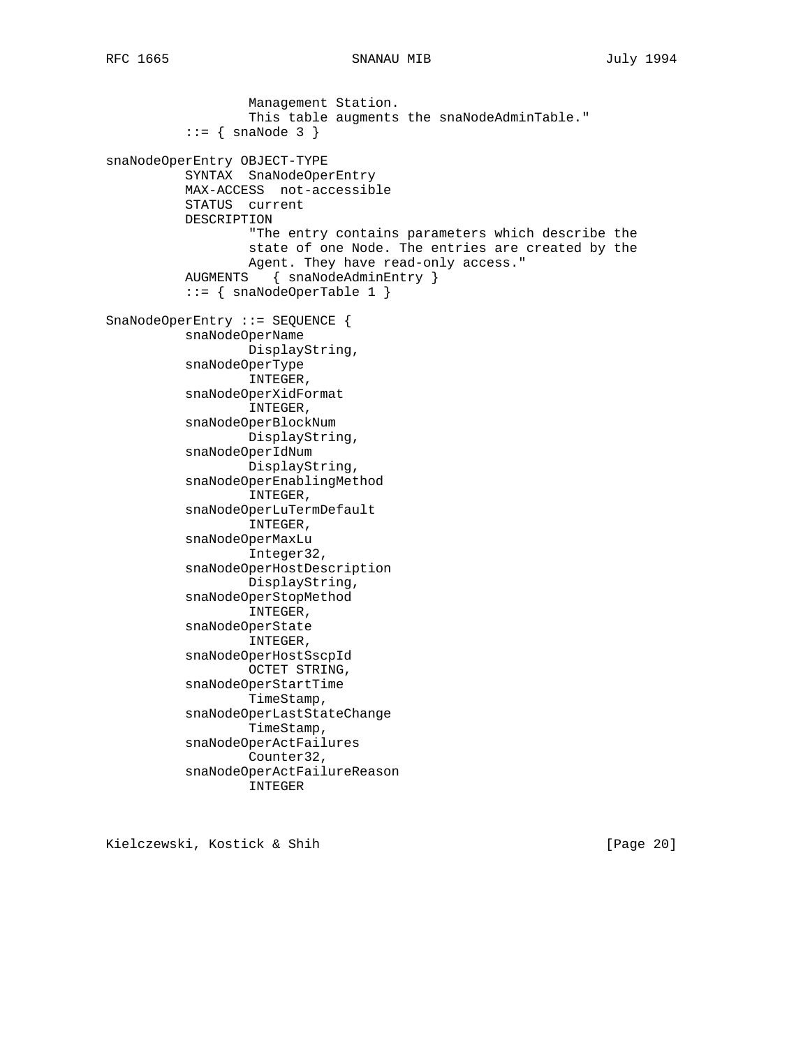```
                Management Station.
                This table augments the snaNodeAdminTable."
        ::= { snaNode 3 }

snaNodeOperEntry OBJECT-TYPE
        SYNTAX  SnaNodeOperEntry
        MAX-ACCESS  not-accessible
        STATUS  current
        DESCRIPTION
                "The entry contains parameters which describe the
                state of one Node. The entries are created by the
                Agent. They have read-only access."
        AUGMENTS   { snaNodeAdminEntry }
        ::= { snaNodeOperTable 1 }

SnaNodeOperEntry ::= SEQUENCE {
        snaNodeOperName
                DisplayString,
        snaNodeOperType
                INTEGER,
        snaNodeOperXidFormat
                INTEGER,
        snaNodeOperBlockNum
                DisplayString,
        snaNodeOperIdNum
                DisplayString,
        snaNodeOperEnablingMethod
                INTEGER,
        snaNodeOperLuTermDefault
                INTEGER,
        snaNodeOperMaxLu
                Integer32,
        snaNodeOperHostDescription
                DisplayString,
        snaNodeOperStopMethod
                INTEGER,
        snaNodeOperState
                INTEGER,
        snaNodeOperHostSscpId
                OCTET STRING,
        snaNodeOperStartTime
                TimeStamp,
        snaNodeOperLastStateChange
                TimeStamp,
        snaNodeOperActFailures
                Counter32,
        snaNodeOperActFailureReason
                INTEGER
```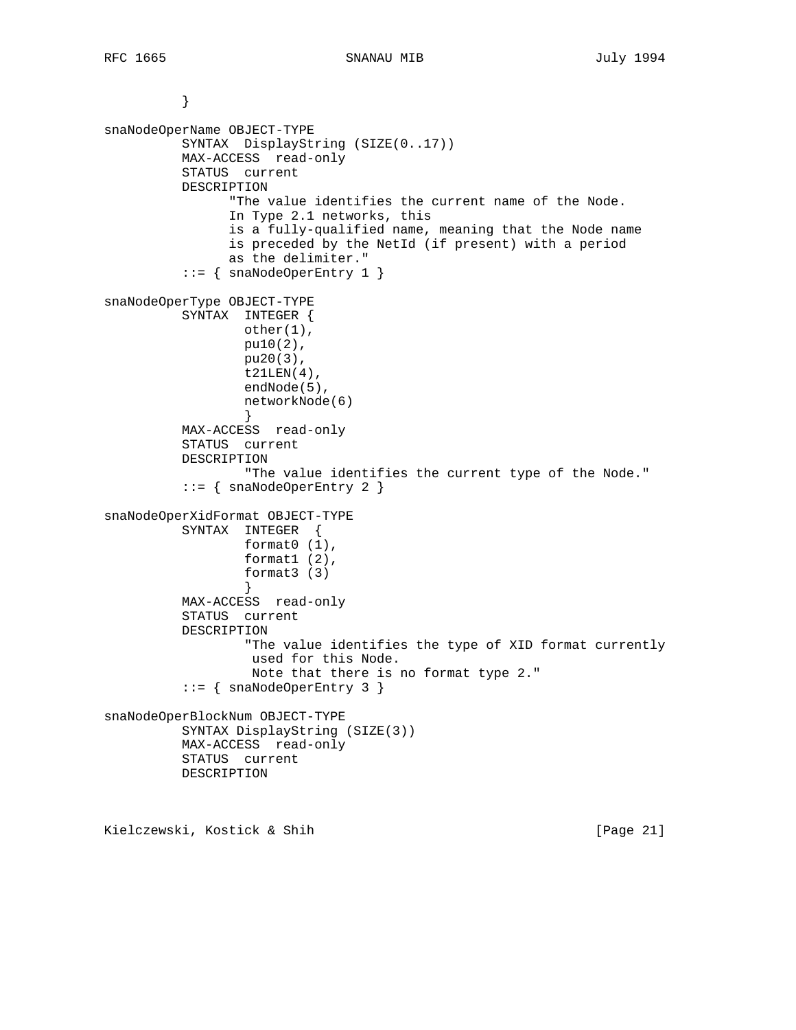```
          }

snaNodeOperName OBJECT-TYPE
          SYNTAX  DisplayString (SIZE(0..17))
          MAX-ACCESS  read-only
          STATUS  current
          DESCRIPTION
                "The value identifies the current name of the Node.
                In Type 2.1 networks, this
                is a fully-qualified name, meaning that the Node name
                is preceded by the NetId (if present) with a period
                as the delimiter."
          ::= { snaNodeOperEntry 1 }

snaNodeOperType OBJECT-TYPE
          SYNTAX  INTEGER {
                  other(1),
                  pu10(2),
                  pu20(3),
                  t21LEN(4),
                  endNode(5),
                  networkNode(6)
                  }
          MAX-ACCESS  read-only
          STATUS  current
          DESCRIPTION
                  "The value identifies the current type of the Node."
          ::= { snaNodeOperEntry 2 }

snaNodeOperXidFormat OBJECT-TYPE
          SYNTAX  INTEGER  {
                  format0 (1),
                  format1 (2),
                  format3 (3)
                  }
          MAX-ACCESS  read-only
          STATUS  current
          DESCRIPTION
                  "The value identifies the type of XID format currently
                   used for this Node.
                   Note that there is no format type 2."
          ::= { snaNodeOperEntry 3 }

snaNodeOperBlockNum OBJECT-TYPE
          SYNTAX DisplayString (SIZE(3))
          MAX-ACCESS  read-only
          STATUS  current
          DESCRIPTION
```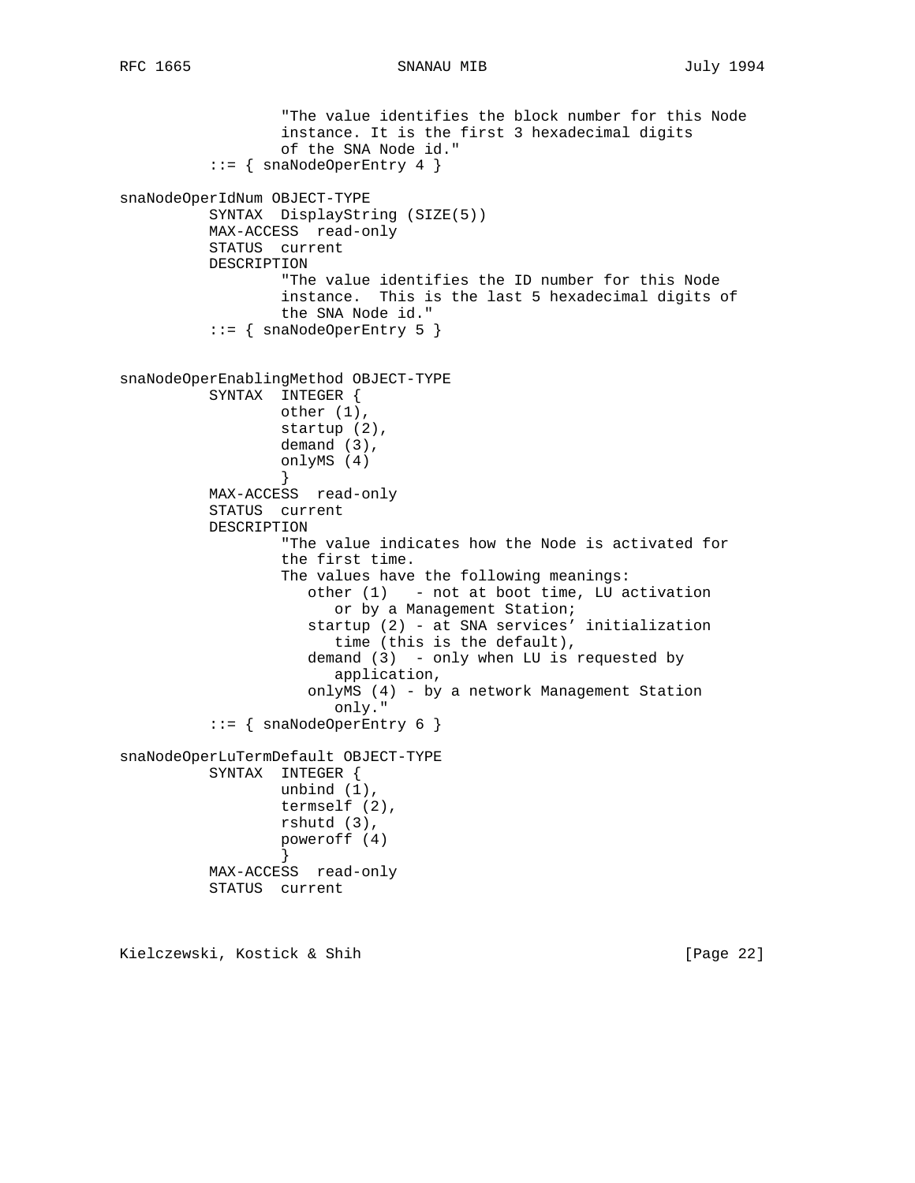```
                 "The value identifies the block number for this Node
                 instance. It is the first 3 hexadecimal digits
                 of the SNA Node id."
         ::= { snaNodeOperEntry 4 }

snaNodeOperIdNum OBJECT-TYPE
         SYNTAX  DisplayString (SIZE(5))
         MAX-ACCESS  read-only
         STATUS  current
         DESCRIPTION
                 "The value identifies the ID number for this Node
                 instance.  This is the last 5 hexadecimal digits of
                 the SNA Node id."
         ::= { snaNodeOperEntry 5 }


snaNodeOperEnablingMethod OBJECT-TYPE
         SYNTAX  INTEGER {
                 other (1),
                 startup (2),
                 demand (3),
                 onlyMS (4)
                 }
         MAX-ACCESS  read-only
         STATUS  current
         DESCRIPTION
                 "The value indicates how the Node is activated for
                 the first time.
                 The values have the following meanings:
                    other (1)   - not at boot time, LU activation
                       or by a Management Station;
                    startup (2) - at SNA services' initialization
                       time (this is the default),
                    demand (3)  - only when LU is requested by
                       application,
                    onlyMS (4) - by a network Management Station
                       only."
         ::= { snaNodeOperEntry 6 }

snaNodeOperLuTermDefault OBJECT-TYPE
         SYNTAX  INTEGER {
                 unbind (1),
                 termself (2),
                 rshutd (3),
                 poweroff (4)
                 }
         MAX-ACCESS  read-only
         STATUS  current
```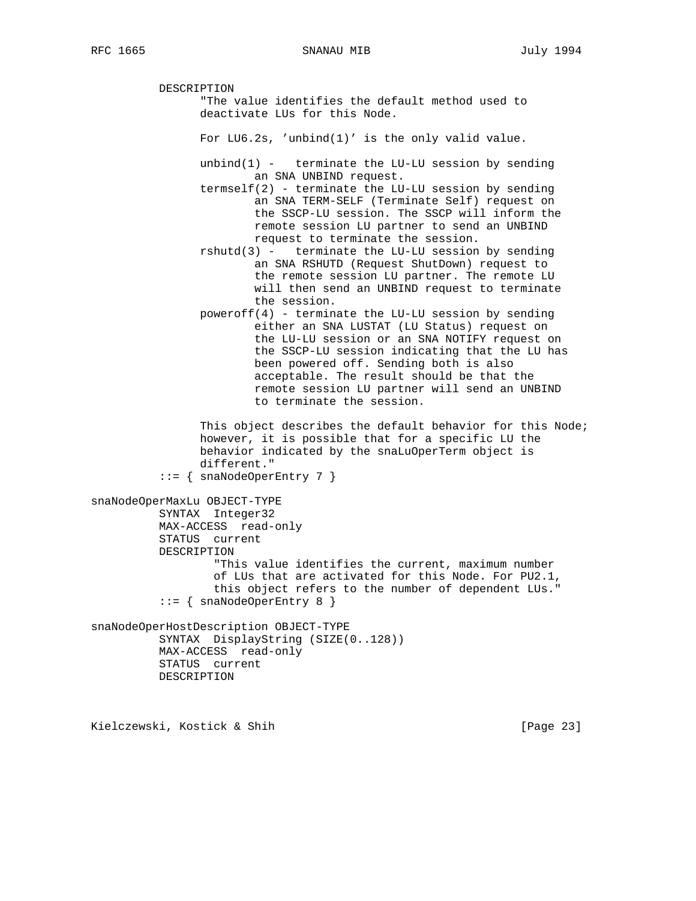```
          DESCRIPTION
                "The value identifies the default method used to
                deactivate LUs for this Node.

                For LU6.2s, 'unbind(1)' is the only valid value.

                unbind(1) -   terminate the LU-LU session by sending
                        an SNA UNBIND request.
                termself(2) - terminate the LU-LU session by sending
                        an SNA TERM-SELF (Terminate Self) request on
                        the SSCP-LU session. The SSCP will inform the
                        remote session LU partner to send an UNBIND
                        request to terminate the session.
                rshutd(3) -   terminate the LU-LU session by sending
                        an SNA RSHUTD (Request ShutDown) request to
                        the remote session LU partner. The remote LU
                        will then send an UNBIND request to terminate
                        the session.
                poweroff(4) - terminate the LU-LU session by sending
                        either an SNA LUSTAT (LU Status) request on
                        the LU-LU session or an SNA NOTIFY request on
                        the SSCP-LU session indicating that the LU has
                        been powered off. Sending both is also
                        acceptable. The result should be that the
                        remote session LU partner will send an UNBIND
                        to terminate the session.

                This object describes the default behavior for this Node;
                however, it is possible that for a specific LU the
                behavior indicated by the snaLuOperTerm object is
                different."
          ::= { snaNodeOperEntry 7 }

snaNodeOperMaxLu OBJECT-TYPE
          SYNTAX  Integer32
          MAX-ACCESS  read-only
          STATUS  current
          DESCRIPTION
                  "This value identifies the current, maximum number
                  of LUs that are activated for this Node. For PU2.1,
                  this object refers to the number of dependent LUs."
          ::= { snaNodeOperEntry 8 }

snaNodeOperHostDescription OBJECT-TYPE
          SYNTAX  DisplayString (SIZE(0..128))
          MAX-ACCESS  read-only
          STATUS  current
          DESCRIPTION
```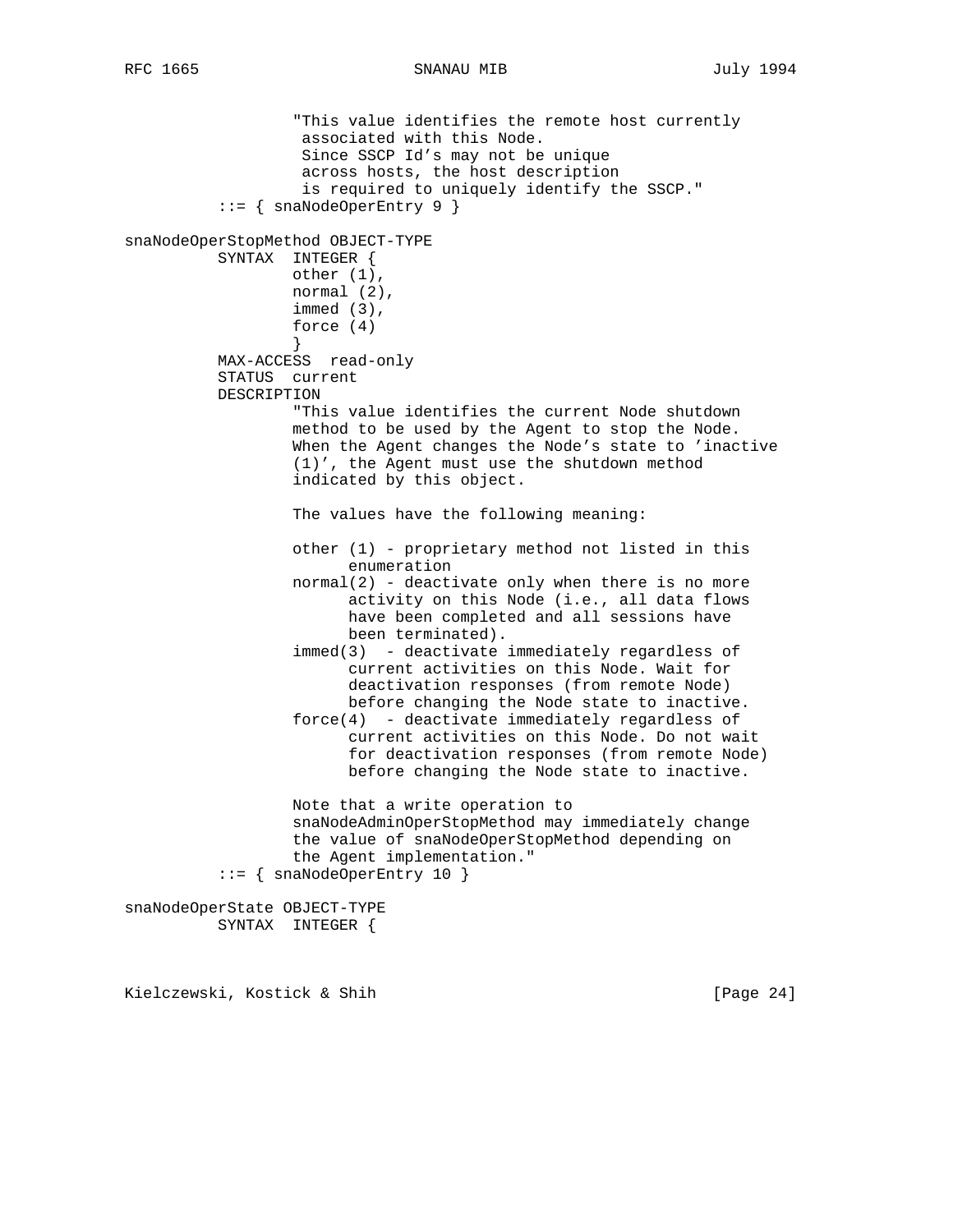```
                 "This value identifies the remote host currently
                  associated with this Node.
                  Since SSCP Id's may not be unique
                  across hosts, the host description
                  is required to uniquely identify the SSCP."
         ::= { snaNodeOperEntry 9 }

snaNodeOperStopMethod OBJECT-TYPE
         SYNTAX  INTEGER {
                 other (1),
                 normal (2),
                 immed (3),
                 force (4)
                 }
         MAX-ACCESS  read-only
         STATUS  current
         DESCRIPTION
                 "This value identifies the current Node shutdown
                 method to be used by the Agent to stop the Node.
                 When the Agent changes the Node's state to 'inactive
                 (1)', the Agent must use the shutdown method
                 indicated by this object.

                 The values have the following meaning:

                 other (1) - proprietary method not listed in this
                       enumeration
                 normal(2) - deactivate only when there is no more
                       activity on this Node (i.e., all data flows
                       have been completed and all sessions have
                       been terminated).
                 immed(3)  - deactivate immediately regardless of
                       current activities on this Node. Wait for
                       deactivation responses (from remote Node)
                       before changing the Node state to inactive.
                 force(4)  - deactivate immediately regardless of
                       current activities on this Node. Do not wait
                       for deactivation responses (from remote Node)
                       before changing the Node state to inactive.

                 Note that a write operation to
                 snaNodeAdminOperStopMethod may immediately change
                 the value of snaNodeOperStopMethod depending on
                 the Agent implementation."
         ::= { snaNodeOperEntry 10 }

snaNodeOperState OBJECT-TYPE
         SYNTAX  INTEGER {
```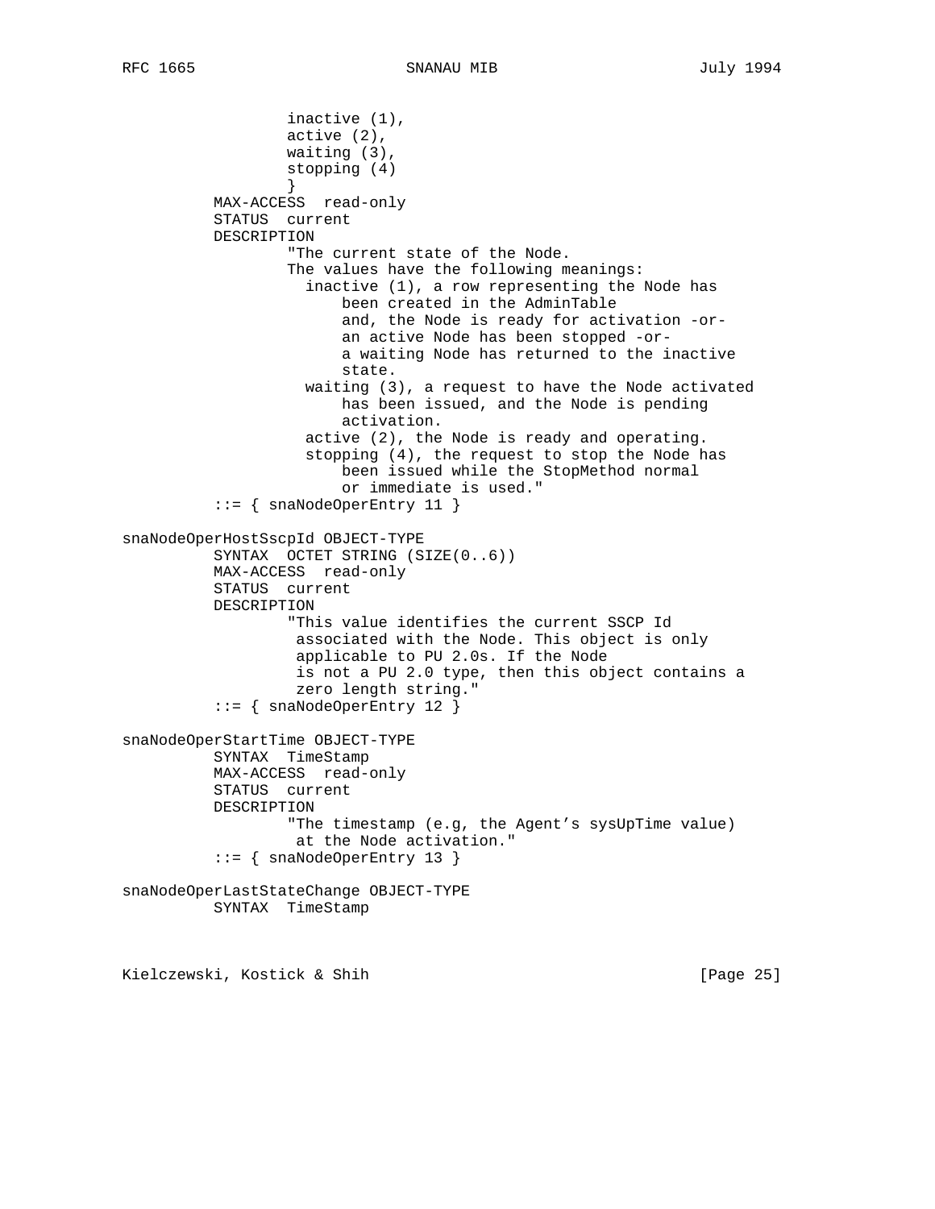```
                   inactive (1),
                   active (2),
                   waiting (3),
                   stopping (4)
                   }
          MAX-ACCESS  read-only
          STATUS  current
          DESCRIPTION
                  "The current state of the Node.
                  The values have the following meanings:
                    inactive (1), a row representing the Node has
                        been created in the AdminTable
                        and, the Node is ready for activation -or-
                        an active Node has been stopped -or-
                        a waiting Node has returned to the inactive
                        state.
                    waiting (3), a request to have the Node activated
                        has been issued, and the Node is pending
                        activation.
                    active (2), the Node is ready and operating.
                    stopping (4), the request to stop the Node has
                        been issued while the StopMethod normal
                        or immediate is used."
          ::= { snaNodeOperEntry 11 }

snaNodeOperHostSscpId OBJECT-TYPE
          SYNTAX  OCTET STRING (SIZE(0..6))
          MAX-ACCESS  read-only
          STATUS  current
          DESCRIPTION
                  "This value identifies the current SSCP Id
                   associated with the Node. This object is only
                   applicable to PU 2.0s. If the Node
                   is not a PU 2.0 type, then this object contains a
                   zero length string."
          ::= { snaNodeOperEntry 12 }

snaNodeOperStartTime OBJECT-TYPE
          SYNTAX  TimeStamp
          MAX-ACCESS  read-only
          STATUS  current
          DESCRIPTION
                  "The timestamp (e.g, the Agent's sysUpTime value)
                   at the Node activation."
          ::= { snaNodeOperEntry 13 }

snaNodeOperLastStateChange OBJECT-TYPE
          SYNTAX  TimeStamp
```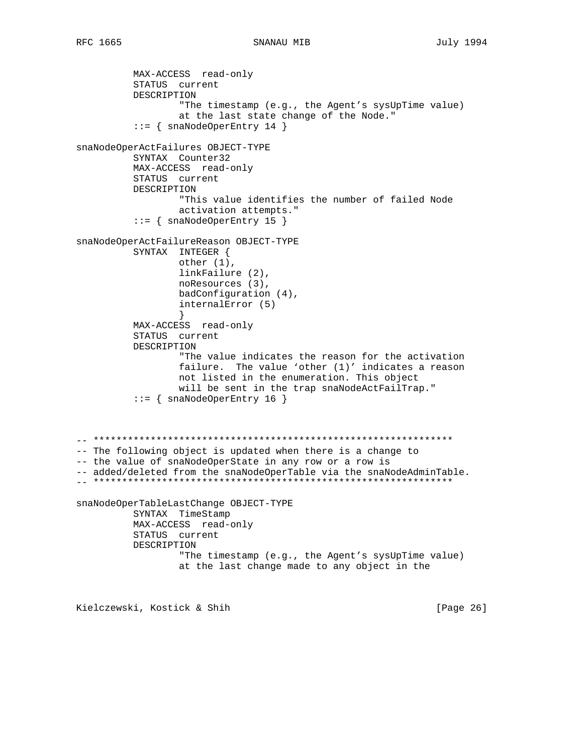```
          MAX-ACCESS  read-only
          STATUS  current
          DESCRIPTION
                  "The timestamp (e.g., the Agent's sysUpTime value)
                  at the last state change of the Node."
          ::= { snaNodeOperEntry 14 }

snaNodeOperActFailures OBJECT-TYPE
          SYNTAX  Counter32
          MAX-ACCESS  read-only
          STATUS  current
          DESCRIPTION
                  "This value identifies the number of failed Node
                  activation attempts."
          ::= { snaNodeOperEntry 15 }

snaNodeOperActFailureReason OBJECT-TYPE
          SYNTAX  INTEGER {
                  other (1),
                  linkFailure (2),
                  noResources (3),
                  badConfiguration (4),
                  internalError (5)
                  }
          MAX-ACCESS  read-only
          STATUS  current
          DESCRIPTION
                  "The value indicates the reason for the activation
                  failure.  The value 'other (1)' indicates a reason
                  not listed in the enumeration. This object
                  will be sent in the trap snaNodeActFailTrap."
          ::= { snaNodeOperEntry 16 }



-- ***************************************************************
-- The following object is updated when there is a change to
-- the value of snaNodeOperState in any row or a row is
-- added/deleted from the snaNodeOperTable via the snaNodeAdminTable.
-- ***************************************************************

snaNodeOperTableLastChange OBJECT-TYPE
          SYNTAX  TimeStamp
          MAX-ACCESS  read-only
          STATUS  current
          DESCRIPTION
                  "The timestamp (e.g., the Agent's sysUpTime value)
                  at the last change made to any object in the
```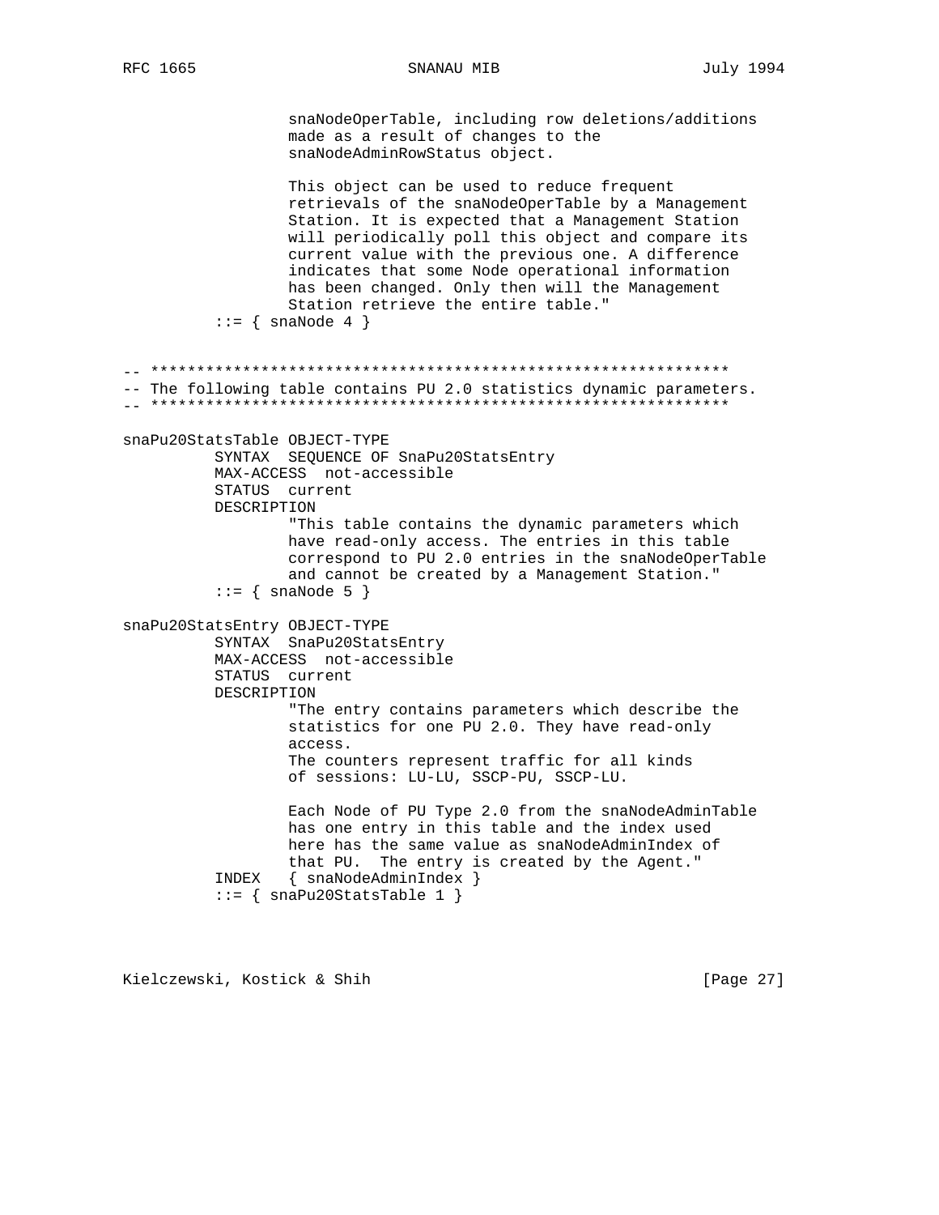```
                snaNodeOperTable, including row deletions/additions
                made as a result of changes to the
                snaNodeAdminRowStatus object.

                This object can be used to reduce frequent
                retrievals of the snaNodeOperTable by a Management
                Station. It is expected that a Management Station
                will periodically poll this object and compare its
                current value with the previous one. A difference
                indicates that some Node operational information
                has been changed. Only then will the Management
                Station retrieve the entire table."
        ::= { snaNode 4 }


-- ***************************************************************
-- The following table contains PU 2.0 statistics dynamic parameters.
-- ***************************************************************

snaPu20StatsTable OBJECT-TYPE
        SYNTAX  SEQUENCE OF SnaPu20StatsEntry
        MAX-ACCESS  not-accessible
        STATUS  current
        DESCRIPTION
                "This table contains the dynamic parameters which
                have read-only access. The entries in this table
                correspond to PU 2.0 entries in the snaNodeOperTable
                and cannot be created by a Management Station."
        ::= { snaNode 5 }

snaPu20StatsEntry OBJECT-TYPE
        SYNTAX  SnaPu20StatsEntry
        MAX-ACCESS  not-accessible
        STATUS  current
        DESCRIPTION
                "The entry contains parameters which describe the
                statistics for one PU 2.0. They have read-only
                access.
                The counters represent traffic for all kinds
                of sessions: LU-LU, SSCP-PU, SSCP-LU.

                Each Node of PU Type 2.0 from the snaNodeAdminTable
                has one entry in this table and the index used
                here has the same value as snaNodeAdminIndex of
                that PU.  The entry is created by the Agent."
        INDEX   { snaNodeAdminIndex }
        ::= { snaPu20StatsTable 1 }
```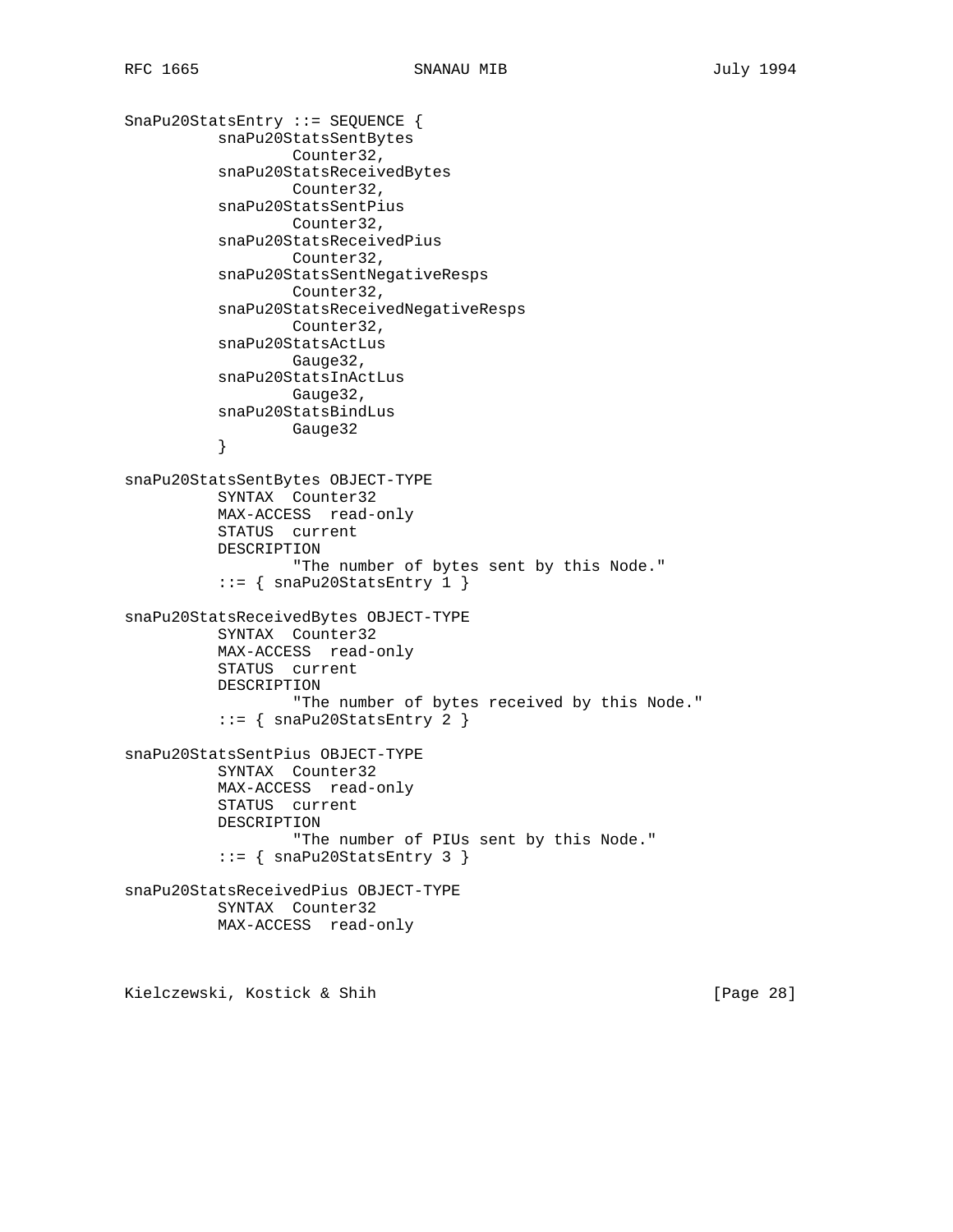```
SnaPu20StatsEntry ::= SEQUENCE {
          snaPu20StatsSentBytes
                  Counter32,
          snaPu20StatsReceivedBytes
                  Counter32,
          snaPu20StatsSentPius
                  Counter32,
          snaPu20StatsReceivedPius
                  Counter32,
          snaPu20StatsSentNegativeResps
                  Counter32,
          snaPu20StatsReceivedNegativeResps
                  Counter32,
          snaPu20StatsActLus
                  Gauge32,
          snaPu20StatsInActLus
                  Gauge32,
          snaPu20StatsBindLus
                  Gauge32
          }

snaPu20StatsSentBytes OBJECT-TYPE
          SYNTAX  Counter32
          MAX-ACCESS  read-only
          STATUS  current
          DESCRIPTION
                  "The number of bytes sent by this Node."
          ::= { snaPu20StatsEntry 1 }

snaPu20StatsReceivedBytes OBJECT-TYPE
          SYNTAX  Counter32
          MAX-ACCESS  read-only
          STATUS  current
          DESCRIPTION
                  "The number of bytes received by this Node."
          ::= { snaPu20StatsEntry 2 }

snaPu20StatsSentPius OBJECT-TYPE
          SYNTAX  Counter32
          MAX-ACCESS  read-only
          STATUS  current
          DESCRIPTION
                  "The number of PIUs sent by this Node."
          ::= { snaPu20StatsEntry 3 }

snaPu20StatsReceivedPius OBJECT-TYPE
          SYNTAX  Counter32
          MAX-ACCESS  read-only
```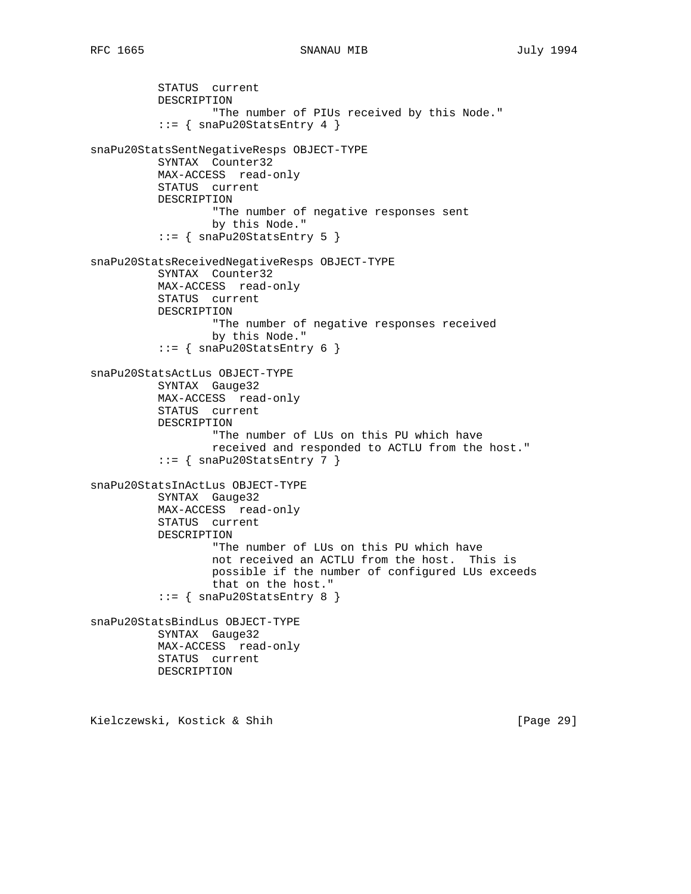```
          STATUS  current
          DESCRIPTION
                  "The number of PIUs received by this Node."
          ::= { snaPu20StatsEntry 4 }

snaPu20StatsSentNegativeResps OBJECT-TYPE
          SYNTAX  Counter32
          MAX-ACCESS  read-only
          STATUS  current
          DESCRIPTION
                  "The number of negative responses sent
                  by this Node."
          ::= { snaPu20StatsEntry 5 }

snaPu20StatsReceivedNegativeResps OBJECT-TYPE
          SYNTAX  Counter32
          MAX-ACCESS  read-only
          STATUS  current
          DESCRIPTION
                  "The number of negative responses received
                  by this Node."
          ::= { snaPu20StatsEntry 6 }

snaPu20StatsActLus OBJECT-TYPE
          SYNTAX  Gauge32
          MAX-ACCESS  read-only
          STATUS  current
          DESCRIPTION
                  "The number of LUs on this PU which have
                  received and responded to ACTLU from the host."
          ::= { snaPu20StatsEntry 7 }

snaPu20StatsInActLus OBJECT-TYPE
          SYNTAX  Gauge32
          MAX-ACCESS  read-only
          STATUS  current
          DESCRIPTION
                  "The number of LUs on this PU which have
                  not received an ACTLU from the host.  This is
                  possible if the number of configured LUs exceeds
                  that on the host."
          ::= { snaPu20StatsEntry 8 }

snaPu20StatsBindLus OBJECT-TYPE
          SYNTAX  Gauge32
          MAX-ACCESS  read-only
          STATUS  current
          DESCRIPTION
```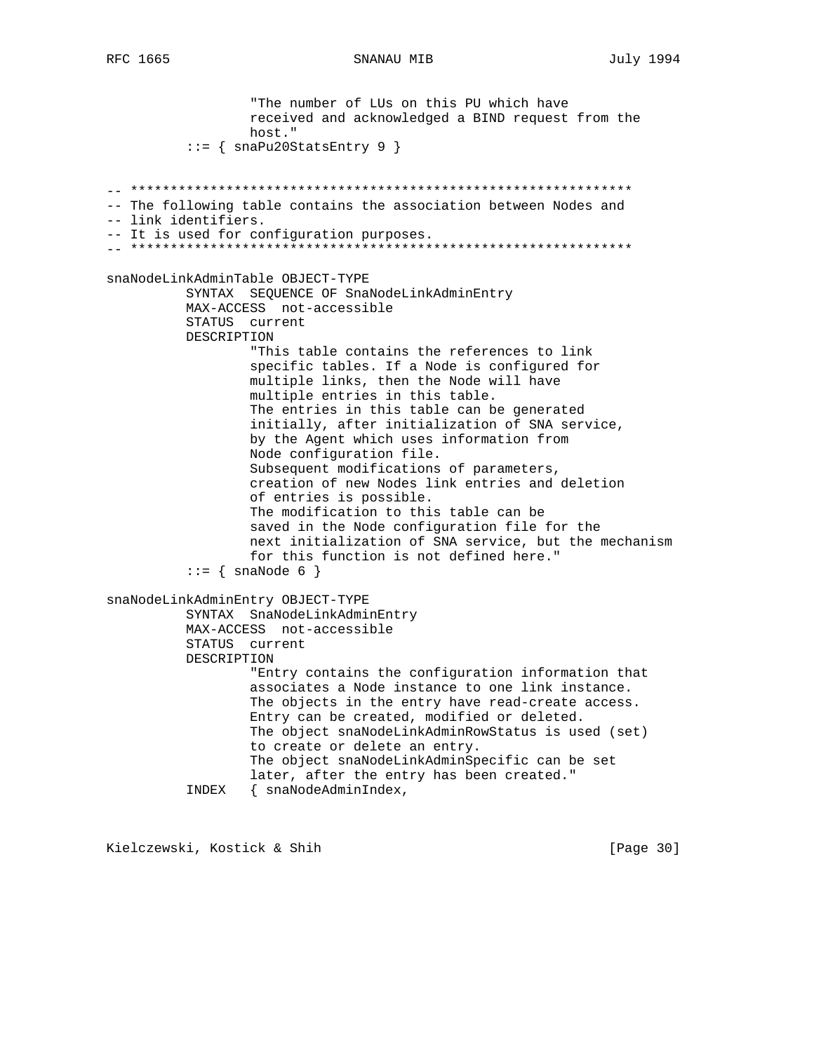```
                 "The number of LUs on this PU which have
                 received and acknowledged a BIND request from the
                 host."
         ::= { snaPu20StatsEntry 9 }


-- ***************************************************************
-- The following table contains the association between Nodes and
-- link identifiers.
-- It is used for configuration purposes.
-- ***************************************************************

snaNodeLinkAdminTable OBJECT-TYPE
         SYNTAX  SEQUENCE OF SnaNodeLinkAdminEntry
         MAX-ACCESS  not-accessible
         STATUS  current
         DESCRIPTION
                 "This table contains the references to link
                 specific tables. If a Node is configured for
                 multiple links, then the Node will have
                 multiple entries in this table.
                 The entries in this table can be generated
                 initially, after initialization of SNA service,
                 by the Agent which uses information from
                 Node configuration file.
                 Subsequent modifications of parameters,
                 creation of new Nodes link entries and deletion
                 of entries is possible.
                 The modification to this table can be
                 saved in the Node configuration file for the
                 next initialization of SNA service, but the mechanism
                 for this function is not defined here."
         ::= { snaNode 6 }

snaNodeLinkAdminEntry OBJECT-TYPE
         SYNTAX  SnaNodeLinkAdminEntry
         MAX-ACCESS  not-accessible
         STATUS  current
         DESCRIPTION
                 "Entry contains the configuration information that
                 associates a Node instance to one link instance.
                 The objects in the entry have read-create access.
                 Entry can be created, modified or deleted.
                 The object snaNodeLinkAdminRowStatus is used (set)
                 to create or delete an entry.
                 The object snaNodeLinkAdminSpecific can be set
                 later, after the entry has been created."
         INDEX   { snaNodeAdminIndex,
```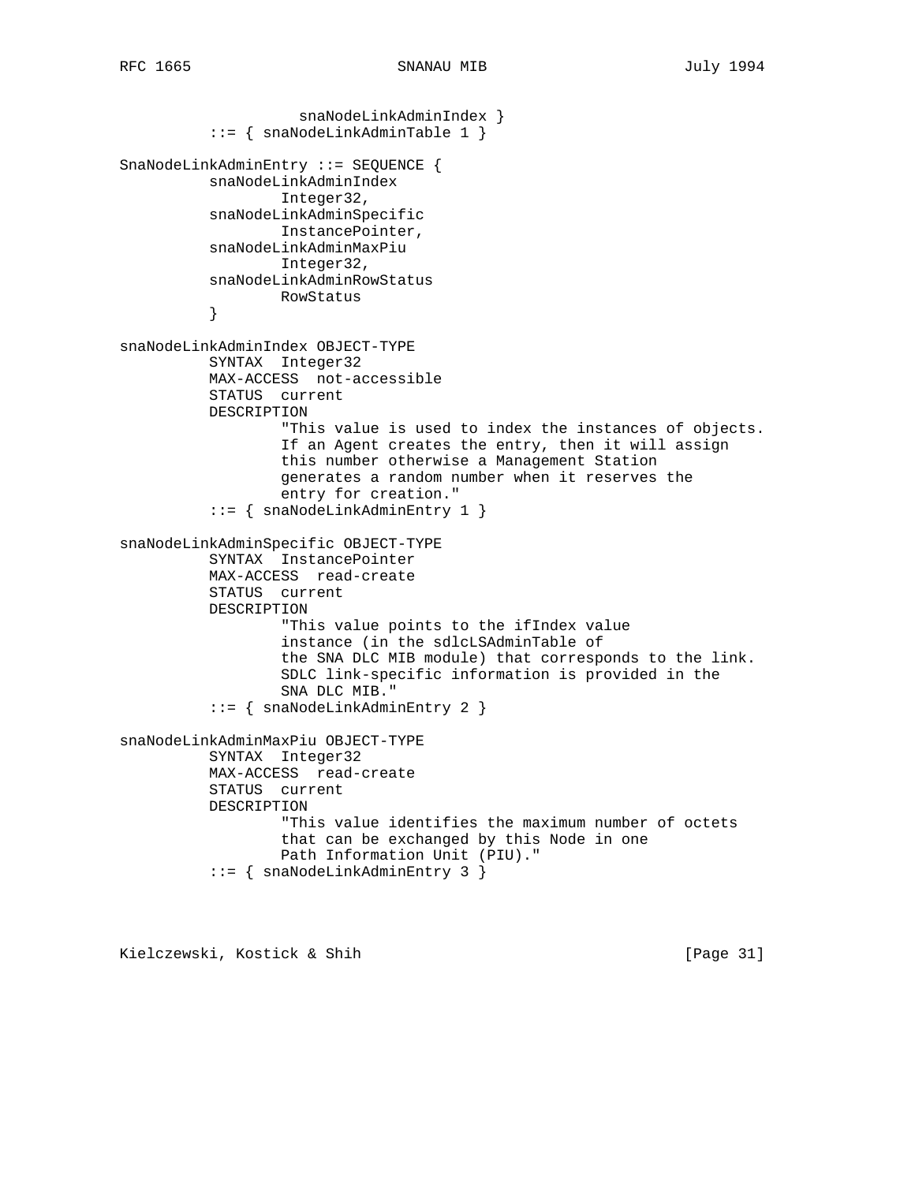```
                     snaNodeLinkAdminIndex }
          ::= { snaNodeLinkAdminTable 1 }

SnaNodeLinkAdminEntry ::= SEQUENCE {
          snaNodeLinkAdminIndex
                  Integer32,
          snaNodeLinkAdminSpecific
                  InstancePointer,
          snaNodeLinkAdminMaxPiu
                  Integer32,
          snaNodeLinkAdminRowStatus
                  RowStatus
          }

snaNodeLinkAdminIndex OBJECT-TYPE
          SYNTAX  Integer32
          MAX-ACCESS  not-accessible
          STATUS  current
          DESCRIPTION
                  "This value is used to index the instances of objects.
                  If an Agent creates the entry, then it will assign
                  this number otherwise a Management Station
                  generates a random number when it reserves the
                  entry for creation."
          ::= { snaNodeLinkAdminEntry 1 }

snaNodeLinkAdminSpecific OBJECT-TYPE
          SYNTAX  InstancePointer
          MAX-ACCESS  read-create
          STATUS  current
          DESCRIPTION
                  "This value points to the ifIndex value
                  instance (in the sdlcLSAdminTable of
                  the SNA DLC MIB module) that corresponds to the link.
                  SDLC link-specific information is provided in the
                  SNA DLC MIB."
          ::= { snaNodeLinkAdminEntry 2 }

snaNodeLinkAdminMaxPiu OBJECT-TYPE
          SYNTAX  Integer32
          MAX-ACCESS  read-create
          STATUS  current
          DESCRIPTION
                  "This value identifies the maximum number of octets
                  that can be exchanged by this Node in one
                  Path Information Unit (PIU)."
          ::= { snaNodeLinkAdminEntry 3 }
```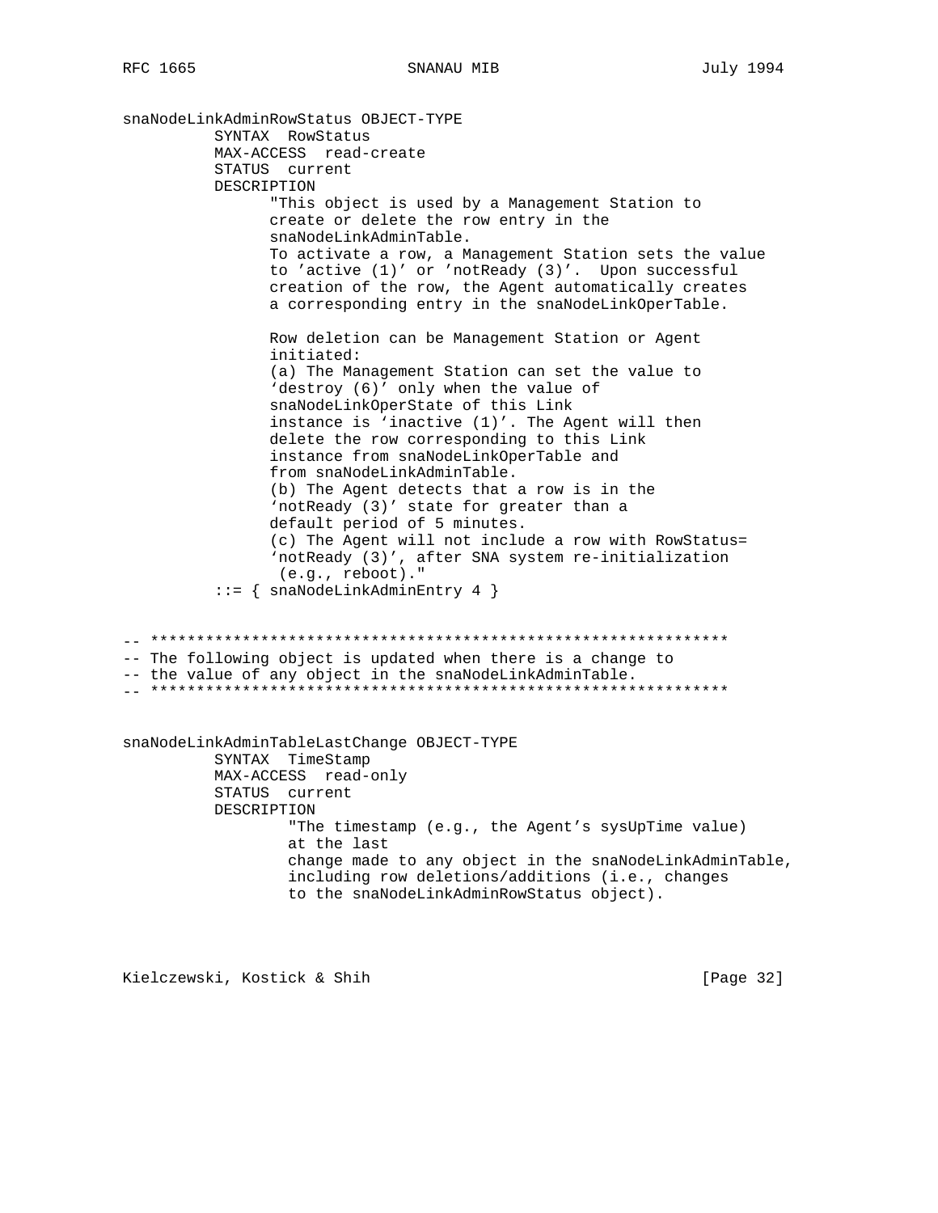```
snaNodeLinkAdminRowStatus OBJECT-TYPE
          SYNTAX  RowStatus
          MAX-ACCESS  read-create
          STATUS  current
          DESCRIPTION
                "This object is used by a Management Station to
                create or delete the row entry in the
                snaNodeLinkAdminTable.
                To activate a row, a Management Station sets the value
                to 'active (1)' or 'notReady (3)'.  Upon successful
                creation of the row, the Agent automatically creates
                a corresponding entry in the snaNodeLinkOperTable.

                Row deletion can be Management Station or Agent
                initiated:
                (a) The Management Station can set the value to
                'destroy (6)' only when the value of
                snaNodeLinkOperState of this Link
                instance is 'inactive (1)'. The Agent will then
                delete the row corresponding to this Link
                instance from snaNodeLinkOperTable and
                from snaNodeLinkAdminTable.
                (b) The Agent detects that a row is in the
                'notReady (3)' state for greater than a
                default period of 5 minutes.
                (c) The Agent will not include a row with RowStatus=
                'notReady (3)', after SNA system re-initialization
                 (e.g., reboot)."
          ::= { snaNodeLinkAdminEntry 4 }


-- ****************************************************************
-- The following object is updated when there is a change to
-- the value of any object in the snaNodeLinkAdminTable.
-- ****************************************************************


snaNodeLinkAdminTableLastChange OBJECT-TYPE
          SYNTAX  TimeStamp
          MAX-ACCESS  read-only
          STATUS  current
          DESCRIPTION
                  "The timestamp (e.g., the Agent's sysUpTime value)
                  at the last
                  change made to any object in the snaNodeLinkAdminTable,
                  including row deletions/additions (i.e., changes
                  to the snaNodeLinkAdminRowStatus object).
```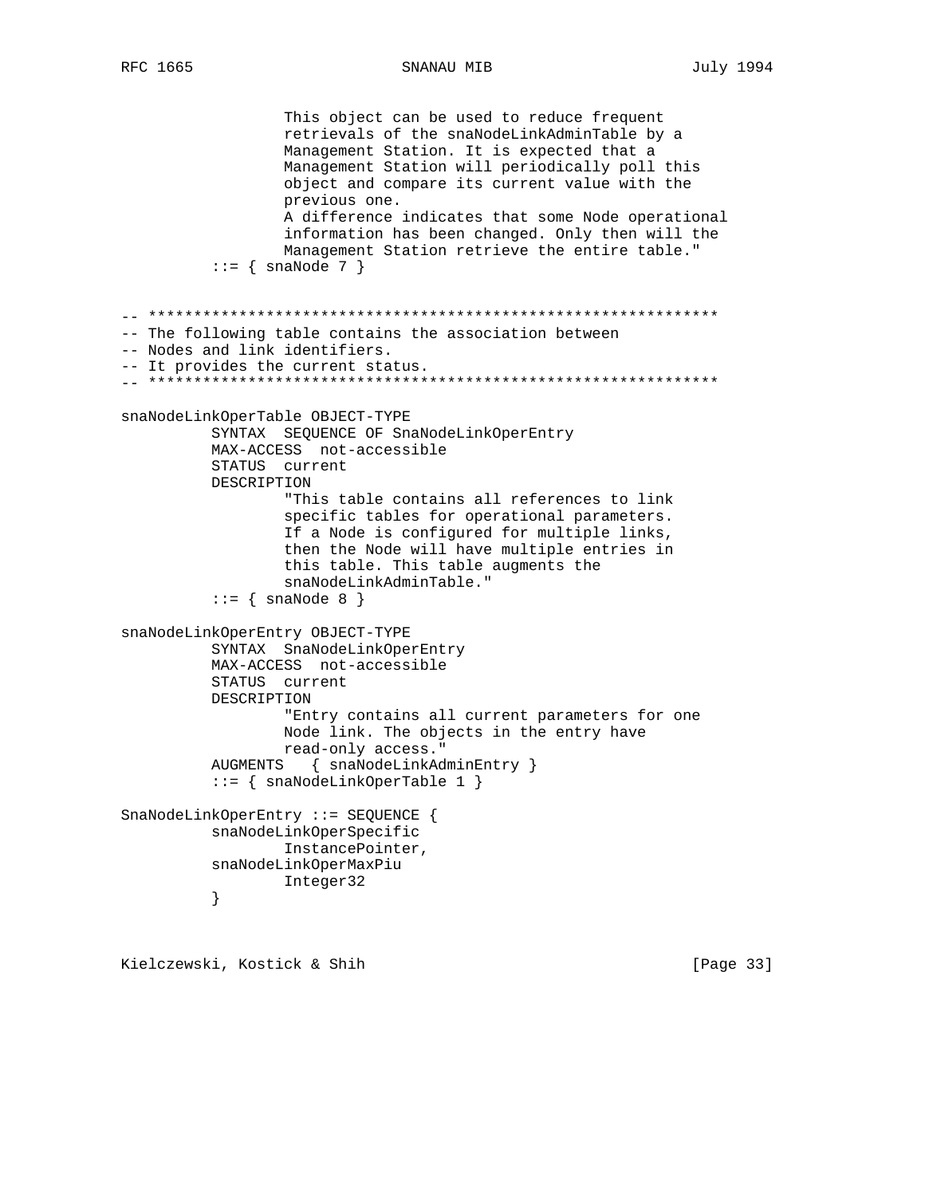```
                This object can be used to reduce frequent
                retrievals of the snaNodeLinkAdminTable by a
                Management Station. It is expected that a
                Management Station will periodically poll this
                object and compare its current value with the
                previous one.
                A difference indicates that some Node operational
                information has been changed. Only then will the
                Management Station retrieve the entire table."
        ::= { snaNode 7 }


-- ***************************************************************
-- The following table contains the association between
-- Nodes and link identifiers.
-- It provides the current status.
-- ***************************************************************

snaNodeLinkOperTable OBJECT-TYPE
        SYNTAX  SEQUENCE OF SnaNodeLinkOperEntry
        MAX-ACCESS  not-accessible
        STATUS  current
        DESCRIPTION
                "This table contains all references to link
                specific tables for operational parameters.
                If a Node is configured for multiple links,
                then the Node will have multiple entries in
                this table. This table augments the
                snaNodeLinkAdminTable."
        ::= { snaNode 8 }

snaNodeLinkOperEntry OBJECT-TYPE
        SYNTAX  SnaNodeLinkOperEntry
        MAX-ACCESS  not-accessible
        STATUS  current
        DESCRIPTION
                "Entry contains all current parameters for one
                Node link. The objects in the entry have
                read-only access."
        AUGMENTS   { snaNodeLinkAdminEntry }
        ::= { snaNodeLinkOperTable 1 }

SnaNodeLinkOperEntry ::= SEQUENCE {
        snaNodeLinkOperSpecific
                InstancePointer,
        snaNodeLinkOperMaxPiu
                Integer32
        }
```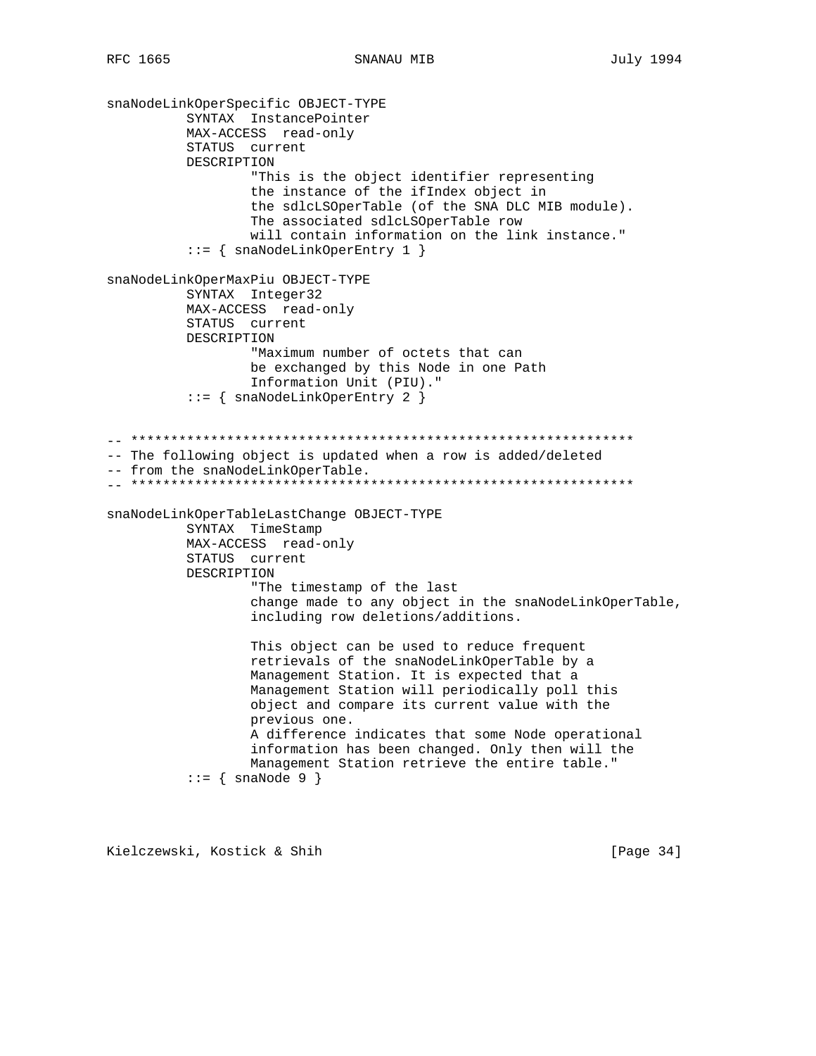```
snaNodeLinkOperSpecific OBJECT-TYPE
         SYNTAX  InstancePointer
         MAX-ACCESS  read-only
         STATUS  current
         DESCRIPTION
                 "This is the object identifier representing
                 the instance of the ifIndex object in
                 the sdlcLSOperTable (of the SNA DLC MIB module).
                 The associated sdlcLSOperTable row
                 will contain information on the link instance."
         ::= { snaNodeLinkOperEntry 1 }

snaNodeLinkOperMaxPiu OBJECT-TYPE
         SYNTAX  Integer32
         MAX-ACCESS  read-only
         STATUS  current
         DESCRIPTION
                 "Maximum number of octets that can
                 be exchanged by this Node in one Path
                 Information Unit (PIU)."
         ::= { snaNodeLinkOperEntry 2 }


-- ***************************************************************
-- The following object is updated when a row is added/deleted
-- from the snaNodeLinkOperTable.
-- ***************************************************************

snaNodeLinkOperTableLastChange OBJECT-TYPE
         SYNTAX  TimeStamp
         MAX-ACCESS  read-only
         STATUS  current
         DESCRIPTION
                 "The timestamp of the last
                 change made to any object in the snaNodeLinkOperTable,
                 including row deletions/additions.

                 This object can be used to reduce frequent
                 retrievals of the snaNodeLinkOperTable by a
                 Management Station. It is expected that a
                 Management Station will periodically poll this
                 object and compare its current value with the
                 previous one.
                 A difference indicates that some Node operational
                 information has been changed. Only then will the
                 Management Station retrieve the entire table."
         ::= { snaNode 9 }
```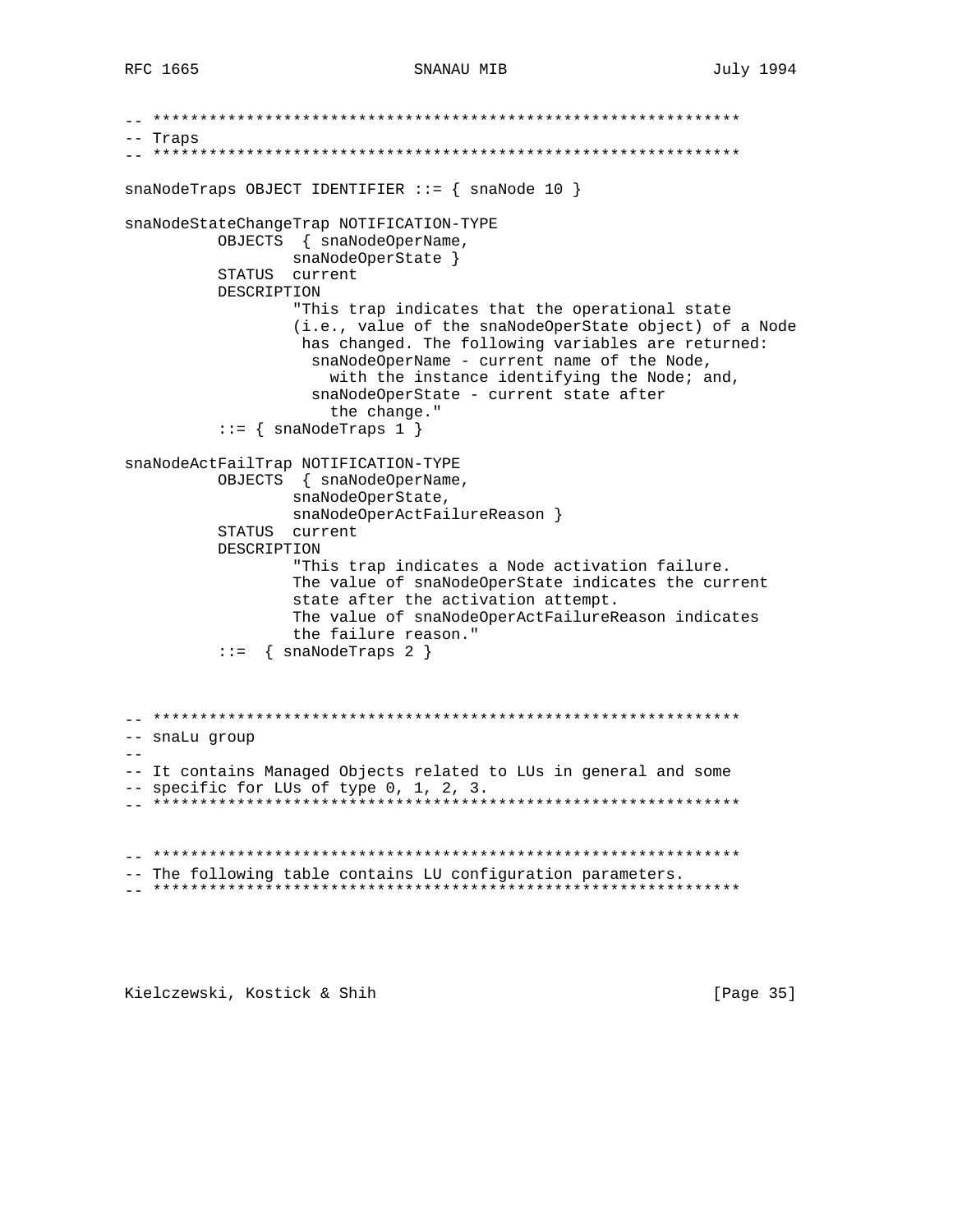```
-- ***************************************************************
-- Traps
-- ***************************************************************

snaNodeTraps OBJECT IDENTIFIER ::= { snaNode 10 }

snaNodeStateChangeTrap NOTIFICATION-TYPE
          OBJECTS  { snaNodeOperName,
                  snaNodeOperState }
          STATUS  current
          DESCRIPTION
                  "This trap indicates that the operational state
                  (i.e., value of the snaNodeOperState object) of a Node
                   has changed. The following variables are returned:
                    snaNodeOperName - current name of the Node,
                      with the instance identifying the Node; and,
                    snaNodeOperState - current state after
                      the change."
          ::= { snaNodeTraps 1 }

snaNodeActFailTrap NOTIFICATION-TYPE
          OBJECTS  { snaNodeOperName,
                  snaNodeOperState,
                  snaNodeOperActFailureReason }
          STATUS  current
          DESCRIPTION
                  "This trap indicates a Node activation failure.
                  The value of snaNodeOperState indicates the current
                  state after the activation attempt.
                  The value of snaNodeOperActFailureReason indicates
                  the failure reason."
          ::=  { snaNodeTraps 2 }



-- ***************************************************************
-- snaLu group
--
-- It contains Managed Objects related to LUs in general and some
-- specific for LUs of type 0, 1, 2, 3.
-- ***************************************************************


-- ***************************************************************
-- The following table contains LU configuration parameters.
-- ***************************************************************
```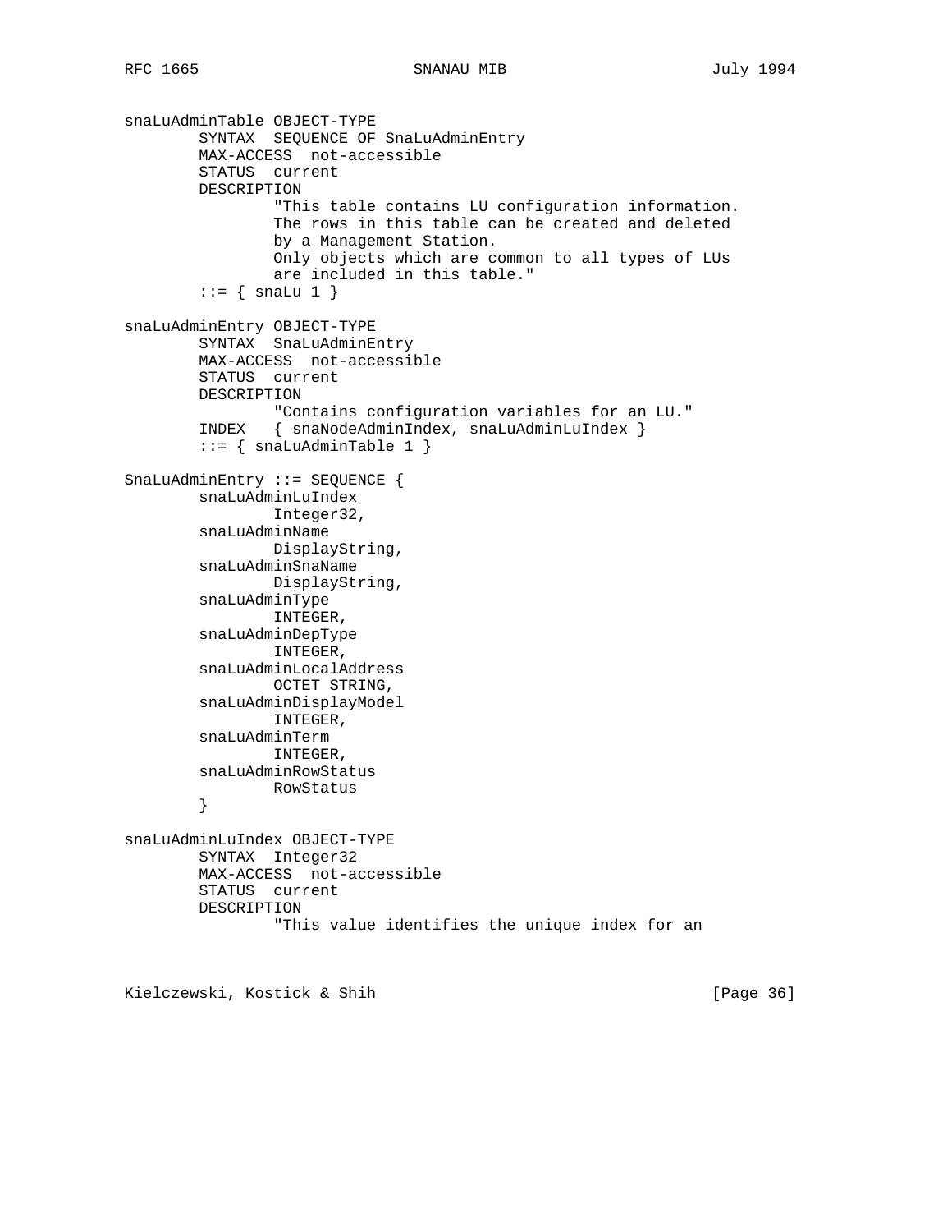```
snaLuAdminTable OBJECT-TYPE
        SYNTAX  SEQUENCE OF SnaLuAdminEntry
        MAX-ACCESS  not-accessible
        STATUS  current
        DESCRIPTION
                "This table contains LU configuration information.
                The rows in this table can be created and deleted
                by a Management Station.
                Only objects which are common to all types of LUs
                are included in this table."
        ::= { snaLu 1 }

snaLuAdminEntry OBJECT-TYPE
        SYNTAX  SnaLuAdminEntry
        MAX-ACCESS  not-accessible
        STATUS  current
        DESCRIPTION
                "Contains configuration variables for an LU."
        INDEX   { snaNodeAdminIndex, snaLuAdminLuIndex }
        ::= { snaLuAdminTable 1 }

SnaLuAdminEntry ::= SEQUENCE {
        snaLuAdminLuIndex
                Integer32,
        snaLuAdminName
                DisplayString,
        snaLuAdminSnaName
                DisplayString,
        snaLuAdminType
                INTEGER,
        snaLuAdminDepType
                INTEGER,
        snaLuAdminLocalAddress
                OCTET STRING,
        snaLuAdminDisplayModel
                INTEGER,
        snaLuAdminTerm
                INTEGER,
        snaLuAdminRowStatus
                RowStatus
        }

snaLuAdminLuIndex OBJECT-TYPE
        SYNTAX  Integer32
        MAX-ACCESS  not-accessible
        STATUS  current
        DESCRIPTION
                "This value identifies the unique index for an
```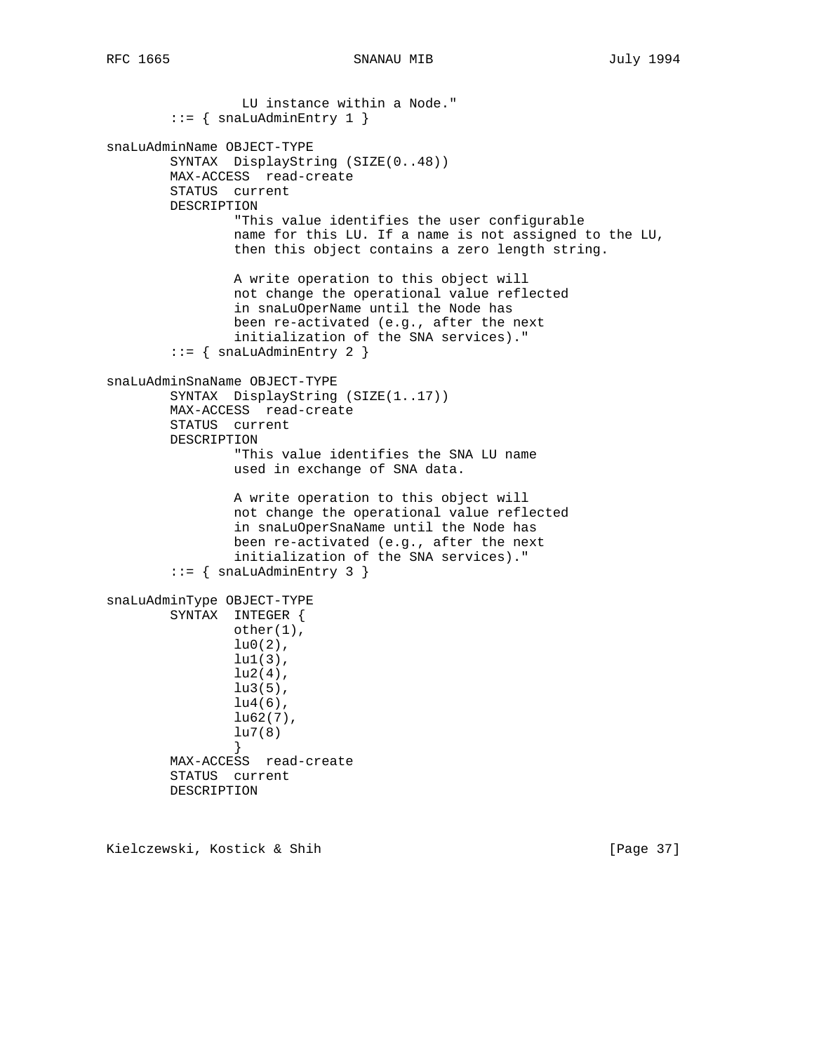```
                 LU instance within a Node."
        ::= { snaLuAdminEntry 1 }

snaLuAdminName OBJECT-TYPE
        SYNTAX  DisplayString (SIZE(0..48))
        MAX-ACCESS  read-create
        STATUS  current
        DESCRIPTION
                "This value identifies the user configurable
                name for this LU. If a name is not assigned to the LU,
                then this object contains a zero length string.

                A write operation to this object will
                not change the operational value reflected
                in snaLuOperName until the Node has
                been re-activated (e.g., after the next
                initialization of the SNA services)."
        ::= { snaLuAdminEntry 2 }

snaLuAdminSnaName OBJECT-TYPE
        SYNTAX  DisplayString (SIZE(1..17))
        MAX-ACCESS  read-create
        STATUS  current
        DESCRIPTION
                "This value identifies the SNA LU name
                used in exchange of SNA data.

                A write operation to this object will
                not change the operational value reflected
                in snaLuOperSnaName until the Node has
                been re-activated (e.g., after the next
                initialization of the SNA services)."
        ::= { snaLuAdminEntry 3 }

snaLuAdminType OBJECT-TYPE
        SYNTAX  INTEGER {
                other(1),
                lu0(2),
                lu1(3),
                lu2(4),
                lu3(5),
                lu4(6),
                lu62(7),
                lu7(8)
                }
        MAX-ACCESS  read-create
        STATUS  current
        DESCRIPTION
```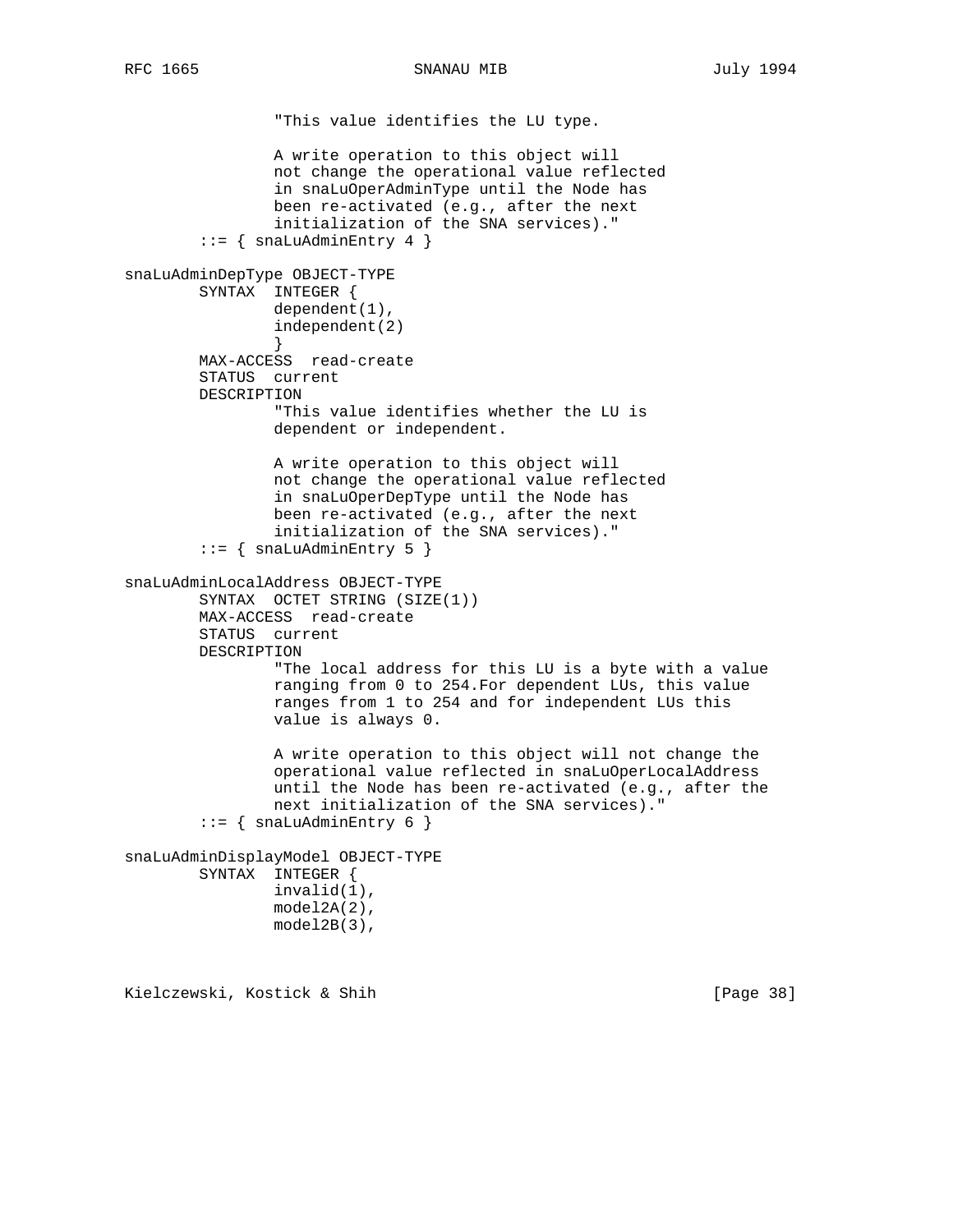```
                "This value identifies the LU type.

                A write operation to this object will
                not change the operational value reflected
                in snaLuOperAdminType until the Node has
                been re-activated (e.g., after the next
                initialization of the SNA services)."
        ::= { snaLuAdminEntry 4 }

snaLuAdminDepType OBJECT-TYPE
        SYNTAX  INTEGER {
                dependent(1),
                independent(2)
                }
        MAX-ACCESS  read-create
        STATUS  current
        DESCRIPTION
                "This value identifies whether the LU is
                dependent or independent.

                A write operation to this object will
                not change the operational value reflected
                in snaLuOperDepType until the Node has
                been re-activated (e.g., after the next
                initialization of the SNA services)."
        ::= { snaLuAdminEntry 5 }

snaLuAdminLocalAddress OBJECT-TYPE
        SYNTAX  OCTET STRING (SIZE(1))
        MAX-ACCESS  read-create
        STATUS  current
        DESCRIPTION
                "The local address for this LU is a byte with a value
                ranging from 0 to 254.For dependent LUs, this value
                ranges from 1 to 254 and for independent LUs this
                value is always 0.

                A write operation to this object will not change the
                operational value reflected in snaLuOperLocalAddress
                until the Node has been re-activated (e.g., after the
                next initialization of the SNA services)."
        ::= { snaLuAdminEntry 6 }

snaLuAdminDisplayModel OBJECT-TYPE
        SYNTAX  INTEGER {
                invalid(1),
                model2A(2),
                model2B(3),
```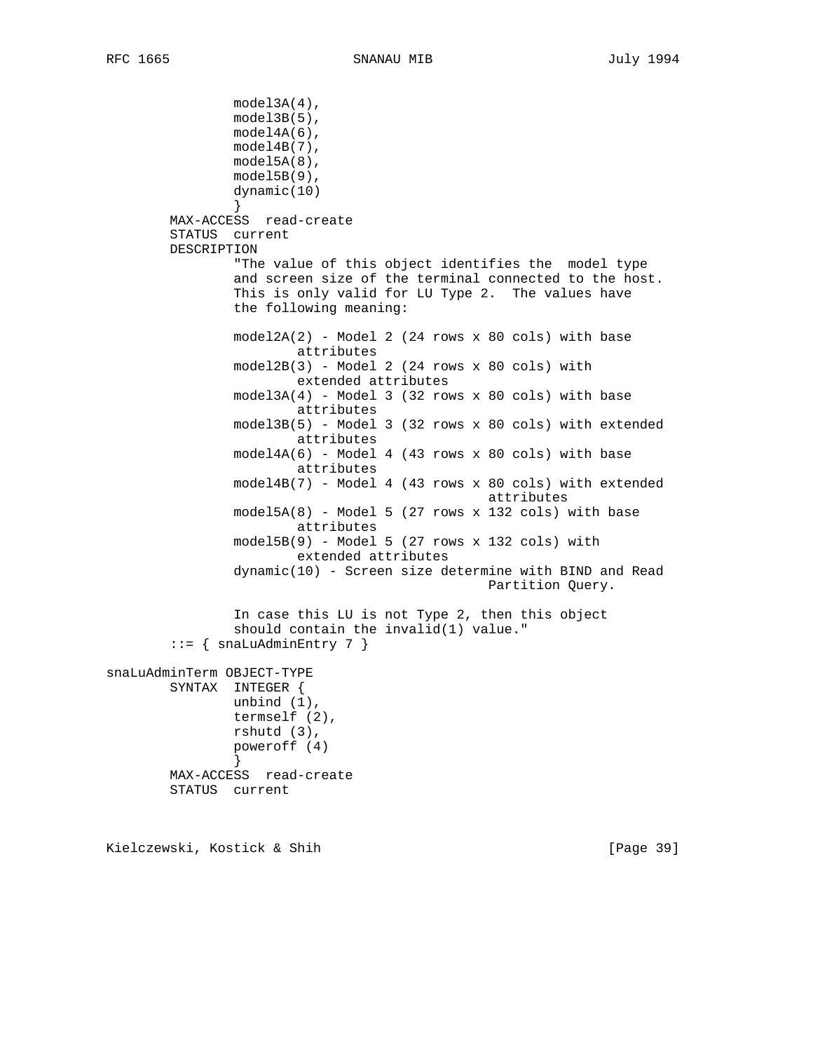```
                model3A(4),
                model3B(5),
                model4A(6),
                model4B(7),
                model5A(8),
                model5B(9),
                dynamic(10)
                }
        MAX-ACCESS  read-create
        STATUS  current
        DESCRIPTION
                "The value of this object identifies the  model type
                and screen size of the terminal connected to the host.
                This is only valid for LU Type 2.  The values have
                the following meaning:

                model2A(2) - Model 2 (24 rows x 80 cols) with base
                        attributes
                model2B(3) - Model 2 (24 rows x 80 cols) with
                        extended attributes
                model3A(4) - Model 3 (32 rows x 80 cols) with base
                        attributes
                model3B(5) - Model 3 (32 rows x 80 cols) with extended
                        attributes
                model4A(6) - Model 4 (43 rows x 80 cols) with base
                        attributes
                model4B(7) - Model 4 (43 rows x 80 cols) with extended
                                                attributes
                model5A(8) - Model 5 (27 rows x 132 cols) with base
                        attributes
                model5B(9) - Model 5 (27 rows x 132 cols) with
                        extended attributes
                dynamic(10) - Screen size determine with BIND and Read
                                                Partition Query.

                In case this LU is not Type 2, then this object
                should contain the invalid(1) value."
        ::= { snaLuAdminEntry 7 }

snaLuAdminTerm OBJECT-TYPE
        SYNTAX  INTEGER {
                unbind (1),
                termself (2),
                rshutd (3),
                poweroff (4)
                }
        MAX-ACCESS  read-create
        STATUS  current
```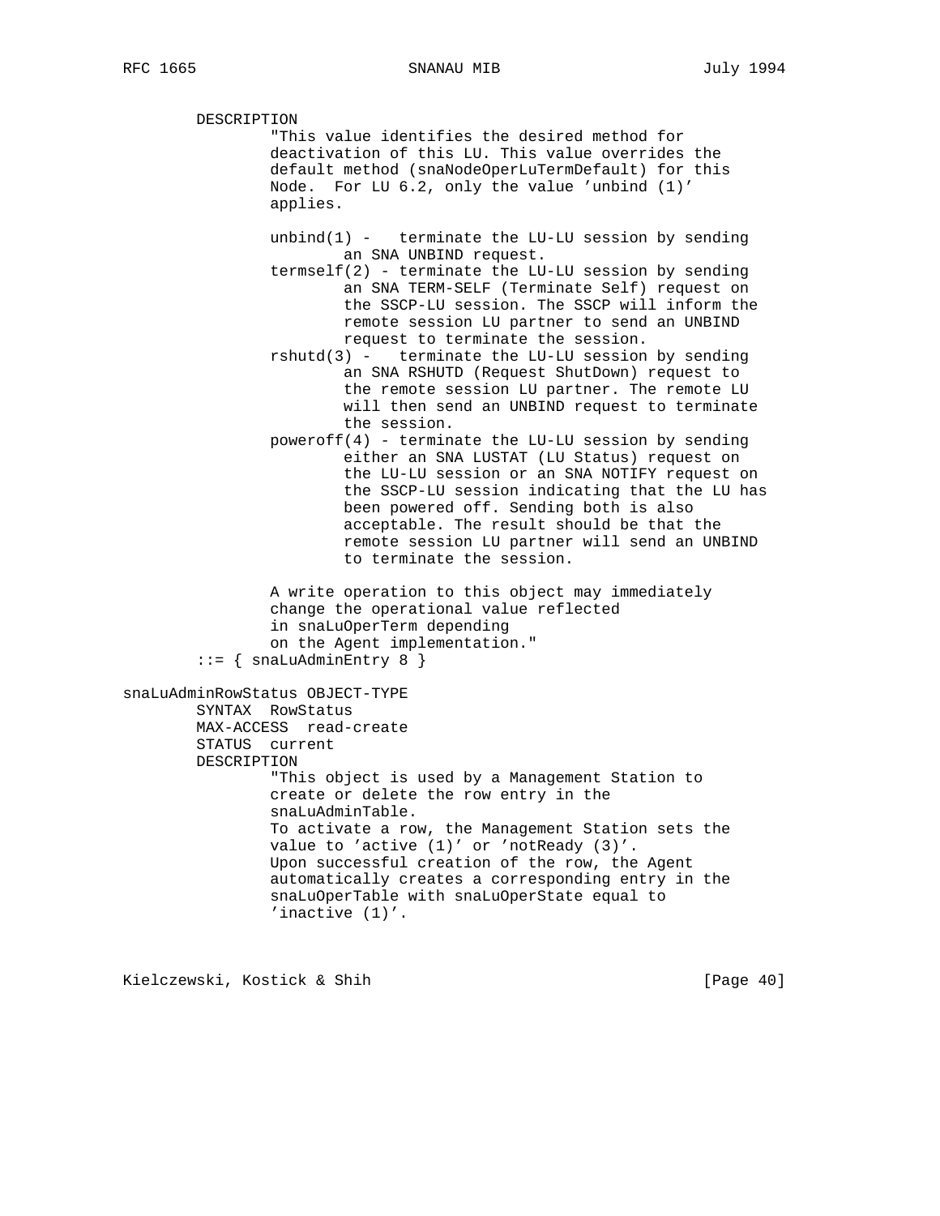```
        DESCRIPTION
                "This value identifies the desired method for
                deactivation of this LU. This value overrides the
                default method (snaNodeOperLuTermDefault) for this
                Node.  For LU 6.2, only the value 'unbind (1)'
                applies.

                unbind(1) -   terminate the LU-LU session by sending
                        an SNA UNBIND request.
                termself(2) - terminate the LU-LU session by sending
                        an SNA TERM-SELF (Terminate Self) request on
                        the SSCP-LU session. The SSCP will inform the
                        remote session LU partner to send an UNBIND
                        request to terminate the session.
                rshutd(3) -   terminate the LU-LU session by sending
                        an SNA RSHUTD (Request ShutDown) request to
                        the remote session LU partner. The remote LU
                        will then send an UNBIND request to terminate
                        the session.
                poweroff(4) - terminate the LU-LU session by sending
                        either an SNA LUSTAT (LU Status) request on
                        the LU-LU session or an SNA NOTIFY request on
                        the SSCP-LU session indicating that the LU has
                        been powered off. Sending both is also
                        acceptable. The result should be that the
                        remote session LU partner will send an UNBIND
                        to terminate the session.

                A write operation to this object may immediately
                change the operational value reflected
                in snaLuOperTerm depending
                on the Agent implementation."
        ::= { snaLuAdminEntry 8 }

snaLuAdminRowStatus OBJECT-TYPE
        SYNTAX  RowStatus
        MAX-ACCESS  read-create
        STATUS  current
        DESCRIPTION
                "This object is used by a Management Station to
                create or delete the row entry in the
                snaLuAdminTable.
                To activate a row, the Management Station sets the
                value to 'active (1)' or 'notReady (3)'.
                Upon successful creation of the row, the Agent
                automatically creates a corresponding entry in the
                snaLuOperTable with snaLuOperState equal to
                'inactive (1)'.
```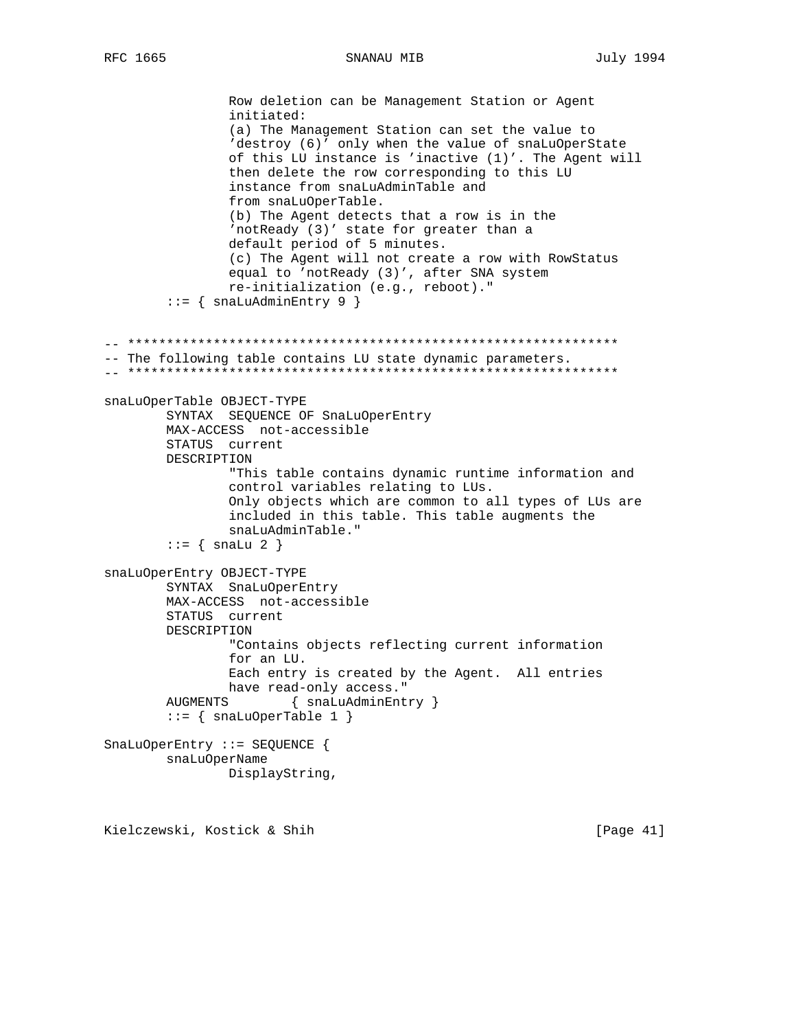```
                Row deletion can be Management Station or Agent
                initiated:
                (a) The Management Station can set the value to
                'destroy (6)' only when the value of snaLuOperState
                of this LU instance is 'inactive (1)'. The Agent will
                then delete the row corresponding to this LU
                instance from snaLuAdminTable and
                from snaLuOperTable.
                (b) The Agent detects that a row is in the
                'notReady (3)' state for greater than a
                default period of 5 minutes.
                (c) The Agent will not create a row with RowStatus
                equal to 'notReady (3)', after SNA system
                re-initialization (e.g., reboot)."
        ::= { snaLuAdminEntry 9 }


-- ***************************************************************
-- The following table contains LU state dynamic parameters.
-- ***************************************************************

snaLuOperTable OBJECT-TYPE
        SYNTAX  SEQUENCE OF SnaLuOperEntry
        MAX-ACCESS  not-accessible
        STATUS  current
        DESCRIPTION
                "This table contains dynamic runtime information and
                control variables relating to LUs.
                Only objects which are common to all types of LUs are
                included in this table. This table augments the
                snaLuAdminTable."
        ::= { snaLu 2 }

snaLuOperEntry OBJECT-TYPE
        SYNTAX  SnaLuOperEntry
        MAX-ACCESS  not-accessible
        STATUS  current
        DESCRIPTION
                "Contains objects reflecting current information
                for an LU.
                Each entry is created by the Agent.  All entries
                have read-only access."
        AUGMENTS        { snaLuAdminEntry }
        ::= { snaLuOperTable 1 }

SnaLuOperEntry ::= SEQUENCE {
        snaLuOperName
                DisplayString,
```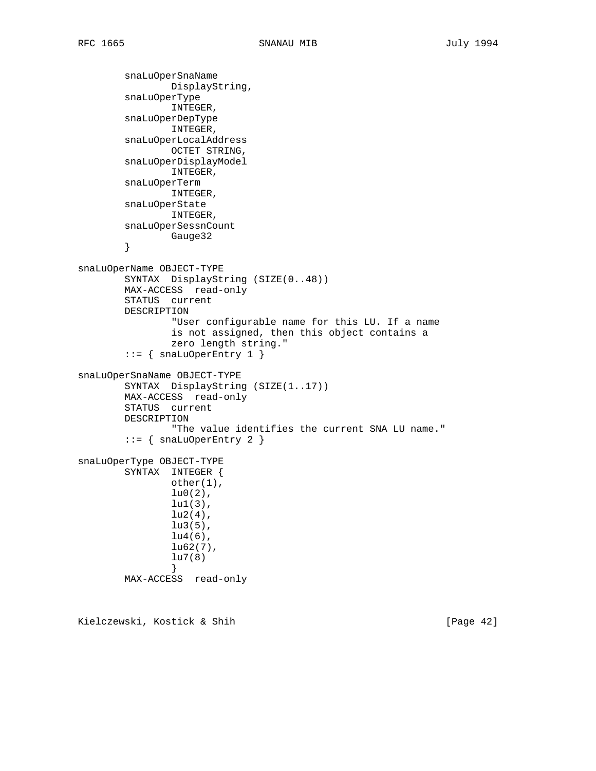```
        snaLuOperSnaName
                DisplayString,
        snaLuOperType
                INTEGER,
        snaLuOperDepType
                INTEGER,
        snaLuOperLocalAddress
                OCTET STRING,
        snaLuOperDisplayModel
                INTEGER,
        snaLuOperTerm
                INTEGER,
        snaLuOperState
                INTEGER,
        snaLuOperSessnCount
                Gauge32
        }

snaLuOperName OBJECT-TYPE
        SYNTAX  DisplayString (SIZE(0..48))
        MAX-ACCESS  read-only
        STATUS  current
        DESCRIPTION
                "User configurable name for this LU. If a name
                is not assigned, then this object contains a
                zero length string."
        ::= { snaLuOperEntry 1 }

snaLuOperSnaName OBJECT-TYPE
        SYNTAX  DisplayString (SIZE(1..17))
        MAX-ACCESS  read-only
        STATUS  current
        DESCRIPTION
                "The value identifies the current SNA LU name."
        ::= { snaLuOperEntry 2 }

snaLuOperType OBJECT-TYPE
        SYNTAX  INTEGER {
                other(1),
                lu0(2),
                lu1(3),
                lu2(4),
                lu3(5),
                lu4(6),
                lu62(7),
                lu7(8)
                }
        MAX-ACCESS  read-only
```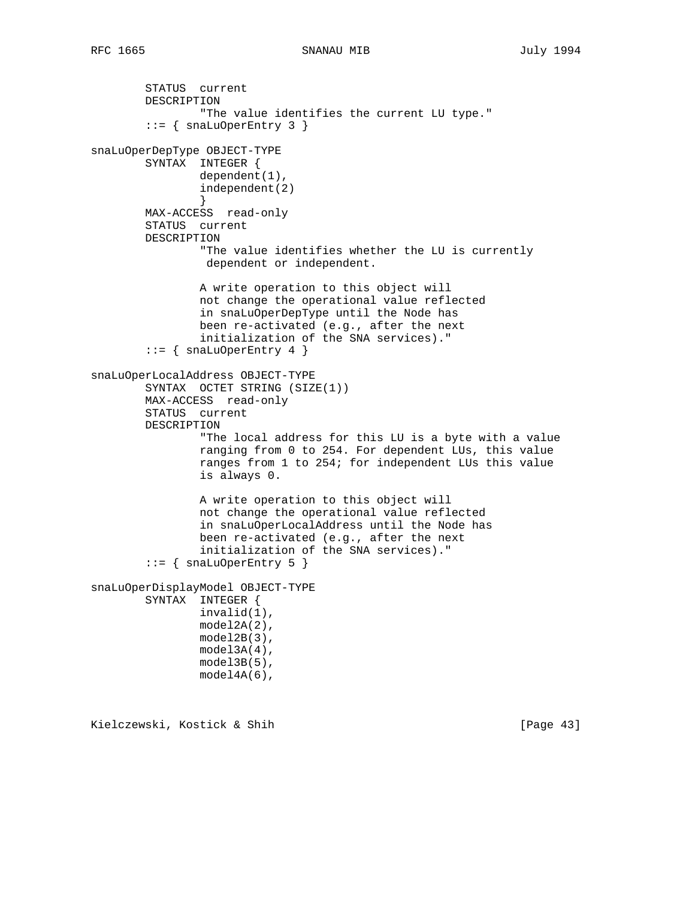```
        STATUS  current
        DESCRIPTION
                "The value identifies the current LU type."
        ::= { snaLuOperEntry 3 }

snaLuOperDepType OBJECT-TYPE
        SYNTAX  INTEGER {
                dependent(1),
                independent(2)
                }
        MAX-ACCESS  read-only
        STATUS  current
        DESCRIPTION
                "The value identifies whether the LU is currently
                 dependent or independent.

                A write operation to this object will
                not change the operational value reflected
                in snaLuOperDepType until the Node has
                been re-activated (e.g., after the next
                initialization of the SNA services)."
        ::= { snaLuOperEntry 4 }

snaLuOperLocalAddress OBJECT-TYPE
        SYNTAX  OCTET STRING (SIZE(1))
        MAX-ACCESS  read-only
        STATUS  current
        DESCRIPTION
                "The local address for this LU is a byte with a value
                ranging from 0 to 254. For dependent LUs, this value
                ranges from 1 to 254; for independent LUs this value
                is always 0.

                A write operation to this object will
                not change the operational value reflected
                in snaLuOperLocalAddress until the Node has
                been re-activated (e.g., after the next
                initialization of the SNA services)."
        ::= { snaLuOperEntry 5 }

snaLuOperDisplayModel OBJECT-TYPE
        SYNTAX  INTEGER {
                invalid(1),
                model2A(2),
                model2B(3),
                model3A(4),
                model3B(5),
                model4A(6),
```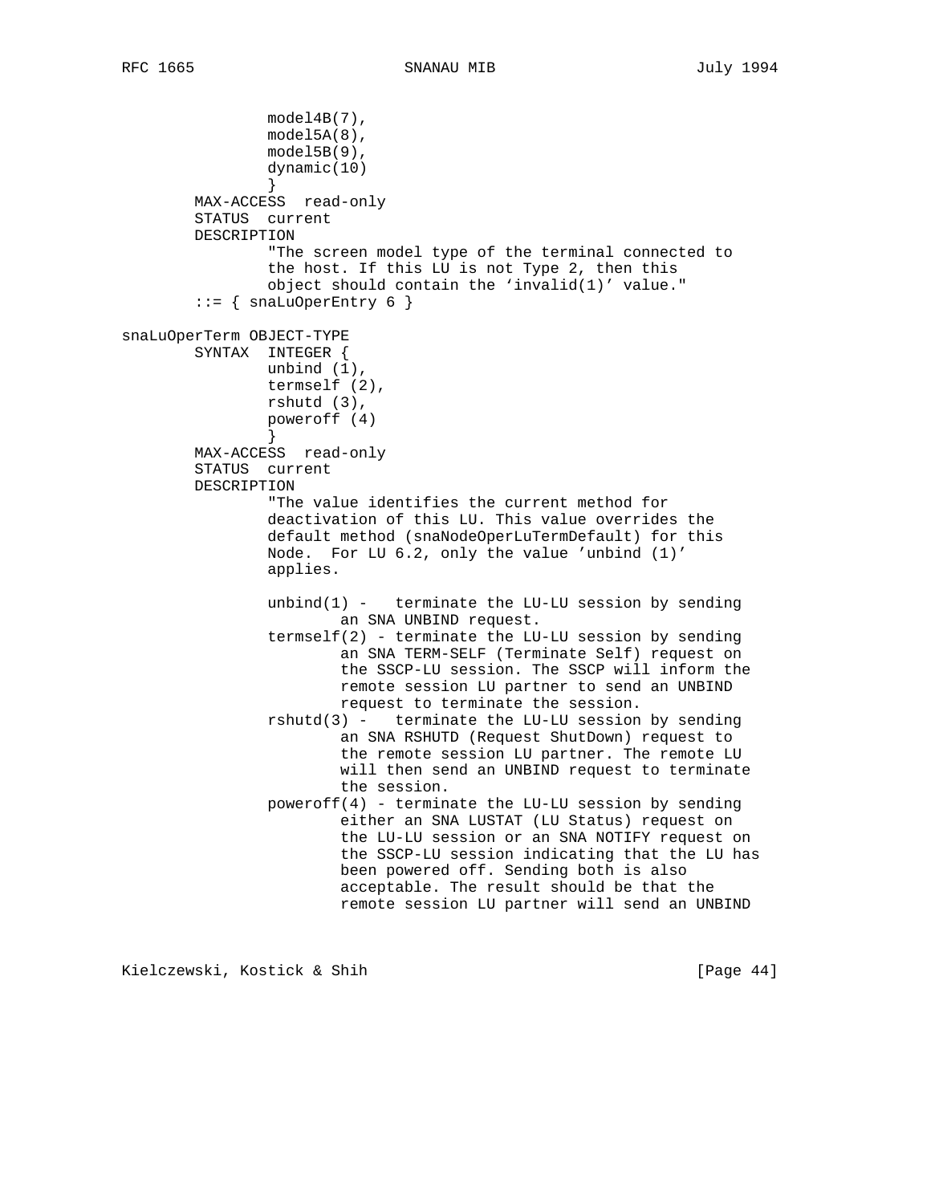```
                model4B(7),
                model5A(8),
                model5B(9),
                dynamic(10)
                }
        MAX-ACCESS  read-only
        STATUS  current
        DESCRIPTION
                "The screen model type of the terminal connected to
                the host. If this LU is not Type 2, then this
                object should contain the 'invalid(1)' value."
        ::= { snaLuOperEntry 6 }

snaLuOperTerm OBJECT-TYPE
        SYNTAX  INTEGER {
                unbind (1),
                termself (2),
                rshutd (3),
                poweroff (4)
                }
        MAX-ACCESS  read-only
        STATUS  current
        DESCRIPTION
                "The value identifies the current method for
                deactivation of this LU. This value overrides the
                default method (snaNodeOperLuTermDefault) for this
                Node.  For LU 6.2, only the value 'unbind (1)'
                applies.

                unbind(1) -   terminate the LU-LU session by sending
                        an SNA UNBIND request.
                termself(2) - terminate the LU-LU session by sending
                        an SNA TERM-SELF (Terminate Self) request on
                        the SSCP-LU session. The SSCP will inform the
                        remote session LU partner to send an UNBIND
                        request to terminate the session.
                rshutd(3) -   terminate the LU-LU session by sending
                        an SNA RSHUTD (Request ShutDown) request to
                        the remote session LU partner. The remote LU
                        will then send an UNBIND request to terminate
                        the session.
                poweroff(4) - terminate the LU-LU session by sending
                        either an SNA LUSTAT (LU Status) request on
                        the LU-LU session or an SNA NOTIFY request on
                        the SSCP-LU session indicating that the LU has
                        been powered off. Sending both is also
                        acceptable. The result should be that the
                        remote session LU partner will send an UNBIND
```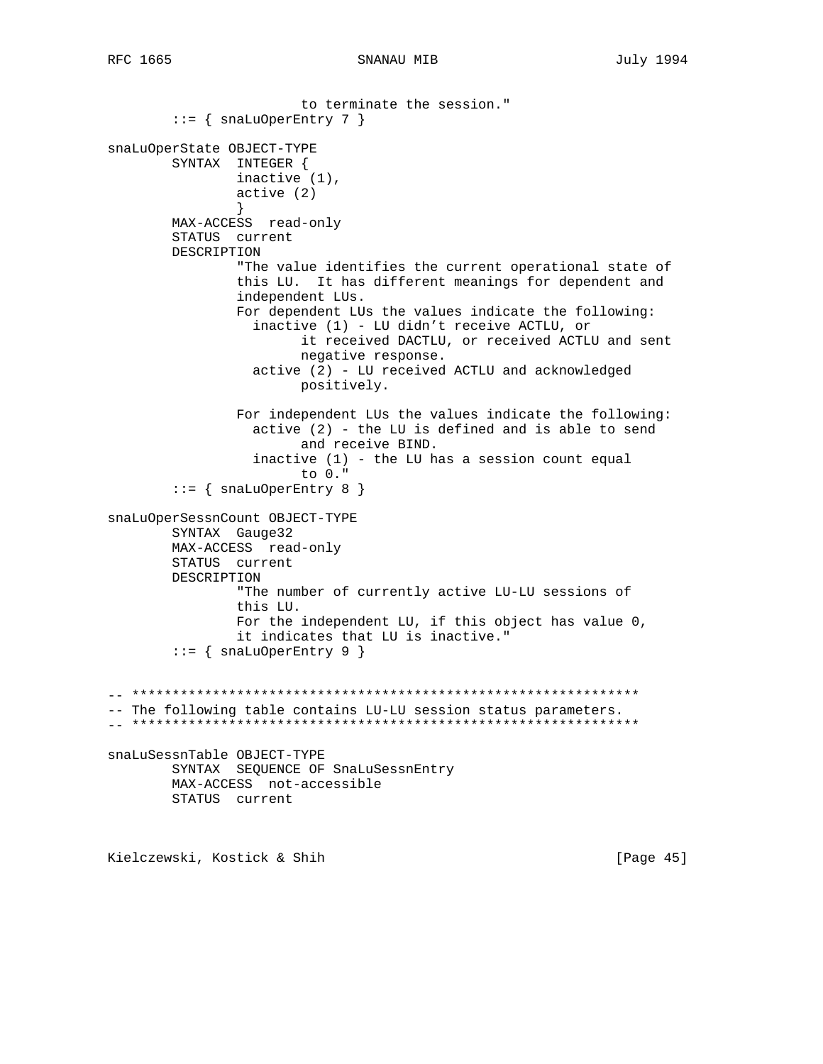```
                        to terminate the session."
        ::= { snaLuOperEntry 7 }

snaLuOperState OBJECT-TYPE
        SYNTAX  INTEGER {
                inactive (1),
                active (2)
                }
        MAX-ACCESS  read-only
        STATUS  current
        DESCRIPTION
                "The value identifies the current operational state of
                this LU.  It has different meanings for dependent and
                independent LUs.
                For dependent LUs the values indicate the following:
                  inactive (1) - LU didn't receive ACTLU, or
                        it received DACTLU, or received ACTLU and sent
                        negative response.
                  active (2) - LU received ACTLU and acknowledged
                        positively.

                For independent LUs the values indicate the following:
                  active (2) - the LU is defined and is able to send
                        and receive BIND.
                  inactive (1) - the LU has a session count equal
                        to 0."
        ::= { snaLuOperEntry 8 }

snaLuOperSessnCount OBJECT-TYPE
        SYNTAX  Gauge32
        MAX-ACCESS  read-only
        STATUS  current
        DESCRIPTION
                "The number of currently active LU-LU sessions of
                this LU.
                For the independent LU, if this object has value 0,
                it indicates that LU is inactive."
        ::= { snaLuOperEntry 9 }


-- ***************************************************************
-- The following table contains LU-LU session status parameters.
-- ***************************************************************

snaLuSessnTable OBJECT-TYPE
        SYNTAX  SEQUENCE OF SnaLuSessnEntry
        MAX-ACCESS  not-accessible
        STATUS  current
```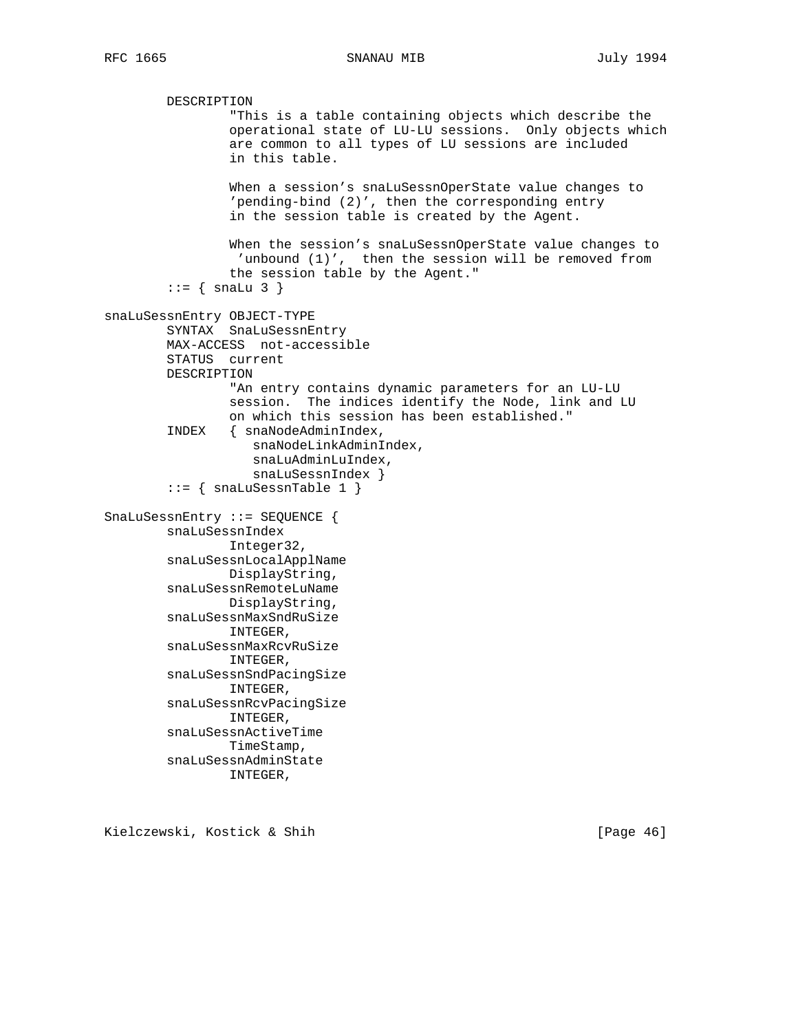```
        DESCRIPTION
                "This is a table containing objects which describe the
                operational state of LU-LU sessions.  Only objects which
                are common to all types of LU sessions are included
                in this table.

                When a session's snaLuSessnOperState value changes to
                'pending-bind (2)', then the corresponding entry
                in the session table is created by the Agent.

                When the session's snaLuSessnOperState value changes to
                 'unbound (1)',  then the session will be removed from
                the session table by the Agent."
        ::= { snaLu 3 }

snaLuSessnEntry OBJECT-TYPE
        SYNTAX  SnaLuSessnEntry
        MAX-ACCESS  not-accessible
        STATUS  current
        DESCRIPTION
                "An entry contains dynamic parameters for an LU-LU
                session.  The indices identify the Node, link and LU
                on which this session has been established."
        INDEX   { snaNodeAdminIndex,
                   snaNodeLinkAdminIndex,
                   snaLuAdminLuIndex,
                   snaLuSessnIndex }
        ::= { snaLuSessnTable 1 }

SnaLuSessnEntry ::= SEQUENCE {
        snaLuSessnIndex
                Integer32,
        snaLuSessnLocalApplName
                DisplayString,
        snaLuSessnRemoteLuName
                DisplayString,
        snaLuSessnMaxSndRuSize
                INTEGER,
        snaLuSessnMaxRcvRuSize
                INTEGER,
        snaLuSessnSndPacingSize
                INTEGER,
        snaLuSessnRcvPacingSize
                INTEGER,
        snaLuSessnActiveTime
                TimeStamp,
        snaLuSessnAdminState
                INTEGER,
```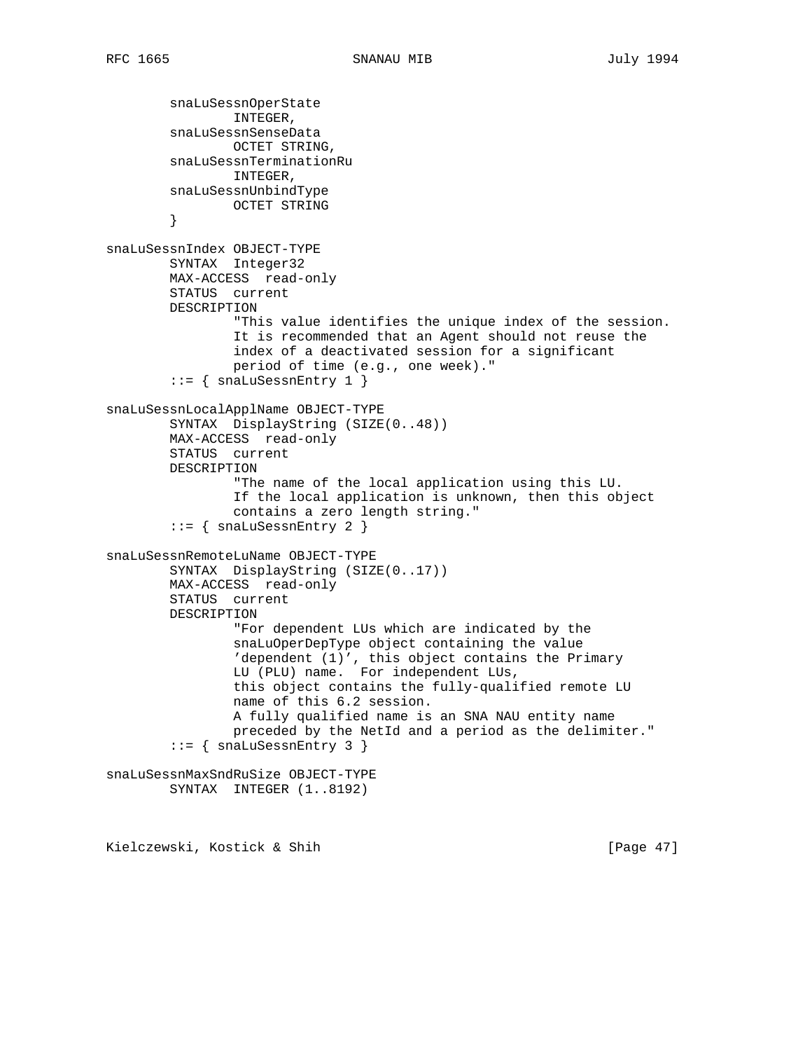```
        snaLuSessnOperState
                INTEGER,
        snaLuSessnSenseData
                OCTET STRING,
        snaLuSessnTerminationRu
                INTEGER,
        snaLuSessnUnbindType
                OCTET STRING
        }

snaLuSessnIndex OBJECT-TYPE
        SYNTAX  Integer32
        MAX-ACCESS  read-only
        STATUS  current
        DESCRIPTION
                "This value identifies the unique index of the session.
                It is recommended that an Agent should not reuse the
                index of a deactivated session for a significant
                period of time (e.g., one week)."
        ::= { snaLuSessnEntry 1 }

snaLuSessnLocalApplName OBJECT-TYPE
        SYNTAX  DisplayString (SIZE(0..48))
        MAX-ACCESS  read-only
        STATUS  current
        DESCRIPTION
                "The name of the local application using this LU.
                If the local application is unknown, then this object
                contains a zero length string."
        ::= { snaLuSessnEntry 2 }

snaLuSessnRemoteLuName OBJECT-TYPE
        SYNTAX  DisplayString (SIZE(0..17))
        MAX-ACCESS  read-only
        STATUS  current
        DESCRIPTION
                "For dependent LUs which are indicated by the
                snaLuOperDepType object containing the value
                'dependent (1)', this object contains the Primary
                LU (PLU) name.  For independent LUs,
                this object contains the fully-qualified remote LU
                name of this 6.2 session.
                A fully qualified name is an SNA NAU entity name
                preceded by the NetId and a period as the delimiter."
        ::= { snaLuSessnEntry 3 }

snaLuSessnMaxSndRuSize OBJECT-TYPE
        SYNTAX  INTEGER (1..8192)
```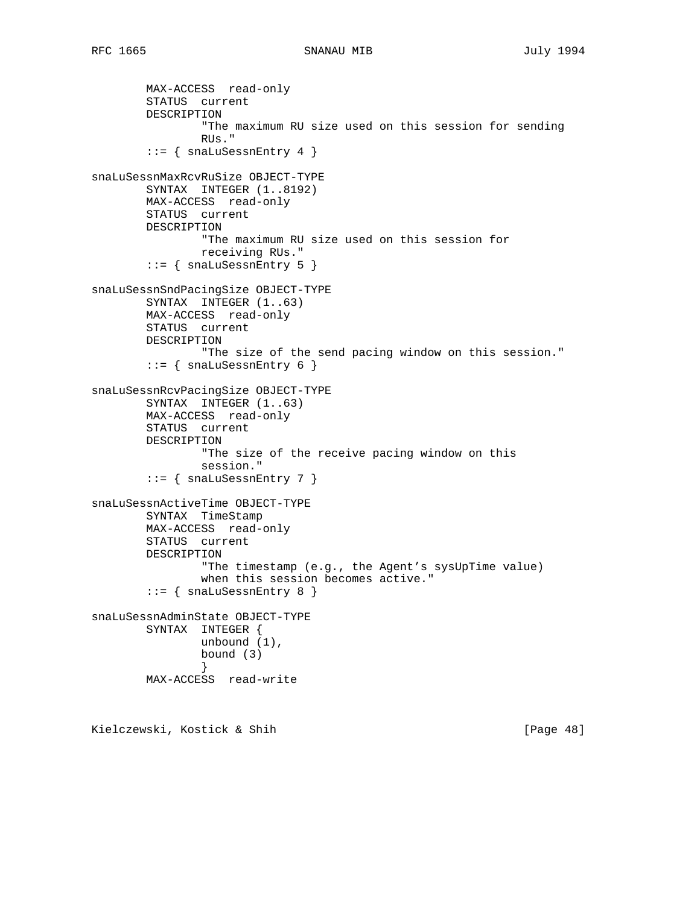```
        MAX-ACCESS  read-only
        STATUS  current
        DESCRIPTION
                "The maximum RU size used on this session for sending
                RUs."
        ::= { snaLuSessnEntry 4 }

snaLuSessnMaxRcvRuSize OBJECT-TYPE
        SYNTAX  INTEGER (1..8192)
        MAX-ACCESS  read-only
        STATUS  current
        DESCRIPTION
                "The maximum RU size used on this session for
                receiving RUs."
        ::= { snaLuSessnEntry 5 }

snaLuSessnSndPacingSize OBJECT-TYPE
        SYNTAX  INTEGER (1..63)
        MAX-ACCESS  read-only
        STATUS  current
        DESCRIPTION
                "The size of the send pacing window on this session."
        ::= { snaLuSessnEntry 6 }

snaLuSessnRcvPacingSize OBJECT-TYPE
        SYNTAX  INTEGER (1..63)
        MAX-ACCESS  read-only
        STATUS  current
        DESCRIPTION
                "The size of the receive pacing window on this
                session."
        ::= { snaLuSessnEntry 7 }

snaLuSessnActiveTime OBJECT-TYPE
        SYNTAX  TimeStamp
        MAX-ACCESS  read-only
        STATUS  current
        DESCRIPTION
                "The timestamp (e.g., the Agent's sysUpTime value)
                when this session becomes active."
        ::= { snaLuSessnEntry 8 }

snaLuSessnAdminState OBJECT-TYPE
        SYNTAX  INTEGER {
                unbound (1),
                bound (3)
                }
        MAX-ACCESS  read-write
```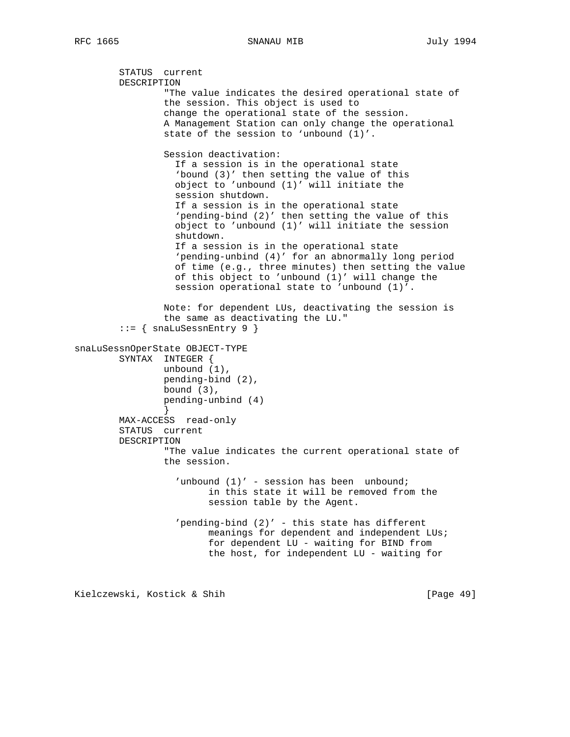```
        STATUS  current
        DESCRIPTION
                "The value indicates the desired operational state of
                the session. This object is used to
                change the operational state of the session.
                A Management Station can only change the operational
                state of the session to `unbound (1)'.

                Session deactivation:
                  If a session is in the operational state
                  `bound (3)' then setting the value of this
                  object to 'unbound (1)' will initiate the
                  session shutdown.
                  If a session is in the operational state
                  `pending-bind (2)' then setting the value of this
                  object to 'unbound (1)' will initiate the session
                  shutdown.
                  If a session is in the operational state
                  `pending-unbind (4)' for an abnormally long period
                  of time (e.g., three minutes) then setting the value
                  of this object to 'unbound (1)' will change the
                  session operational state to 'unbound (1)'.

                Note: for dependent LUs, deactivating the session is
                the same as deactivating the LU."
        ::= { snaLuSessnEntry 9 }

snaLuSessnOperState OBJECT-TYPE
        SYNTAX  INTEGER {
                unbound (1),
                pending-bind (2),
                bound (3),
                pending-unbind (4)
                }
        MAX-ACCESS  read-only
        STATUS  current
        DESCRIPTION
                "The value indicates the current operational state of
                the session.

                  'unbound (1)' - session has been  unbound;
                        in this state it will be removed from the
                        session table by the Agent.

                  'pending-bind (2)' - this state has different
                        meanings for dependent and independent LUs;
                        for dependent LU - waiting for BIND from
                        the host, for independent LU - waiting for
```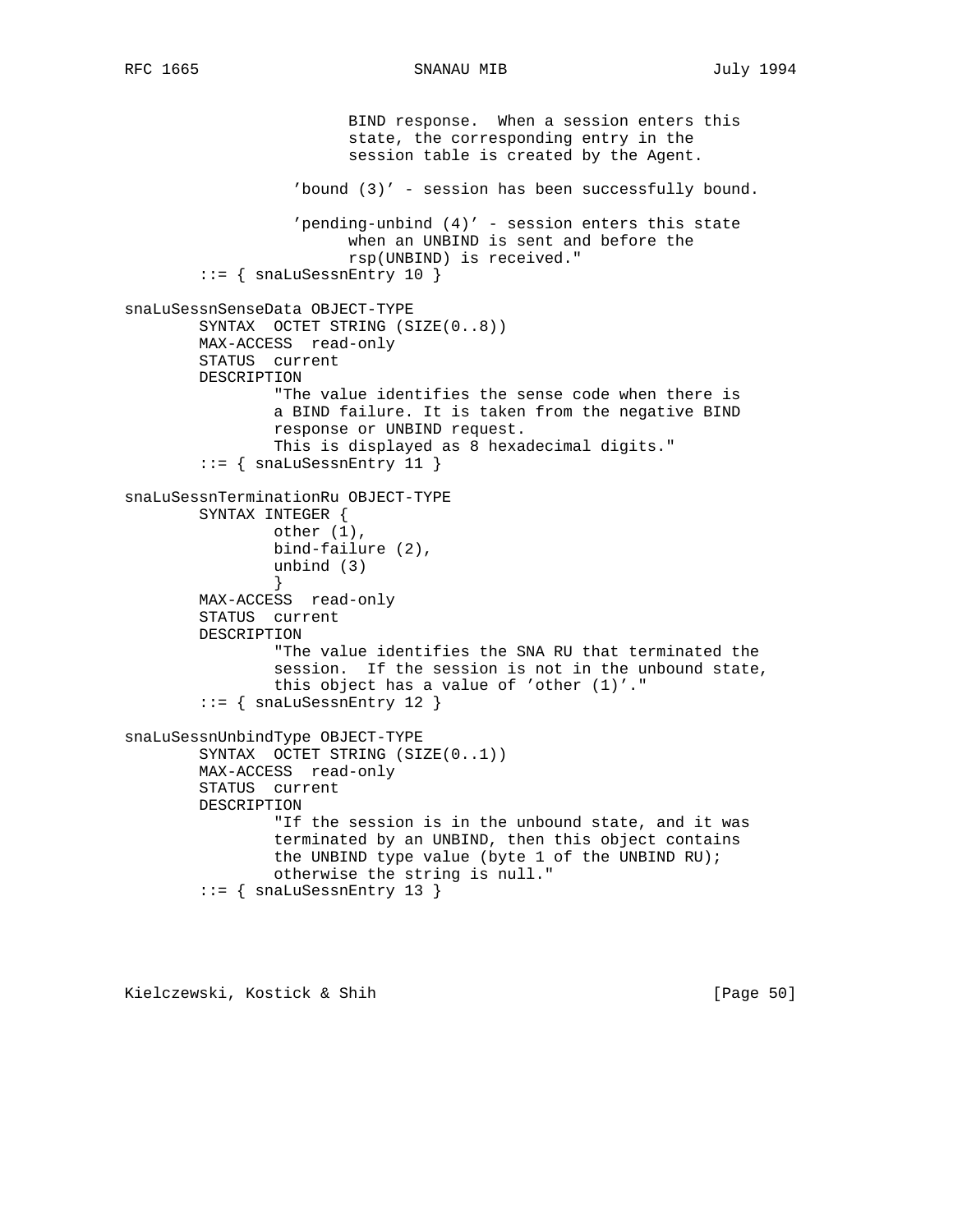```
                         BIND response.  When a session enters this
                         state, the corresponding entry in the
                         session table is created by the Agent.

                    'bound (3)' - session has been successfully bound.

                    'pending-unbind (4)' - session enters this state
                         when an UNBIND is sent and before the
                         rsp(UNBIND) is received."
        ::= { snaLuSessnEntry 10 }

snaLuSessnSenseData OBJECT-TYPE
        SYNTAX  OCTET STRING (SIZE(0..8))
        MAX-ACCESS  read-only
        STATUS  current
        DESCRIPTION
                "The value identifies the sense code when there is
                a BIND failure. It is taken from the negative BIND
                response or UNBIND request.
                This is displayed as 8 hexadecimal digits."
        ::= { snaLuSessnEntry 11 }

snaLuSessnTerminationRu OBJECT-TYPE
        SYNTAX INTEGER {
                other (1),
                bind-failure (2),
                unbind (3)
                }
        MAX-ACCESS  read-only
        STATUS  current
        DESCRIPTION
                "The value identifies the SNA RU that terminated the
                session.  If the session is not in the unbound state,
                this object has a value of 'other (1)'."
        ::= { snaLuSessnEntry 12 }

snaLuSessnUnbindType OBJECT-TYPE
        SYNTAX  OCTET STRING (SIZE(0..1))
        MAX-ACCESS  read-only
        STATUS  current
        DESCRIPTION
                "If the session is in the unbound state, and it was
                terminated by an UNBIND, then this object contains
                the UNBIND type value (byte 1 of the UNBIND RU);
                otherwise the string is null."
        ::= { snaLuSessnEntry 13 }
```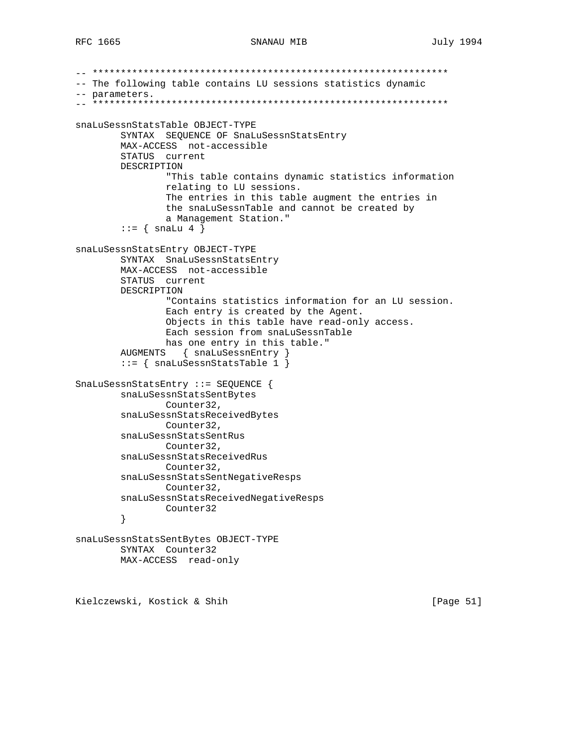```
-- ***************************************************************
-- The following table contains LU sessions statistics dynamic
-- parameters.
-- ***************************************************************

snaLuSessnStatsTable OBJECT-TYPE
        SYNTAX  SEQUENCE OF SnaLuSessnStatsEntry
        MAX-ACCESS  not-accessible
        STATUS  current
        DESCRIPTION
                "This table contains dynamic statistics information
                relating to LU sessions.
                The entries in this table augment the entries in
                the snaLuSessnTable and cannot be created by
                a Management Station."
        ::= { snaLu 4 }

snaLuSessnStatsEntry OBJECT-TYPE
        SYNTAX  SnaLuSessnStatsEntry
        MAX-ACCESS  not-accessible
        STATUS  current
        DESCRIPTION
                "Contains statistics information for an LU session.
                Each entry is created by the Agent.
                Objects in this table have read-only access.
                Each session from snaLuSessnTable
                has one entry in this table."
        AUGMENTS   { snaLuSessnEntry }
        ::= { snaLuSessnStatsTable 1 }

SnaLuSessnStatsEntry ::= SEQUENCE {
        snaLuSessnStatsSentBytes
                Counter32,
        snaLuSessnStatsReceivedBytes
                Counter32,
        snaLuSessnStatsSentRus
                Counter32,
        snaLuSessnStatsReceivedRus
                Counter32,
        snaLuSessnStatsSentNegativeResps
                Counter32,
        snaLuSessnStatsReceivedNegativeResps
                Counter32
        }

snaLuSessnStatsSentBytes OBJECT-TYPE
        SYNTAX  Counter32
        MAX-ACCESS  read-only
```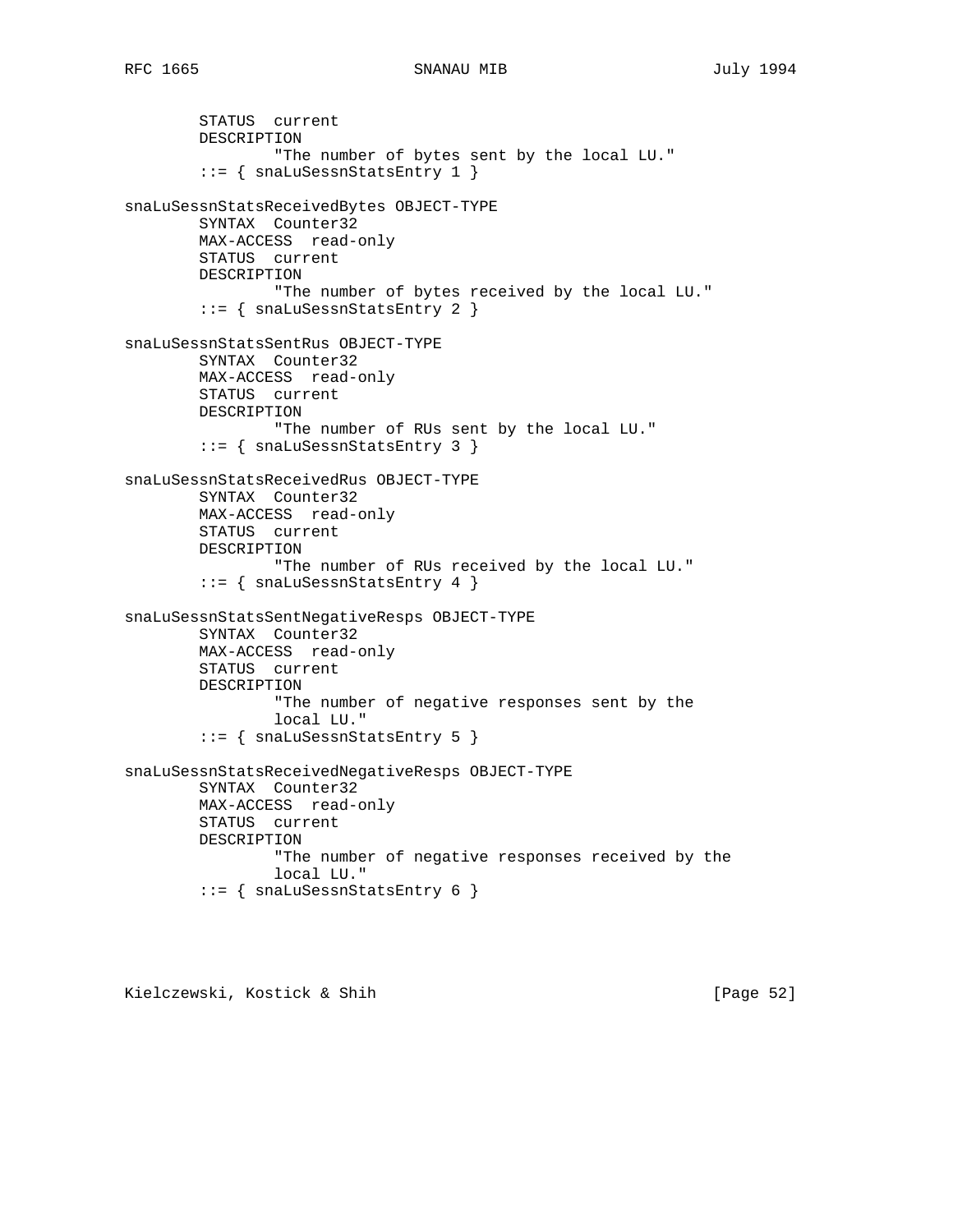```
        STATUS  current
        DESCRIPTION
                "The number of bytes sent by the local LU."
        ::= { snaLuSessnStatsEntry 1 }

snaLuSessnStatsReceivedBytes OBJECT-TYPE
        SYNTAX  Counter32
        MAX-ACCESS  read-only
        STATUS  current
        DESCRIPTION
                "The number of bytes received by the local LU."
        ::= { snaLuSessnStatsEntry 2 }

snaLuSessnStatsSentRus OBJECT-TYPE
        SYNTAX  Counter32
        MAX-ACCESS  read-only
        STATUS  current
        DESCRIPTION
                "The number of RUs sent by the local LU."
        ::= { snaLuSessnStatsEntry 3 }

snaLuSessnStatsReceivedRus OBJECT-TYPE
        SYNTAX  Counter32
        MAX-ACCESS  read-only
        STATUS  current
        DESCRIPTION
                "The number of RUs received by the local LU."
        ::= { snaLuSessnStatsEntry 4 }

snaLuSessnStatsSentNegativeResps OBJECT-TYPE
        SYNTAX  Counter32
        MAX-ACCESS  read-only
        STATUS  current
        DESCRIPTION
                "The number of negative responses sent by the
                local LU."
        ::= { snaLuSessnStatsEntry 5 }

snaLuSessnStatsReceivedNegativeResps OBJECT-TYPE
        SYNTAX  Counter32
        MAX-ACCESS  read-only
        STATUS  current
        DESCRIPTION
                "The number of negative responses received by the
                local LU."
        ::= { snaLuSessnStatsEntry 6 }
```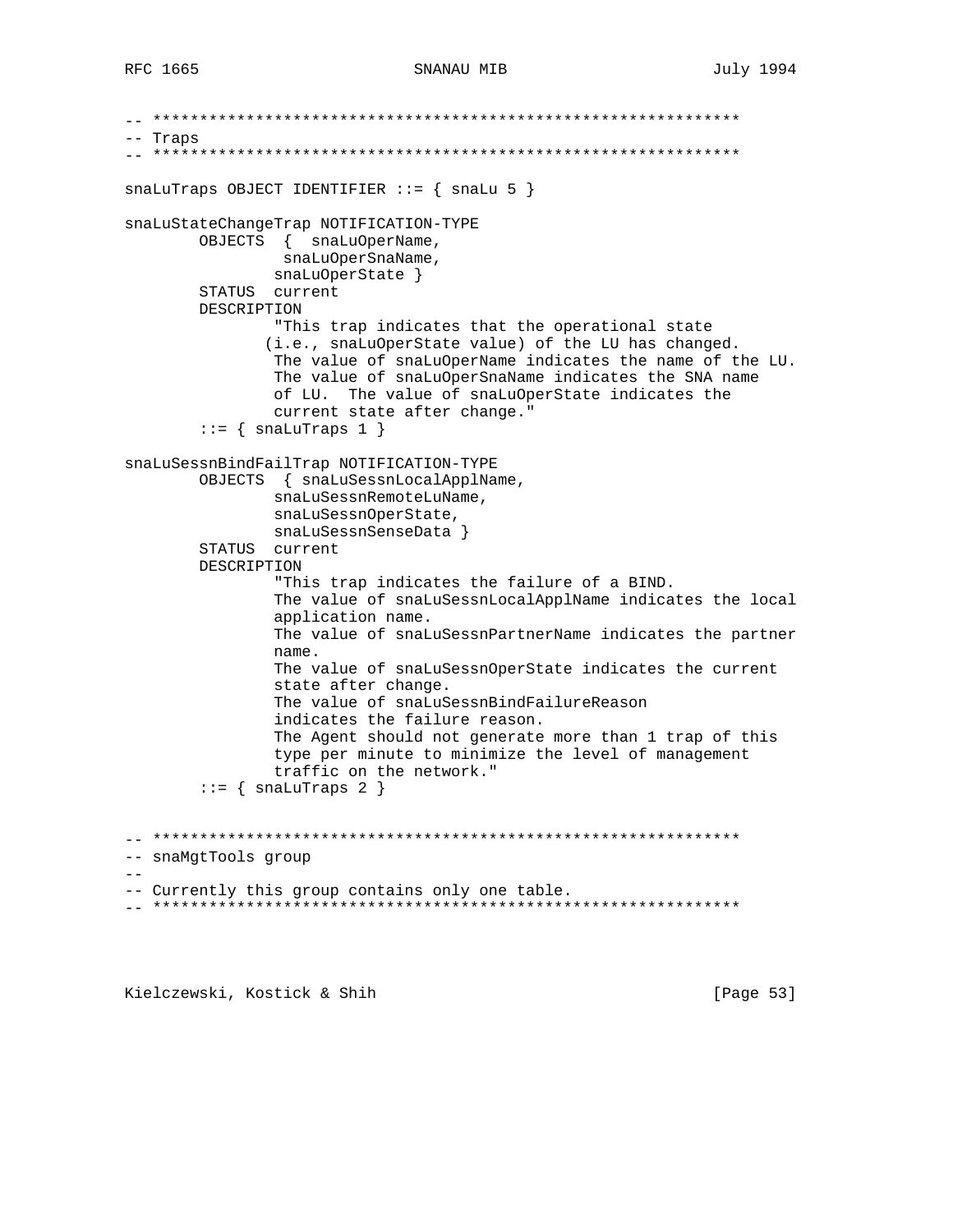```
-- ***************************************************************
-- Traps
-- ***************************************************************

snaLuTraps OBJECT IDENTIFIER ::= { snaLu 5 }

snaLuStateChangeTrap NOTIFICATION-TYPE
        OBJECTS  {  snaLuOperName,
                     snaLuOperSnaName,
                    snaLuOperState }
        STATUS  current
        DESCRIPTION
                "This trap indicates that the operational state
               (i.e., snaLuOperState value) of the LU has changed.
                The value of snaLuOperName indicates the name of the LU.
                The value of snaLuOperSnaName indicates the SNA name
                of LU.  The value of snaLuOperState indicates the
                current state after change."
        ::= { snaLuTraps 1 }

snaLuSessnBindFailTrap NOTIFICATION-TYPE
        OBJECTS  { snaLuSessnLocalApplName,
                   snaLuSessnRemoteLuName,
                   snaLuSessnOperState,
                   snaLuSessnSenseData }
        STATUS  current
        DESCRIPTION
                "This trap indicates the failure of a BIND.
                The value of snaLuSessnLocalApplName indicates the local
                application name.
                The value of snaLuSessnPartnerName indicates the partner
                name.
                The value of snaLuSessnOperState indicates the current
                state after change.
                The value of snaLuSessnBindFailureReason
                indicates the failure reason.
                The Agent should not generate more than 1 trap of this
                type per minute to minimize the level of management
                traffic on the network."
        ::= { snaLuTraps 2 }


-- ***************************************************************
-- snaMgtTools group
--
-- Currently this group contains only one table.
-- ***************************************************************
```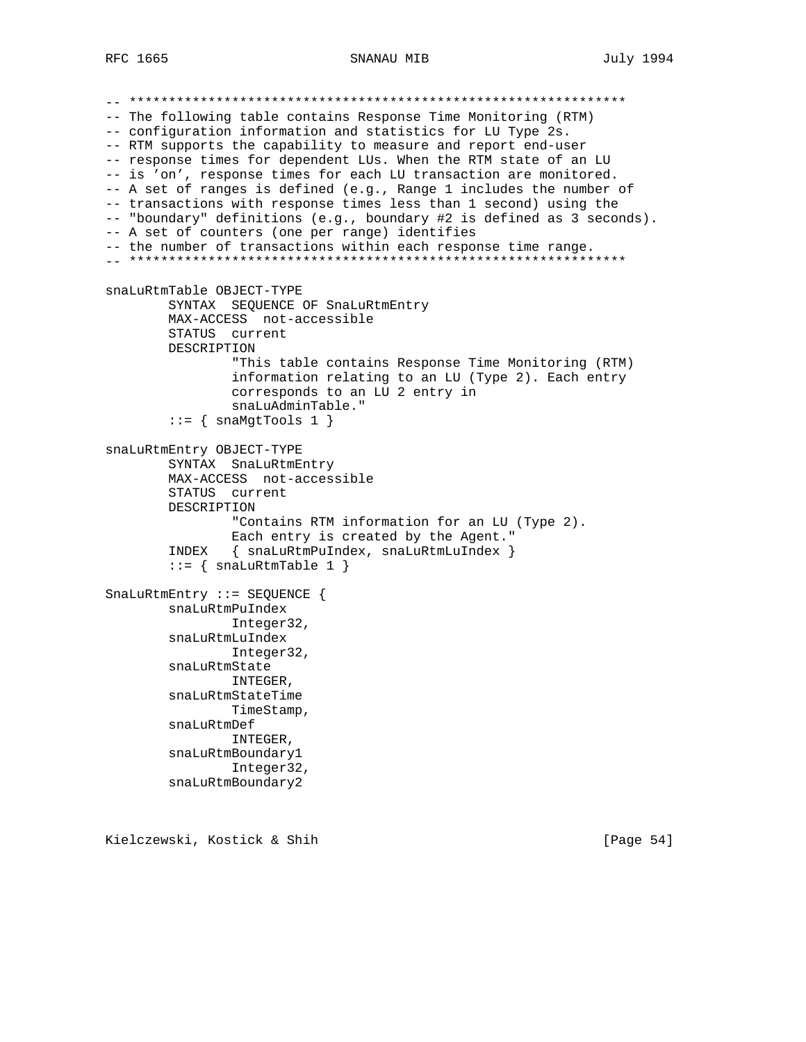```
-- ***************************************************************
-- The following table contains Response Time Monitoring (RTM)
-- configuration information and statistics for LU Type 2s.
-- RTM supports the capability to measure and report end-user
-- response times for dependent LUs. When the RTM state of an LU
-- is 'on', response times for each LU transaction are monitored.
-- A set of ranges is defined (e.g., Range 1 includes the number of
-- transactions with response times less than 1 second) using the
-- "boundary" definitions (e.g., boundary #2 is defined as 3 seconds).
-- A set of counters (one per range) identifies
-- the number of transactions within each response time range.
-- ***************************************************************

snaLuRtmTable OBJECT-TYPE
        SYNTAX  SEQUENCE OF SnaLuRtmEntry
        MAX-ACCESS  not-accessible
        STATUS  current
        DESCRIPTION
                "This table contains Response Time Monitoring (RTM)
                information relating to an LU (Type 2). Each entry
                corresponds to an LU 2 entry in
                snaLuAdminTable."
        ::= { snaMgtTools 1 }

snaLuRtmEntry OBJECT-TYPE
        SYNTAX  SnaLuRtmEntry
        MAX-ACCESS  not-accessible
        STATUS  current
        DESCRIPTION
                "Contains RTM information for an LU (Type 2).
                Each entry is created by the Agent."
        INDEX   { snaLuRtmPuIndex, snaLuRtmLuIndex }
        ::= { snaLuRtmTable 1 }

SnaLuRtmEntry ::= SEQUENCE {
        snaLuRtmPuIndex
                Integer32,
        snaLuRtmLuIndex
                Integer32,
        snaLuRtmState
                INTEGER,
        snaLuRtmStateTime
                TimeStamp,
        snaLuRtmDef
                INTEGER,
        snaLuRtmBoundary1
                Integer32,
        snaLuRtmBoundary2
```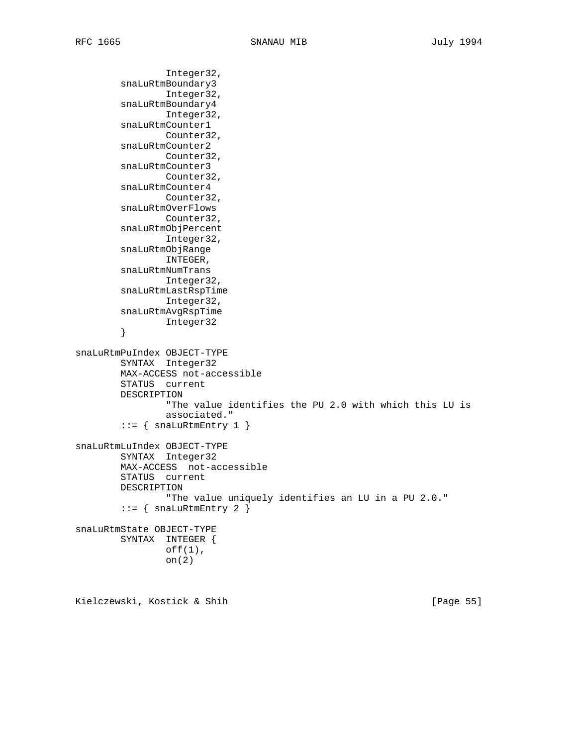```
                Integer32,
        snaLuRtmBoundary3
                Integer32,
        snaLuRtmBoundary4
                Integer32,
        snaLuRtmCounter1
                Counter32,
        snaLuRtmCounter2
                Counter32,
        snaLuRtmCounter3
                Counter32,
        snaLuRtmCounter4
                Counter32,
        snaLuRtmOverFlows
                Counter32,
        snaLuRtmObjPercent
                Integer32,
        snaLuRtmObjRange
                INTEGER,
        snaLuRtmNumTrans
                Integer32,
        snaLuRtmLastRspTime
                Integer32,
        snaLuRtmAvgRspTime
                Integer32
        }

snaLuRtmPuIndex OBJECT-TYPE
        SYNTAX  Integer32
        MAX-ACCESS not-accessible
        STATUS  current
        DESCRIPTION
                "The value identifies the PU 2.0 with which this LU is
                associated."
        ::= { snaLuRtmEntry 1 }

snaLuRtmLuIndex OBJECT-TYPE
        SYNTAX  Integer32
        MAX-ACCESS  not-accessible
        STATUS  current
        DESCRIPTION
                "The value uniquely identifies an LU in a PU 2.0."
        ::= { snaLuRtmEntry 2 }

snaLuRtmState OBJECT-TYPE
        SYNTAX  INTEGER {
                off(1),
                on(2)
```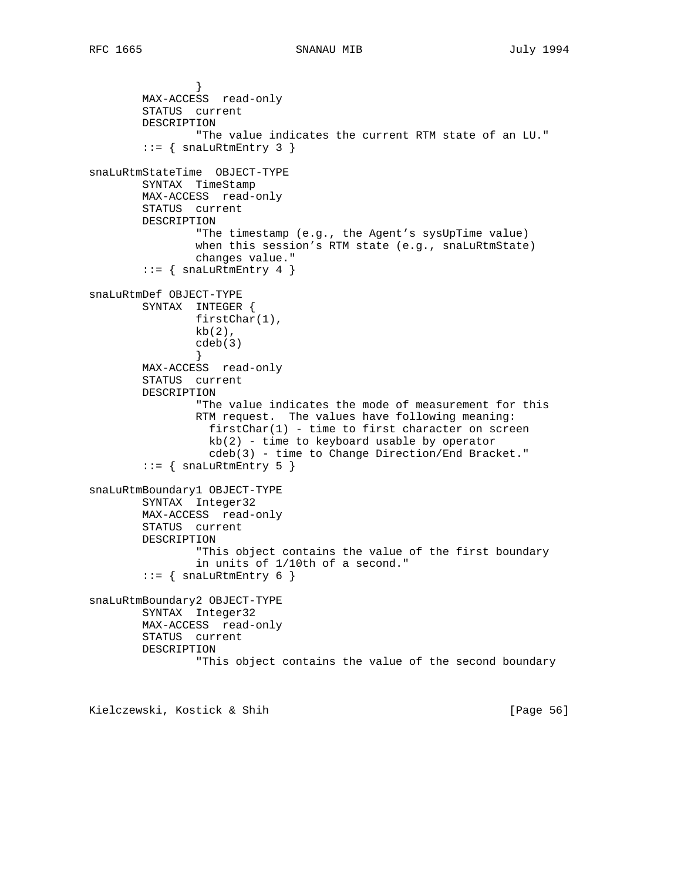```
                }
        MAX-ACCESS  read-only
        STATUS  current
        DESCRIPTION
                "The value indicates the current RTM state of an LU."
        ::= { snaLuRtmEntry 3 }

snaLuRtmStateTime  OBJECT-TYPE
        SYNTAX  TimeStamp
        MAX-ACCESS  read-only
        STATUS  current
        DESCRIPTION
                "The timestamp (e.g., the Agent's sysUpTime value)
                when this session's RTM state (e.g., snaLuRtmState)
                changes value."
        ::= { snaLuRtmEntry 4 }

snaLuRtmDef OBJECT-TYPE
        SYNTAX  INTEGER {
                firstChar(1),
                kb(2),
                cdeb(3)
                }
        MAX-ACCESS  read-only
        STATUS  current
        DESCRIPTION
                "The value indicates the mode of measurement for this
                RTM request.  The values have following meaning:
                  firstChar(1) - time to first character on screen
                  kb(2) - time to keyboard usable by operator
                  cdeb(3) - time to Change Direction/End Bracket."
        ::= { snaLuRtmEntry 5 }

snaLuRtmBoundary1 OBJECT-TYPE
        SYNTAX  Integer32
        MAX-ACCESS  read-only
        STATUS  current
        DESCRIPTION
                "This object contains the value of the first boundary
                in units of 1/10th of a second."
        ::= { snaLuRtmEntry 6 }

snaLuRtmBoundary2 OBJECT-TYPE
        SYNTAX  Integer32
        MAX-ACCESS  read-only
        STATUS  current
        DESCRIPTION
                "This object contains the value of the second boundary
```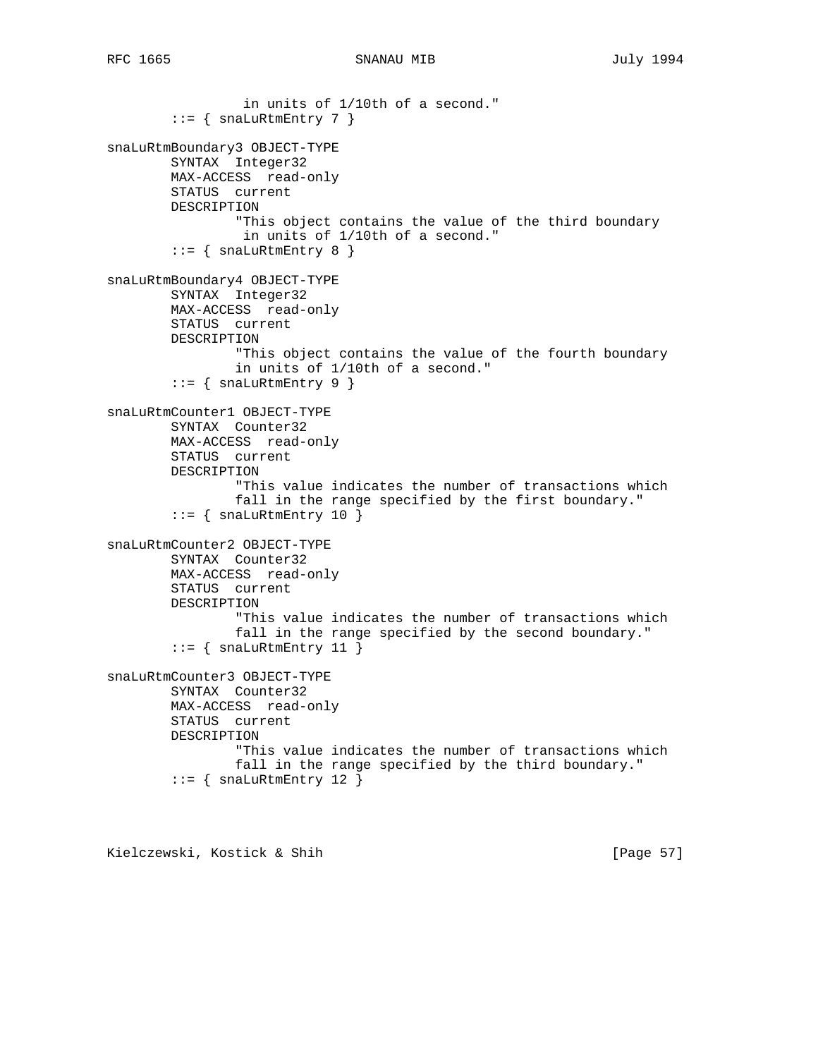```
                 in units of 1/10th of a second."
        ::= { snaLuRtmEntry 7 }

snaLuRtmBoundary3 OBJECT-TYPE
        SYNTAX  Integer32
        MAX-ACCESS  read-only
        STATUS  current
        DESCRIPTION
                "This object contains the value of the third boundary
                 in units of 1/10th of a second."
        ::= { snaLuRtmEntry 8 }

snaLuRtmBoundary4 OBJECT-TYPE
        SYNTAX  Integer32
        MAX-ACCESS  read-only
        STATUS  current
        DESCRIPTION
                "This object contains the value of the fourth boundary
                in units of 1/10th of a second."
        ::= { snaLuRtmEntry 9 }

snaLuRtmCounter1 OBJECT-TYPE
        SYNTAX  Counter32
        MAX-ACCESS  read-only
        STATUS  current
        DESCRIPTION
                "This value indicates the number of transactions which
                fall in the range specified by the first boundary."
        ::= { snaLuRtmEntry 10 }

snaLuRtmCounter2 OBJECT-TYPE
        SYNTAX  Counter32
        MAX-ACCESS  read-only
        STATUS  current
        DESCRIPTION
                "This value indicates the number of transactions which
                fall in the range specified by the second boundary."
        ::= { snaLuRtmEntry 11 }

snaLuRtmCounter3 OBJECT-TYPE
        SYNTAX  Counter32
        MAX-ACCESS  read-only
        STATUS  current
        DESCRIPTION
                "This value indicates the number of transactions which
                fall in the range specified by the third boundary."
        ::= { snaLuRtmEntry 12 }
```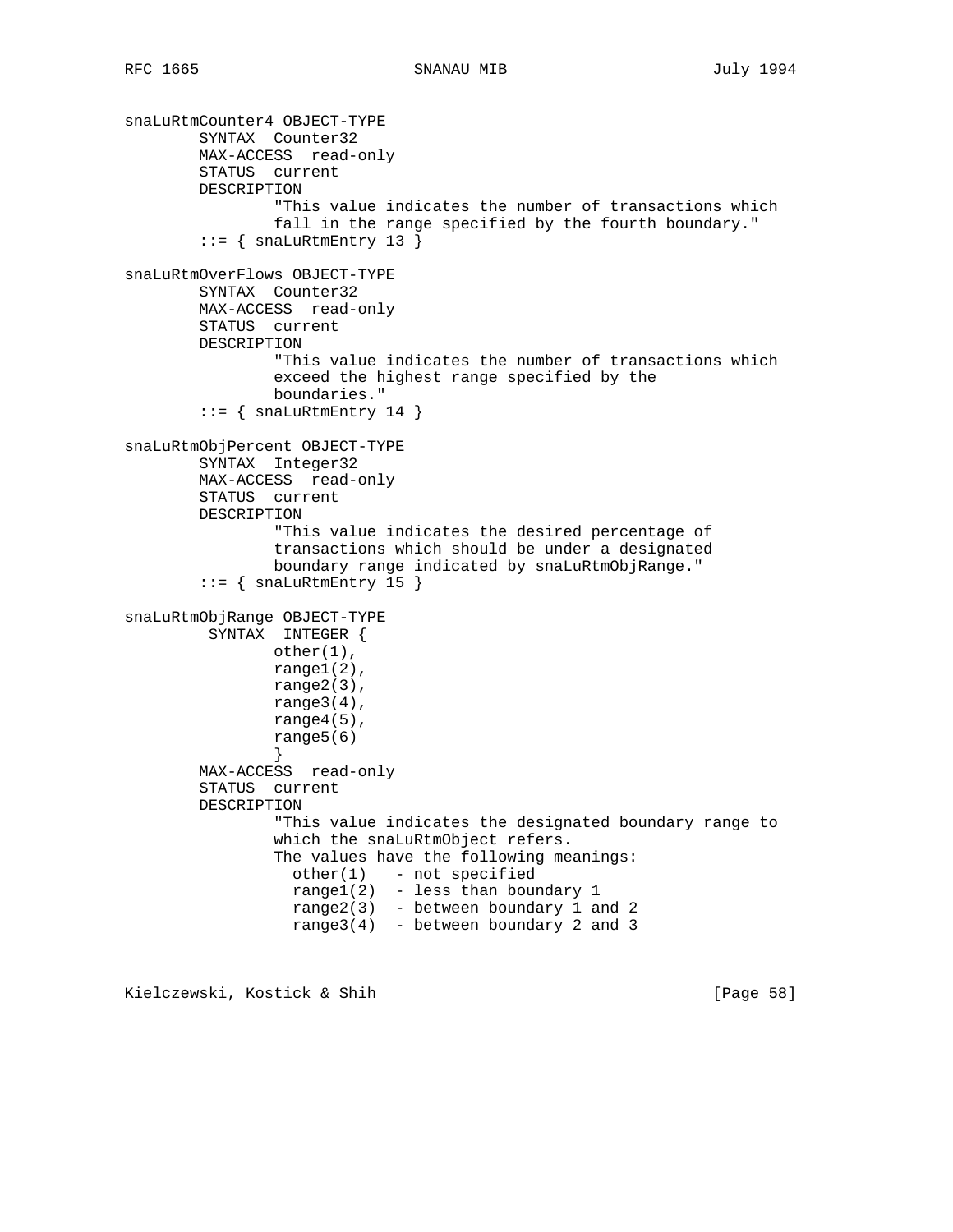```
snaLuRtmCounter4 OBJECT-TYPE
        SYNTAX  Counter32
        MAX-ACCESS  read-only
        STATUS  current
        DESCRIPTION
                "This value indicates the number of transactions which
                fall in the range specified by the fourth boundary."
        ::= { snaLuRtmEntry 13 }

snaLuRtmOverFlows OBJECT-TYPE
        SYNTAX  Counter32
        MAX-ACCESS  read-only
        STATUS  current
        DESCRIPTION
                "This value indicates the number of transactions which
                exceed the highest range specified by the
                boundaries."
        ::= { snaLuRtmEntry 14 }

snaLuRtmObjPercent OBJECT-TYPE
        SYNTAX  Integer32
        MAX-ACCESS  read-only
        STATUS  current
        DESCRIPTION
                "This value indicates the desired percentage of
                transactions which should be under a designated
                boundary range indicated by snaLuRtmObjRange."
        ::= { snaLuRtmEntry 15 }

snaLuRtmObjRange OBJECT-TYPE
         SYNTAX  INTEGER {
                other(1),
                range1(2),
                range2(3),
                range3(4),
                range4(5),
                range5(6)
                }
        MAX-ACCESS  read-only
        STATUS  current
        DESCRIPTION
                "This value indicates the designated boundary range to
                which the snaLuRtmObject refers.
                The values have the following meanings:
                  other(1)   - not specified
                  range1(2)  - less than boundary 1
                  range2(3)  - between boundary 1 and 2
                  range3(4)  - between boundary 2 and 3
```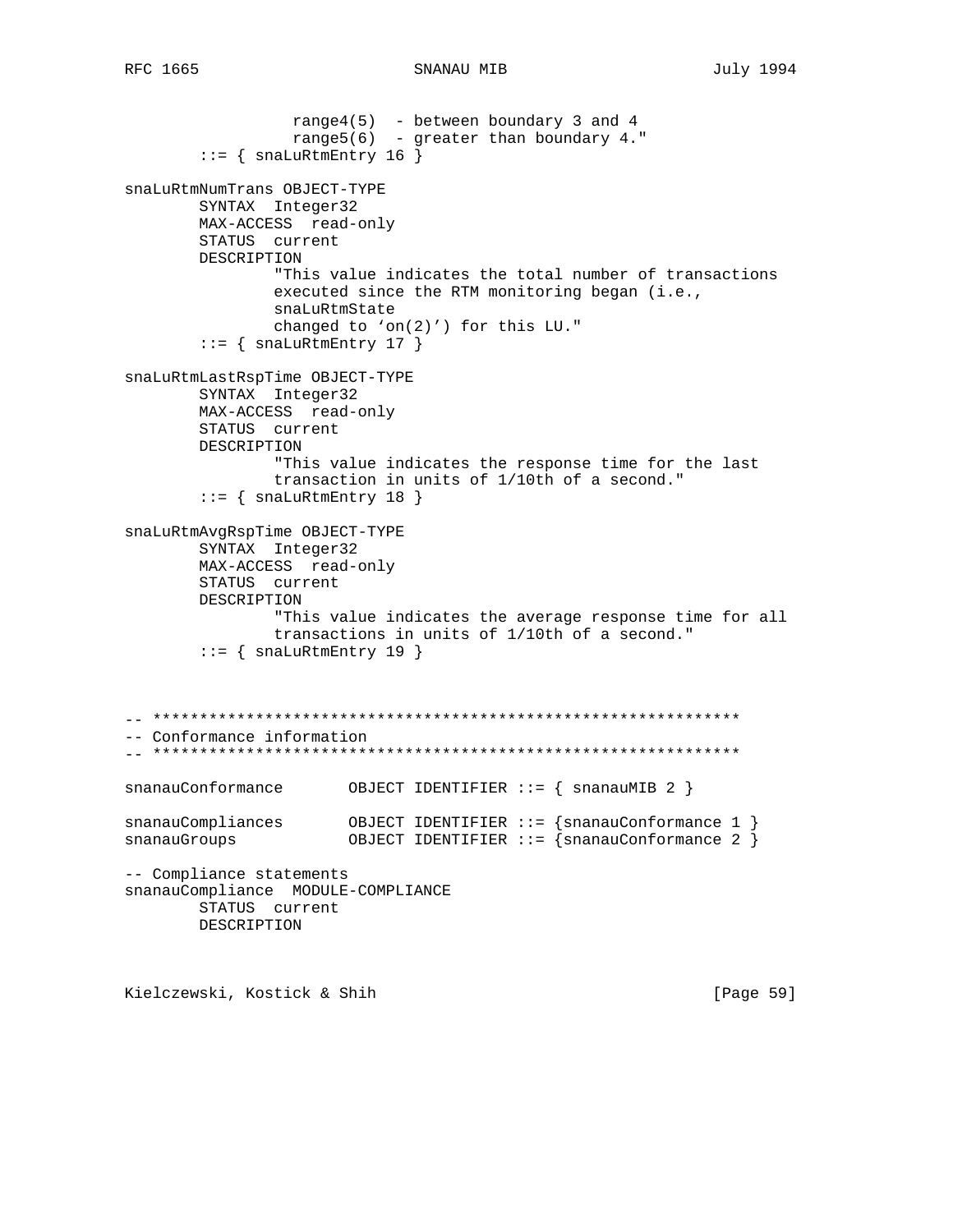```
                  range4(5)  - between boundary 3 and 4
                  range5(6)  - greater than boundary 4."
        ::= { snaLuRtmEntry 16 }

snaLuRtmNumTrans OBJECT-TYPE
        SYNTAX  Integer32
        MAX-ACCESS  read-only
        STATUS  current
        DESCRIPTION
                "This value indicates the total number of transactions
                executed since the RTM monitoring began (i.e.,
                snaLuRtmState
                changed to 'on(2)') for this LU."
        ::= { snaLuRtmEntry 17 }

snaLuRtmLastRspTime OBJECT-TYPE
        SYNTAX  Integer32
        MAX-ACCESS  read-only
        STATUS  current
        DESCRIPTION
                "This value indicates the response time for the last
                transaction in units of 1/10th of a second."
        ::= { snaLuRtmEntry 18 }

snaLuRtmAvgRspTime OBJECT-TYPE
        SYNTAX  Integer32
        MAX-ACCESS  read-only
        STATUS  current
        DESCRIPTION
                "This value indicates the average response time for all
                transactions in units of 1/10th of a second."
        ::= { snaLuRtmEntry 19 }



-- ***************************************************************
-- Conformance information
-- ***************************************************************

snanauConformance       OBJECT IDENTIFIER ::= { snanauMIB 2 }

snanauCompliances       OBJECT IDENTIFIER ::= {snanauConformance 1 }
snanauGroups            OBJECT IDENTIFIER ::= {snanauConformance 2 }

-- Compliance statements
snanauCompliance  MODULE-COMPLIANCE
        STATUS  current
        DESCRIPTION
```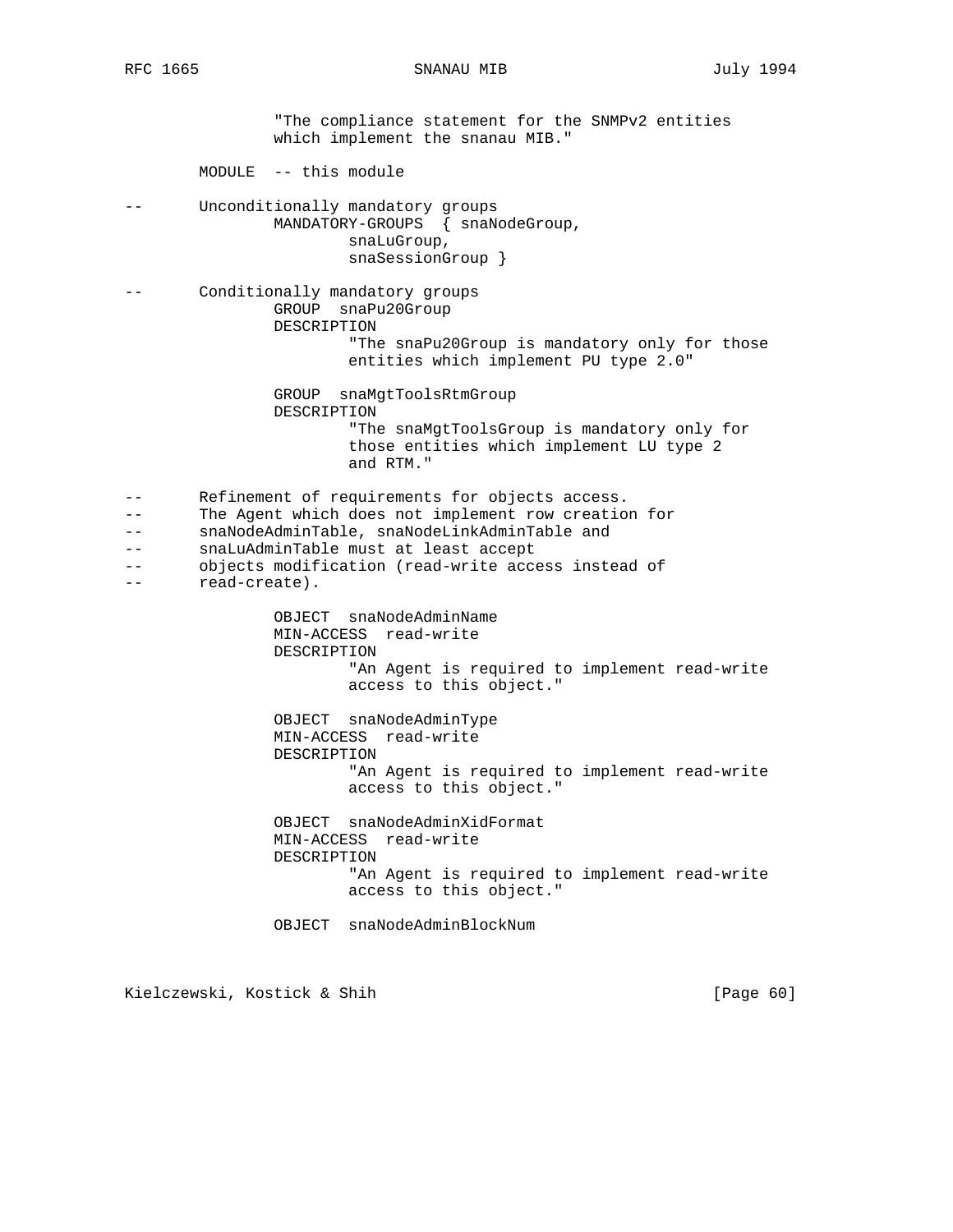```
                "The compliance statement for the SNMPv2 entities
                which implement the snanau MIB."

        MODULE  -- this module

--      Unconditionally mandatory groups
                MANDATORY-GROUPS  { snaNodeGroup,
                        snaLuGroup,
                        snaSessionGroup }

--      Conditionally mandatory groups
                GROUP  snaPu20Group
                DESCRIPTION
                        "The snaPu20Group is mandatory only for those
                        entities which implement PU type 2.0"

                GROUP  snaMgtToolsRtmGroup
                DESCRIPTION
                        "The snaMgtToolsGroup is mandatory only for
                        those entities which implement LU type 2
                        and RTM."

--      Refinement of requirements for objects access.
--      The Agent which does not implement row creation for
--      snaNodeAdminTable, snaNodeLinkAdminTable and
--      snaLuAdminTable must at least accept
--      objects modification (read-write access instead of
--      read-create).

                OBJECT  snaNodeAdminName
                MIN-ACCESS  read-write
                DESCRIPTION
                        "An Agent is required to implement read-write
                        access to this object."

                OBJECT  snaNodeAdminType
                MIN-ACCESS  read-write
                DESCRIPTION
                        "An Agent is required to implement read-write
                        access to this object."

                OBJECT  snaNodeAdminXidFormat
                MIN-ACCESS  read-write
                DESCRIPTION
                        "An Agent is required to implement read-write
                        access to this object."

                OBJECT  snaNodeAdminBlockNum
```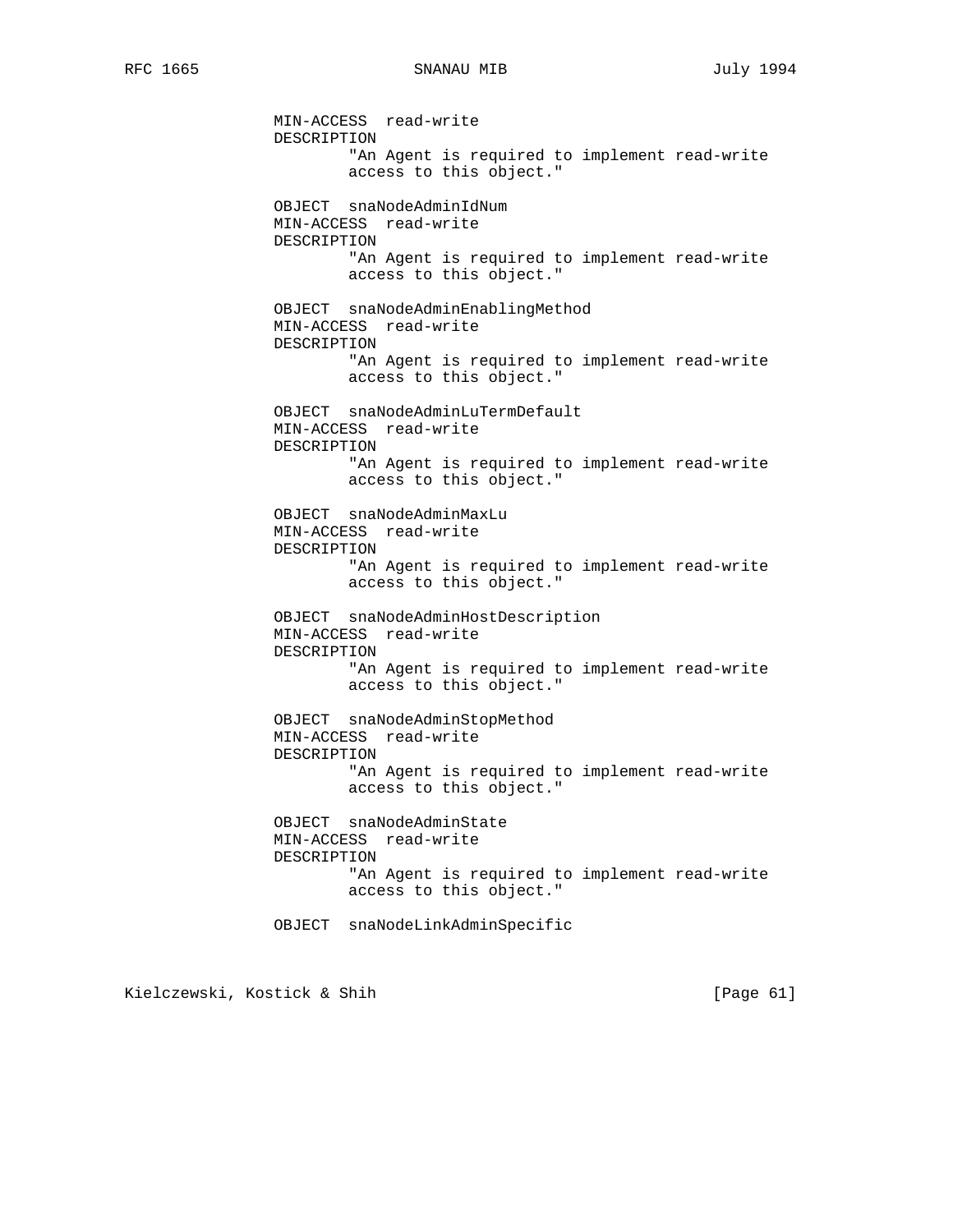```
            MIN-ACCESS  read-write
            DESCRIPTION
                    "An Agent is required to implement read-write
                    access to this object."

            OBJECT  snaNodeAdminIdNum
            MIN-ACCESS  read-write
            DESCRIPTION
                    "An Agent is required to implement read-write
                    access to this object."

            OBJECT  snaNodeAdminEnablingMethod
            MIN-ACCESS  read-write
            DESCRIPTION
                    "An Agent is required to implement read-write
                    access to this object."

            OBJECT  snaNodeAdminLuTermDefault
            MIN-ACCESS  read-write
            DESCRIPTION
                    "An Agent is required to implement read-write
                    access to this object."

            OBJECT  snaNodeAdminMaxLu
            MIN-ACCESS  read-write
            DESCRIPTION
                    "An Agent is required to implement read-write
                    access to this object."

            OBJECT  snaNodeAdminHostDescription
            MIN-ACCESS  read-write
            DESCRIPTION
                    "An Agent is required to implement read-write
                    access to this object."

            OBJECT  snaNodeAdminStopMethod
            MIN-ACCESS  read-write
            DESCRIPTION
                    "An Agent is required to implement read-write
                    access to this object."

            OBJECT  snaNodeAdminState
            MIN-ACCESS  read-write
            DESCRIPTION
                    "An Agent is required to implement read-write
                    access to this object."

            OBJECT  snaNodeLinkAdminSpecific
```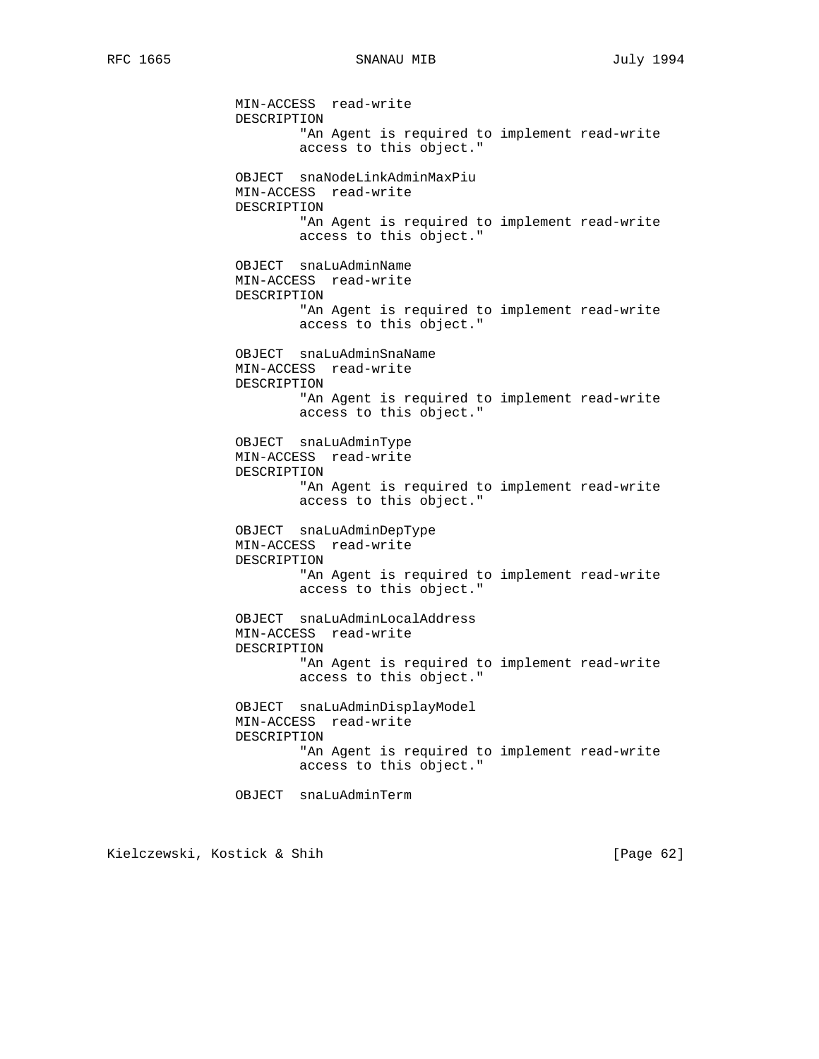```
            MIN-ACCESS  read-write
            DESCRIPTION
                    "An Agent is required to implement read-write
                    access to this object."

            OBJECT  snaNodeLinkAdminMaxPiu
            MIN-ACCESS  read-write
            DESCRIPTION
                    "An Agent is required to implement read-write
                    access to this object."

            OBJECT  snaLuAdminName
            MIN-ACCESS  read-write
            DESCRIPTION
                    "An Agent is required to implement read-write
                    access to this object."

            OBJECT  snaLuAdminSnaName
            MIN-ACCESS  read-write
            DESCRIPTION
                    "An Agent is required to implement read-write
                    access to this object."

            OBJECT  snaLuAdminType
            MIN-ACCESS  read-write
            DESCRIPTION
                    "An Agent is required to implement read-write
                    access to this object."

            OBJECT  snaLuAdminDepType
            MIN-ACCESS  read-write
            DESCRIPTION
                    "An Agent is required to implement read-write
                    access to this object."

            OBJECT  snaLuAdminLocalAddress
            MIN-ACCESS  read-write
            DESCRIPTION
                    "An Agent is required to implement read-write
                    access to this object."

            OBJECT  snaLuAdminDisplayModel
            MIN-ACCESS  read-write
            DESCRIPTION
                    "An Agent is required to implement read-write
                    access to this object."

            OBJECT  snaLuAdminTerm
```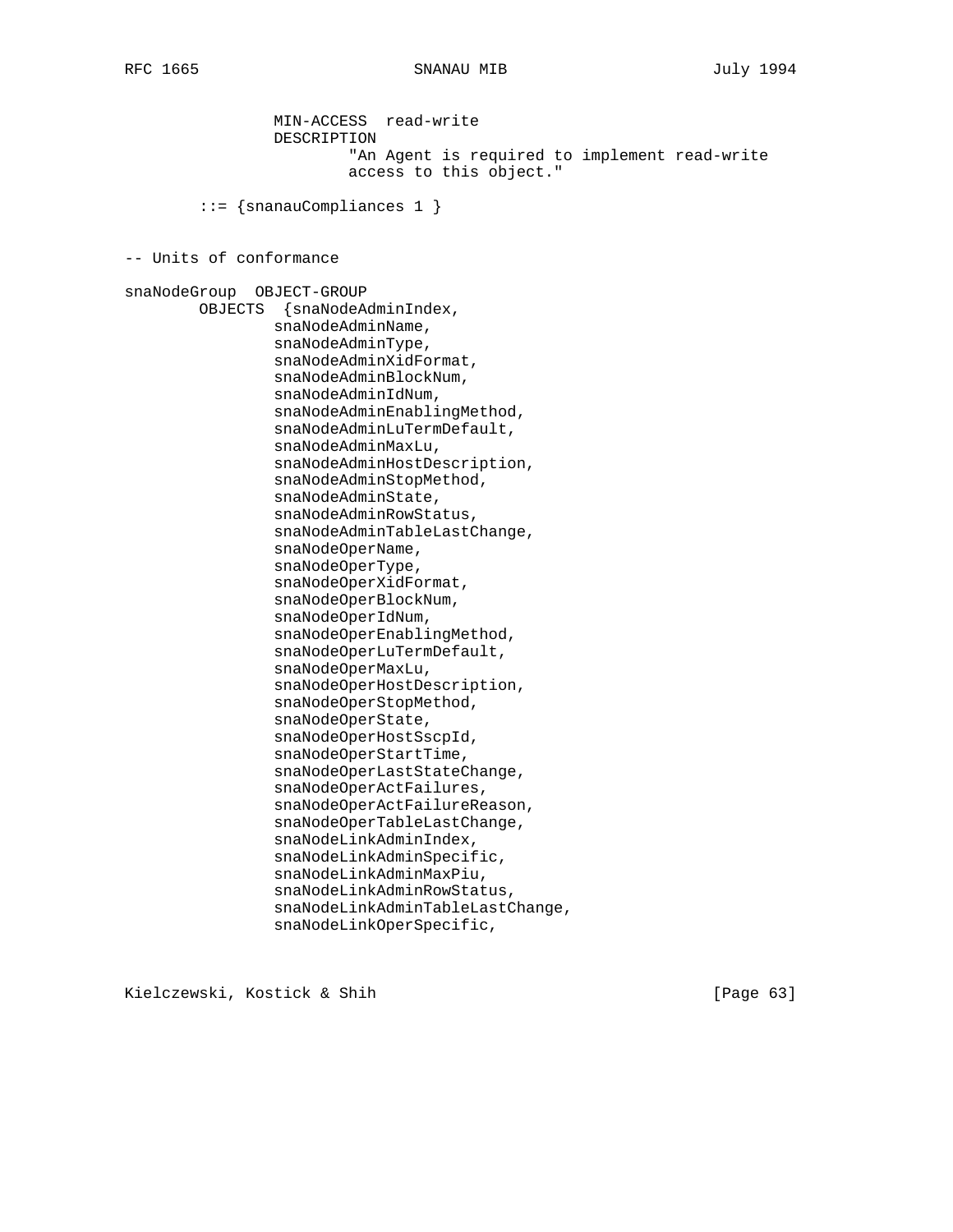```
                MIN-ACCESS  read-write
                DESCRIPTION
                        "An Agent is required to implement read-write
                        access to this object."

        ::= {snanauCompliances 1 }


-- Units of conformance

snaNodeGroup  OBJECT-GROUP
        OBJECTS  {snaNodeAdminIndex,
                snaNodeAdminName,
                snaNodeAdminType,
                snaNodeAdminXidFormat,
                snaNodeAdminBlockNum,
                snaNodeAdminIdNum,
                snaNodeAdminEnablingMethod,
                snaNodeAdminLuTermDefault,
                snaNodeAdminMaxLu,
                snaNodeAdminHostDescription,
                snaNodeAdminStopMethod,
                snaNodeAdminState,
                snaNodeAdminRowStatus,
                snaNodeAdminTableLastChange,
                snaNodeOperName,
                snaNodeOperType,
                snaNodeOperXidFormat,
                snaNodeOperBlockNum,
                snaNodeOperIdNum,
                snaNodeOperEnablingMethod,
                snaNodeOperLuTermDefault,
                snaNodeOperMaxLu,
                snaNodeOperHostDescription,
                snaNodeOperStopMethod,
                snaNodeOperState,
                snaNodeOperHostSscpId,
                snaNodeOperStartTime,
                snaNodeOperLastStateChange,
                snaNodeOperActFailures,
                snaNodeOperActFailureReason,
                snaNodeOperTableLastChange,
                snaNodeLinkAdminIndex,
                snaNodeLinkAdminSpecific,
                snaNodeLinkAdminMaxPiu,
                snaNodeLinkAdminRowStatus,
                snaNodeLinkAdminTableLastChange,
                snaNodeLinkOperSpecific,
```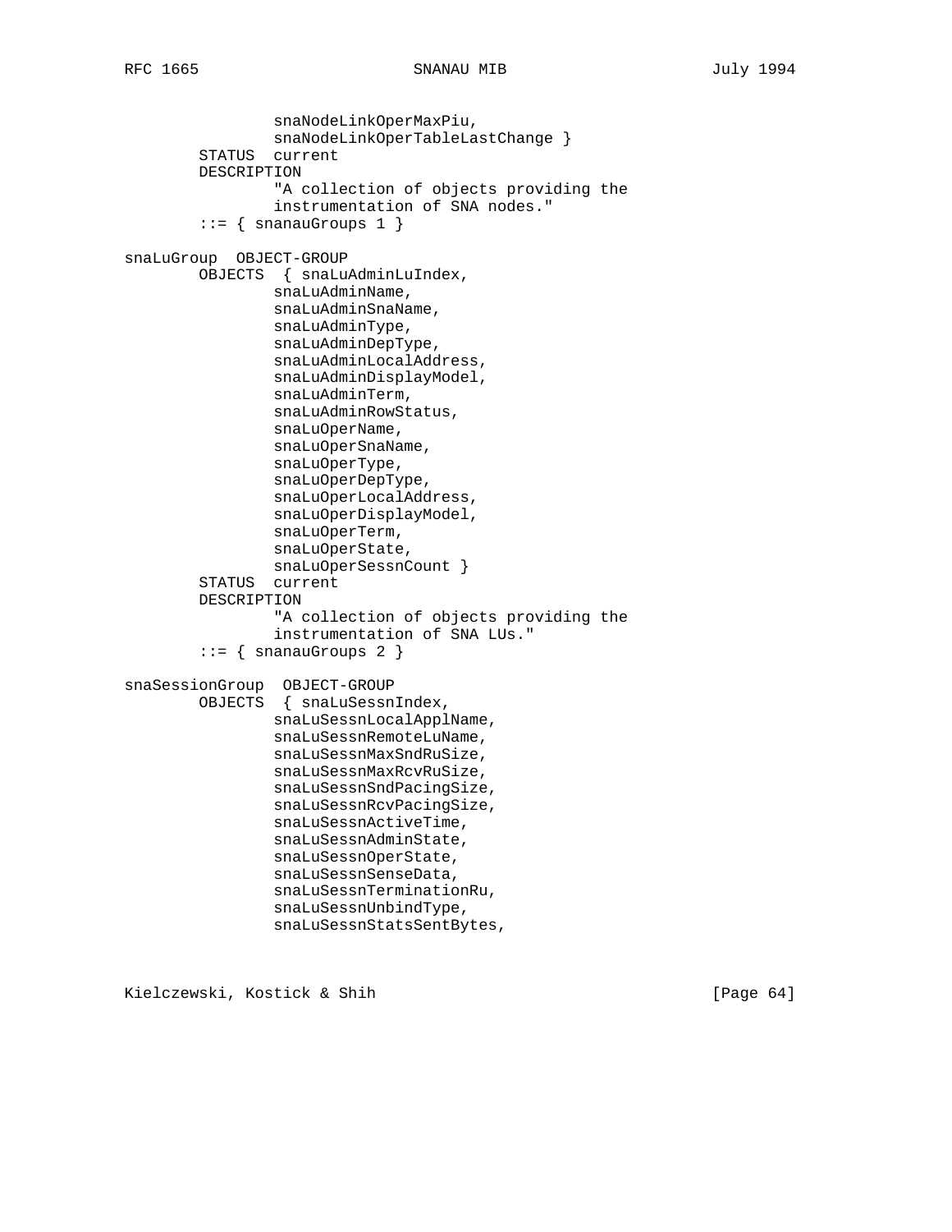```
                snaNodeLinkOperMaxPiu,
                snaNodeLinkOperTableLastChange }
        STATUS  current
        DESCRIPTION
                "A collection of objects providing the
                instrumentation of SNA nodes."
        ::= { snanauGroups 1 }

snaLuGroup  OBJECT-GROUP
        OBJECTS  { snaLuAdminLuIndex,
                snaLuAdminName,
                snaLuAdminSnaName,
                snaLuAdminType,
                snaLuAdminDepType,
                snaLuAdminLocalAddress,
                snaLuAdminDisplayModel,
                snaLuAdminTerm,
                snaLuAdminRowStatus,
                snaLuOperName,
                snaLuOperSnaName,
                snaLuOperType,
                snaLuOperDepType,
                snaLuOperLocalAddress,
                snaLuOperDisplayModel,
                snaLuOperTerm,
                snaLuOperState,
                snaLuOperSessnCount }
        STATUS  current
        DESCRIPTION
                "A collection of objects providing the
                instrumentation of SNA LUs."
        ::= { snanauGroups 2 }

snaSessionGroup  OBJECT-GROUP
        OBJECTS  { snaLuSessnIndex,
                snaLuSessnLocalApplName,
                snaLuSessnRemoteLuName,
                snaLuSessnMaxSndRuSize,
                snaLuSessnMaxRcvRuSize,
                snaLuSessnSndPacingSize,
                snaLuSessnRcvPacingSize,
                snaLuSessnActiveTime,
                snaLuSessnAdminState,
                snaLuSessnOperState,
                snaLuSessnSenseData,
                snaLuSessnTerminationRu,
                snaLuSessnUnbindType,
                snaLuSessnStatsSentBytes,
```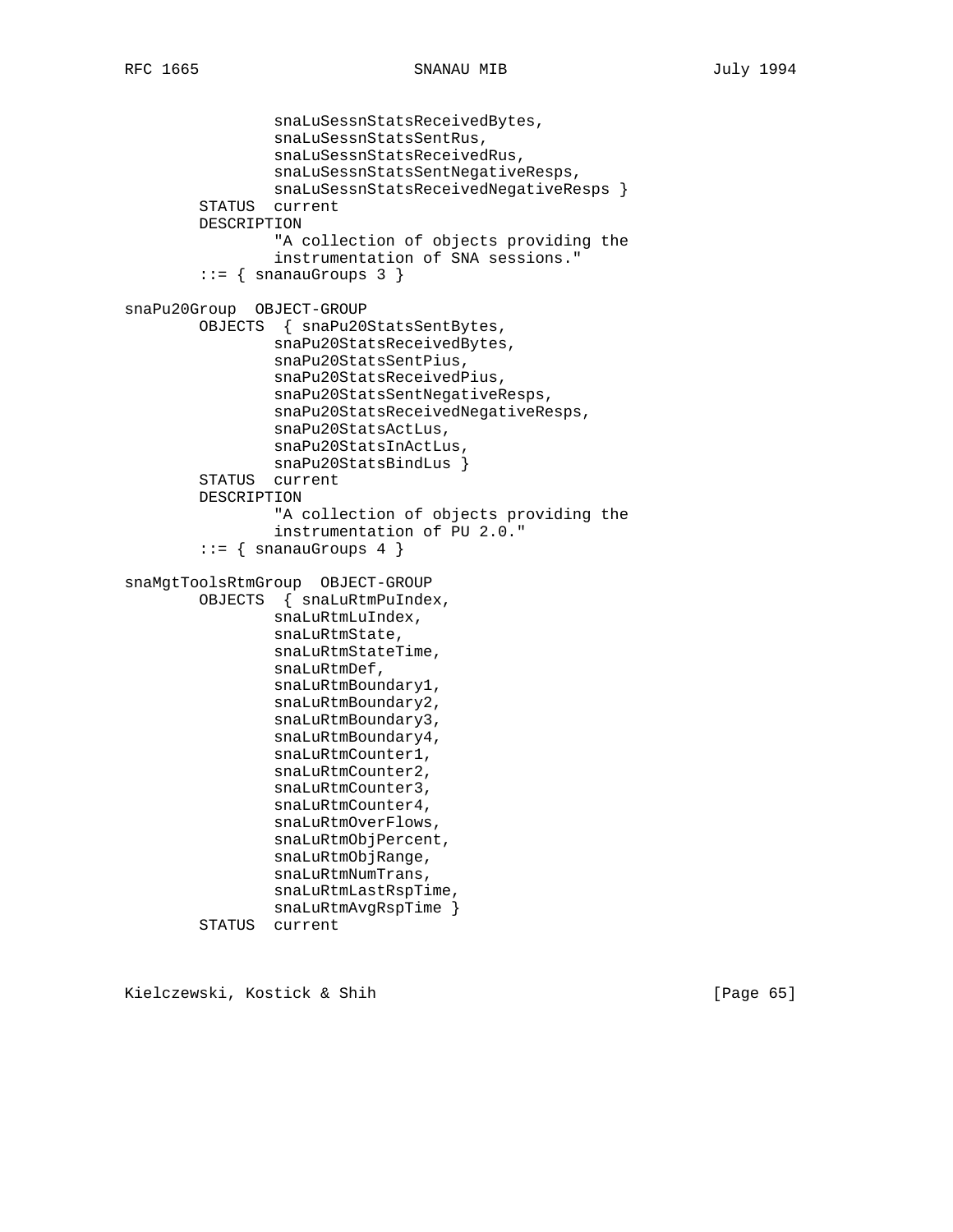```
                snaLuSessnStatsReceivedBytes,
                snaLuSessnStatsSentRus,
                snaLuSessnStatsReceivedRus,
                snaLuSessnStatsSentNegativeResps,
                snaLuSessnStatsReceivedNegativeResps }
        STATUS  current
        DESCRIPTION
                "A collection of objects providing the
                instrumentation of SNA sessions."
        ::= { snanauGroups 3 }

snaPu20Group  OBJECT-GROUP
        OBJECTS  { snaPu20StatsSentBytes,
                snaPu20StatsReceivedBytes,
                snaPu20StatsSentPius,
                snaPu20StatsReceivedPius,
                snaPu20StatsSentNegativeResps,
                snaPu20StatsReceivedNegativeResps,
                snaPu20StatsActLus,
                snaPu20StatsInActLus,
                snaPu20StatsBindLus }
        STATUS  current
        DESCRIPTION
                "A collection of objects providing the
                instrumentation of PU 2.0."
        ::= { snanauGroups 4 }

snaMgtToolsRtmGroup  OBJECT-GROUP
        OBJECTS  { snaLuRtmPuIndex,
                snaLuRtmLuIndex,
                snaLuRtmState,
                snaLuRtmStateTime,
                snaLuRtmDef,
                snaLuRtmBoundary1,
                snaLuRtmBoundary2,
                snaLuRtmBoundary3,
                snaLuRtmBoundary4,
                snaLuRtmCounter1,
                snaLuRtmCounter2,
                snaLuRtmCounter3,
                snaLuRtmCounter4,
                snaLuRtmOverFlows,
                snaLuRtmObjPercent,
                snaLuRtmObjRange,
                snaLuRtmNumTrans,
                snaLuRtmLastRspTime,
                snaLuRtmAvgRspTime }
        STATUS  current
```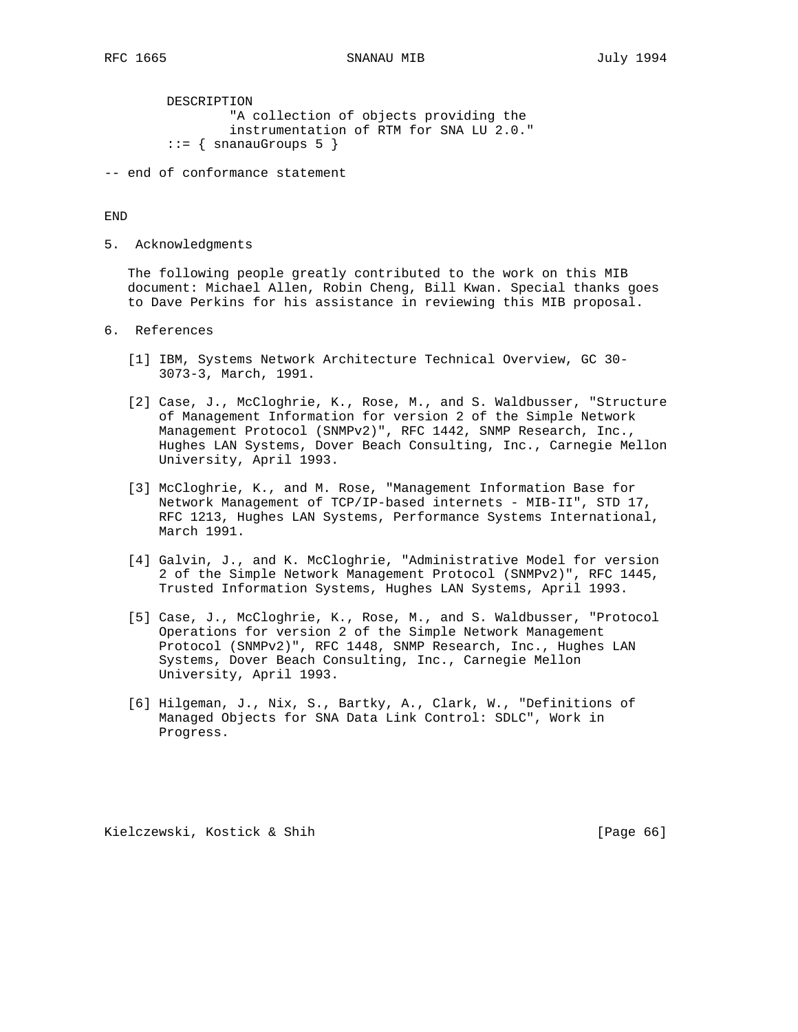```
        DESCRIPTION
                "A collection of objects providing the
                instrumentation of RTM for SNA LU 2.0."
        ::= { snanauGroups 5 }

-- end of conformance statement

END
```

## 5. Acknowledgments

The following people greatly contributed to the work on this MIB document: Michael Allen, Robin Cheng, Bill Kwan. Special thanks goes to Dave Perkins for his assistance in reviewing this MIB proposal.

## 6. References

[1] IBM, Systems Network Architecture Technical Overview, GC 30-3073-3, March, 1991.

[2] Case, J., McCloghrie, K., Rose, M., and S. Waldbusser, "Structure of Management Information for version 2 of the Simple Network Management Protocol (SNMPv2)", RFC 1442, SNMP Research, Inc., Hughes LAN Systems, Dover Beach Consulting, Inc., Carnegie Mellon University, April 1993.

[3] McCloghrie, K., and M. Rose, "Management Information Base for Network Management of TCP/IP-based internets - MIB-II", STD 17, RFC 1213, Hughes LAN Systems, Performance Systems International, March 1991.

[4] Galvin, J., and K. McCloghrie, "Administrative Model for version 2 of the Simple Network Management Protocol (SNMPv2)", RFC 1445, Trusted Information Systems, Hughes LAN Systems, April 1993.

[5] Case, J., McCloghrie, K., Rose, M., and S. Waldbusser, "Protocol Operations for version 2 of the Simple Network Management Protocol (SNMPv2)", RFC 1448, SNMP Research, Inc., Hughes LAN Systems, Dover Beach Consulting, Inc., Carnegie Mellon University, April 1993.

[6] Hilgeman, J., Nix, S., Bartky, A., Clark, W., "Definitions of Managed Objects for SNA Data Link Control: SDLC", Work in Progress.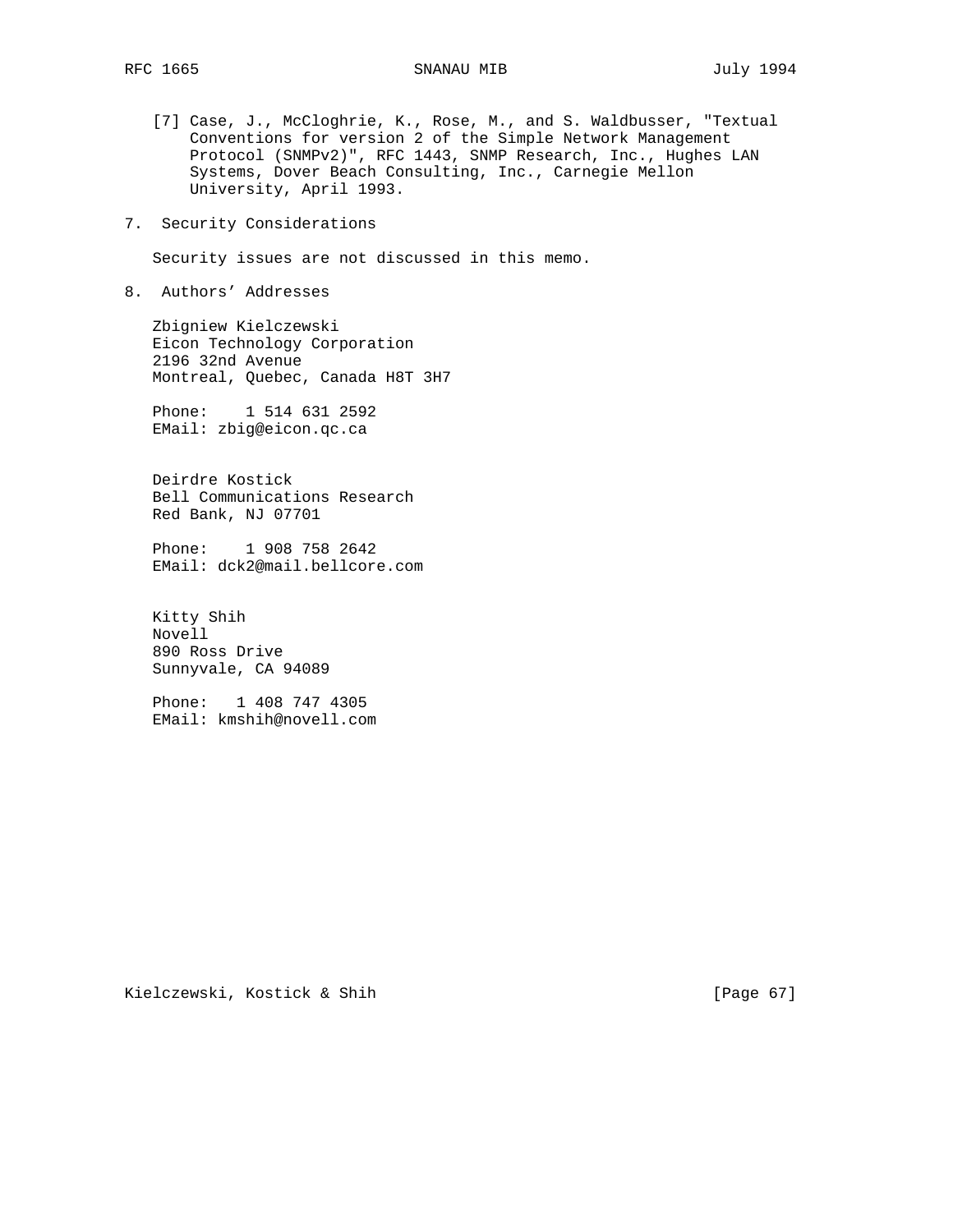[7] Case, J., McCloghrie, K., Rose, M., and S. Waldbusser, "Textual Conventions for version 2 of the Simple Network Management Protocol (SNMPv2)", RFC 1443, SNMP Research, Inc., Hughes LAN Systems, Dover Beach Consulting, Inc., Carnegie Mellon University, April 1993.

## 7. Security Considerations

Security issues are not discussed in this memo.

## 8. Authors' Addresses

Zbigniew Kielczewski
Eicon Technology Corporation
2196 32nd Avenue
Montreal, Quebec, Canada H8T 3H7

Phone: 1 514 631 2592
EMail: zbig@eicon.qc.ca

Deirdre Kostick
Bell Communications Research
Red Bank, NJ 07701

Phone: 1 908 758 2642
EMail: dck2@mail.bellcore.com

Kitty Shih
Novell
890 Ross Drive
Sunnyvale, CA 94089

Phone: 1 408 747 4305
EMail: kmshih@novell.com